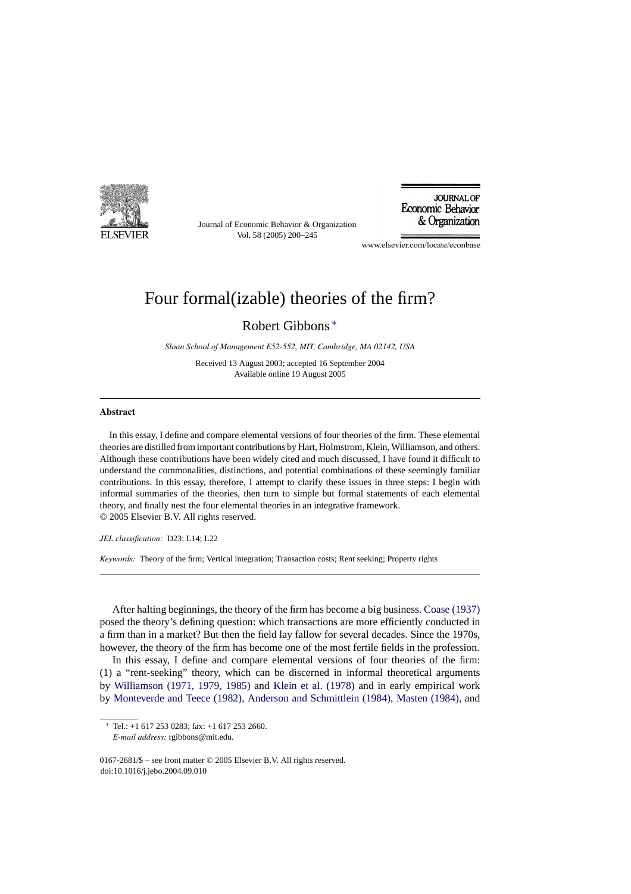# Four formal(izable) theories of the firm?

Robert Gibbons *

*Sloan School of Management E52-552, MIT, Cambridge, MA 02142, USA*

Received 13 August 2003; accepted 16 September 2004
Available online 19 August 2005

## Abstract

In this essay, I define and compare elemental versions of four theories of the firm. These elemental theories are distilled from important contributions by Hart, Holmstrom, Klein, Williamson, and others. Although these contributions have been widely cited and much discussed, I have found it difficult to understand the commonalities, distinctions, and potential combinations of these seemingly familiar contributions. In this essay, therefore, I attempt to clarify these issues in three steps: I begin with informal summaries of the theories, then turn to simple but formal statements of each elemental theory, and finally nest the four elemental theories in an integrative framework.
© 2005 Elsevier B.V. All rights reserved.

*JEL classification:* D23; L14; L22

*Keywords:* Theory of the firm; Vertical integration; Transaction costs; Rent seeking; Property rights

After halting beginnings, the theory of the firm has become a big business. Coase (1937) posed the theory's defining question: which transactions are more efficiently conducted in a firm than in a market? But then the field lay fallow for several decades. Since the 1970s, however, the theory of the firm has become one of the most fertile fields in the profession.

In this essay, I define and compare elemental versions of four theories of the firm: (1) a "rent-seeking" theory, which can be discerned in informal theoretical arguments by Williamson (1971, 1979, 1985) and Klein et al. (1978) and in early empirical work by Monteverde and Teece (1982), Anderson and Schmittlein (1984), Masten (1984), and

---

* Tel.: +1 617 253 0283; fax: +1 617 253 2660.
*E-mail address:* rgibbons@mit.edu.

0167-2681/$ – see front matter © 2005 Elsevier B.V. All rights reserved.
doi:10.1016/j.jebo.2004.09.010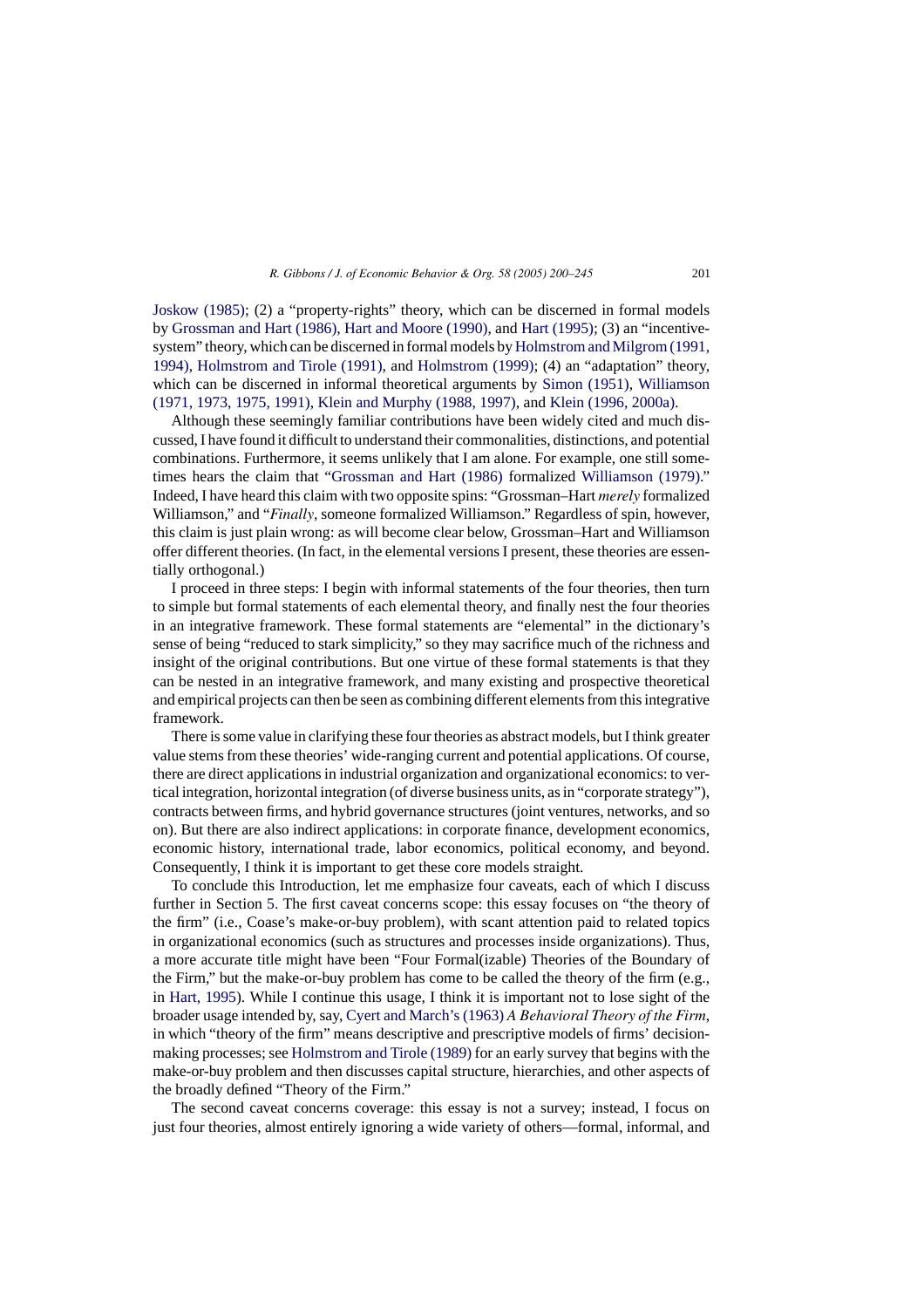Joskow (1985); (2) a "property-rights" theory, which can be discerned in formal models by Grossman and Hart (1986), Hart and Moore (1990), and Hart (1995); (3) an "incentive-system" theory, which can be discerned in formal models by Holmstrom and Milgrom (1991, 1994), Holmstrom and Tirole (1991), and Holmstrom (1999); (4) an "adaptation" theory, which can be discerned in informal theoretical arguments by Simon (1951), Williamson (1971, 1973, 1975, 1991), Klein and Murphy (1988, 1997), and Klein (1996, 2000a).

Although these seemingly familiar contributions have been widely cited and much discussed, I have found it difficult to understand their commonalities, distinctions, and potential combinations. Furthermore, it seems unlikely that I am alone. For example, one still sometimes hears the claim that "Grossman and Hart (1986) formalized Williamson (1979)." Indeed, I have heard this claim with two opposite spins: "Grossman–Hart *merely* formalized Williamson," and "*Finally*, someone formalized Williamson." Regardless of spin, however, this claim is just plain wrong: as will become clear below, Grossman–Hart and Williamson offer different theories. (In fact, in the elemental versions I present, these theories are essentially orthogonal.)

I proceed in three steps: I begin with informal statements of the four theories, then turn to simple but formal statements of each elemental theory, and finally nest the four theories in an integrative framework. These formal statements are "elemental" in the dictionary's sense of being "reduced to stark simplicity," so they may sacrifice much of the richness and insight of the original contributions. But one virtue of these formal statements is that they can be nested in an integrative framework, and many existing and prospective theoretical and empirical projects can then be seen as combining different elements from this integrative framework.

There is some value in clarifying these four theories as abstract models, but I think greater value stems from these theories' wide-ranging current and potential applications. Of course, there are direct applications in industrial organization and organizational economics: to vertical integration, horizontal integration (of diverse business units, as in "corporate strategy"), contracts between firms, and hybrid governance structures (joint ventures, networks, and so on). But there are also indirect applications: in corporate finance, development economics, economic history, international trade, labor economics, political economy, and beyond. Consequently, I think it is important to get these core models straight.

To conclude this Introduction, let me emphasize four caveats, each of which I discuss further in Section 5. The first caveat concerns scope: this essay focuses on "the theory of the firm" (i.e., Coase's make-or-buy problem), with scant attention paid to related topics in organizational economics (such as structures and processes inside organizations). Thus, a more accurate title might have been "Four Formal(izable) Theories of the Boundary of the Firm," but the make-or-buy problem has come to be called the theory of the firm (e.g., in Hart, 1995). While I continue this usage, I think it is important not to lose sight of the broader usage intended by, say, Cyert and March's (1963) *A Behavioral Theory of the Firm*, in which "theory of the firm" means descriptive and prescriptive models of firms' decision-making processes; see Holmstrom and Tirole (1989) for an early survey that begins with the make-or-buy problem and then discusses capital structure, hierarchies, and other aspects of the broadly defined "Theory of the Firm."

The second caveat concerns coverage: this essay is not a survey; instead, I focus on just four theories, almost entirely ignoring a wide variety of others—formal, informal, and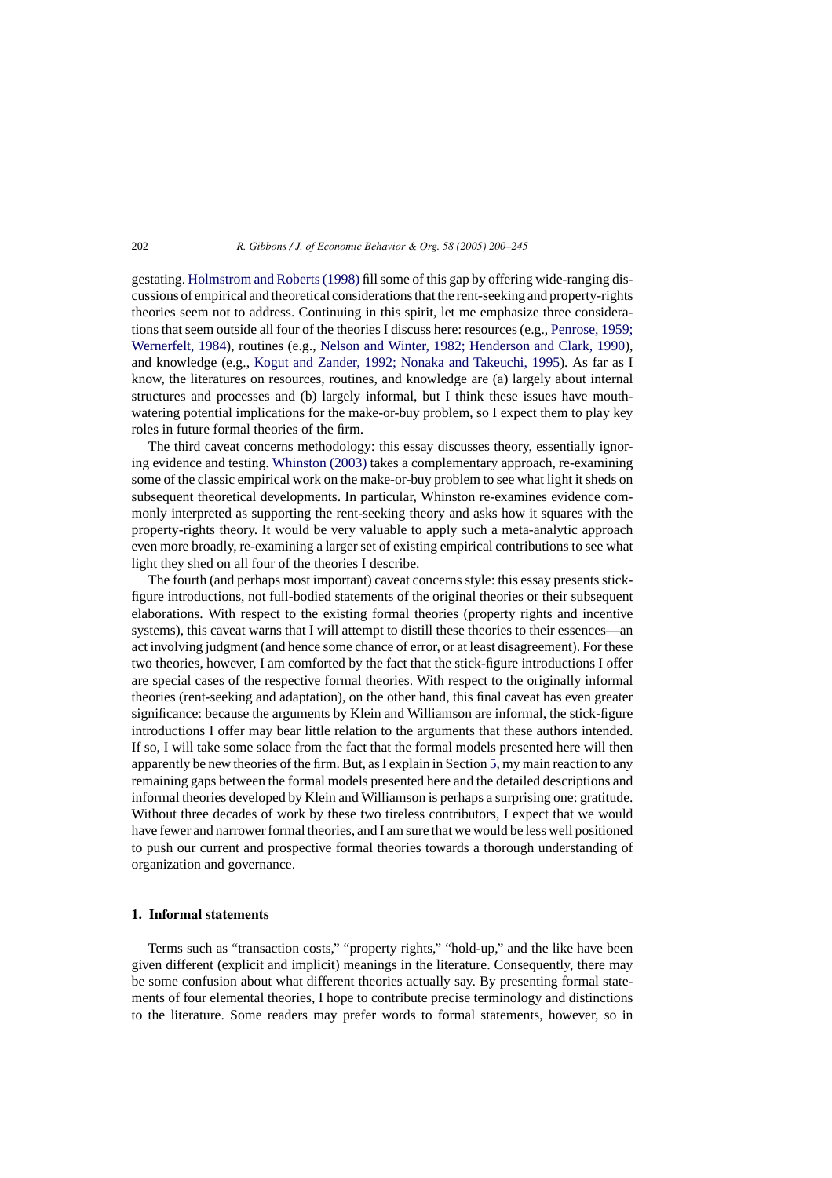gestating. Holmstrom and Roberts (1998) fill some of this gap by offering wide-ranging discussions of empirical and theoretical considerations that the rent-seeking and property-rights theories seem not to address. Continuing in this spirit, let me emphasize three considerations that seem outside all four of the theories I discuss here: resources (e.g., Penrose, 1959; Wernerfelt, 1984), routines (e.g., Nelson and Winter, 1982; Henderson and Clark, 1990), and knowledge (e.g., Kogut and Zander, 1992; Nonaka and Takeuchi, 1995). As far as I know, the literatures on resources, routines, and knowledge are (a) largely about internal structures and processes and (b) largely informal, but I think these issues have mouth-watering potential implications for the make-or-buy problem, so I expect them to play key roles in future formal theories of the firm.

The third caveat concerns methodology: this essay discusses theory, essentially ignoring evidence and testing. Whinston (2003) takes a complementary approach, re-examining some of the classic empirical work on the make-or-buy problem to see what light it sheds on subsequent theoretical developments. In particular, Whinston re-examines evidence commonly interpreted as supporting the rent-seeking theory and asks how it squares with the property-rights theory. It would be very valuable to apply such a meta-analytic approach even more broadly, re-examining a larger set of existing empirical contributions to see what light they shed on all four of the theories I describe.

The fourth (and perhaps most important) caveat concerns style: this essay presents stick-figure introductions, not full-bodied statements of the original theories or their subsequent elaborations. With respect to the existing formal theories (property rights and incentive systems), this caveat warns that I will attempt to distill these theories to their essences—an act involving judgment (and hence some chance of error, or at least disagreement). For these two theories, however, I am comforted by the fact that the stick-figure introductions I offer are special cases of the respective formal theories. With respect to the originally informal theories (rent-seeking and adaptation), on the other hand, this final caveat has even greater significance: because the arguments by Klein and Williamson are informal, the stick-figure introductions I offer may bear little relation to the arguments that these authors intended. If so, I will take some solace from the fact that the formal models presented here will then apparently be new theories of the firm. But, as I explain in Section 5, my main reaction to any remaining gaps between the formal models presented here and the detailed descriptions and informal theories developed by Klein and Williamson is perhaps a surprising one: gratitude. Without three decades of work by these two tireless contributors, I expect that we would have fewer and narrower formal theories, and I am sure that we would be less well positioned to push our current and prospective formal theories towards a thorough understanding of organization and governance.

## 1. Informal statements

Terms such as "transaction costs," "property rights," "hold-up," and the like have been given different (explicit and implicit) meanings in the literature. Consequently, there may be some confusion about what different theories actually say. By presenting formal statements of four elemental theories, I hope to contribute precise terminology and distinctions to the literature. Some readers may prefer words to formal statements, however, so in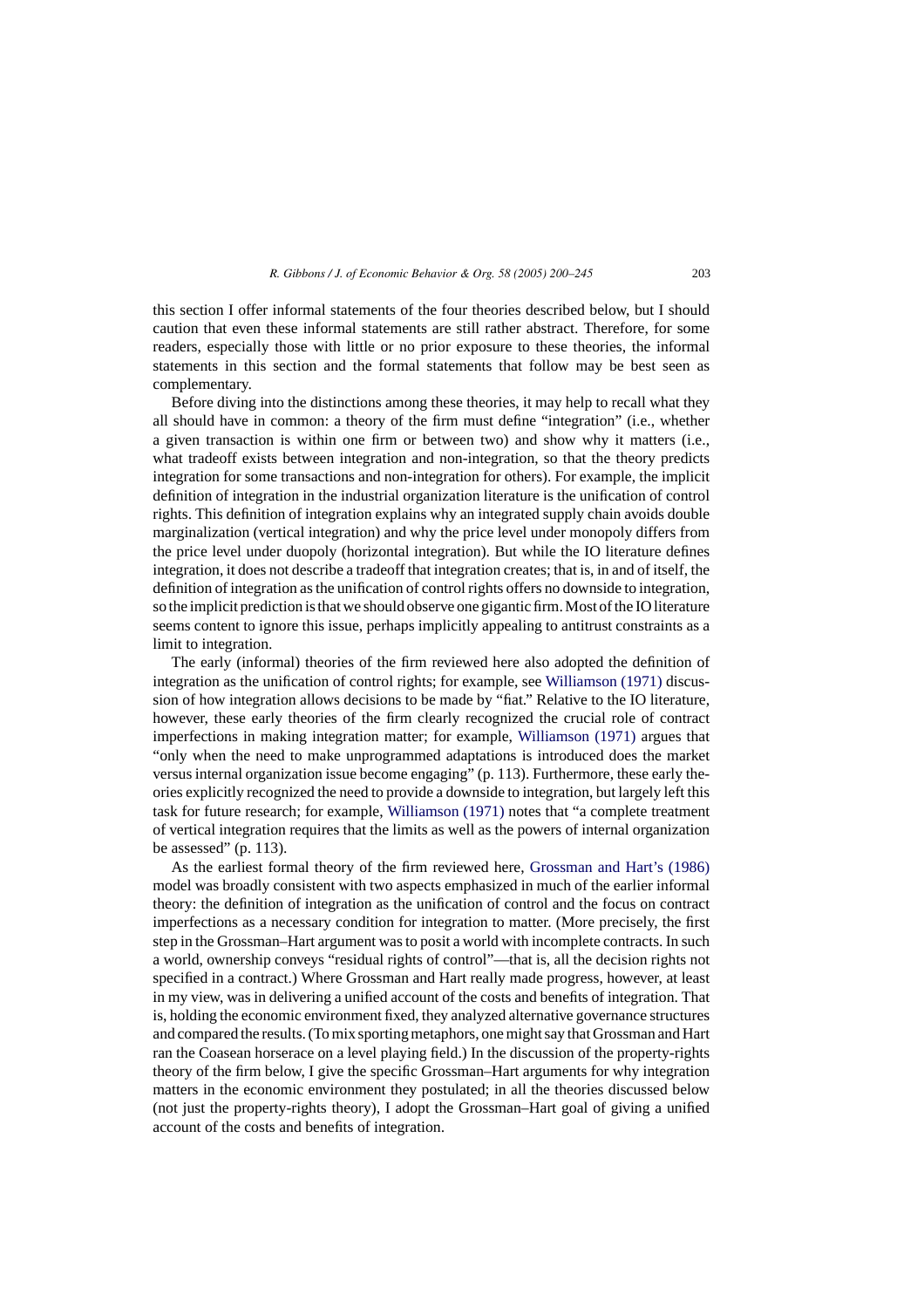this section I offer informal statements of the four theories described below, but I should caution that even these informal statements are still rather abstract. Therefore, for some readers, especially those with little or no prior exposure to these theories, the informal statements in this section and the formal statements that follow may be best seen as complementary.

Before diving into the distinctions among these theories, it may help to recall what they all should have in common: a theory of the firm must define "integration" (i.e., whether a given transaction is within one firm or between two) and show why it matters (i.e., what tradeoff exists between integration and non-integration, so that the theory predicts integration for some transactions and non-integration for others). For example, the implicit definition of integration in the industrial organization literature is the unification of control rights. This definition of integration explains why an integrated supply chain avoids double marginalization (vertical integration) and why the price level under monopoly differs from the price level under duopoly (horizontal integration). But while the IO literature defines integration, it does not describe a tradeoff that integration creates; that is, in and of itself, the definition of integration as the unification of control rights offers no downside to integration, so the implicit prediction is that we should observe one gigantic firm. Most of the IO literature seems content to ignore this issue, perhaps implicitly appealing to antitrust constraints as a limit to integration.

The early (informal) theories of the firm reviewed here also adopted the definition of integration as the unification of control rights; for example, see Williamson (1971) discussion of how integration allows decisions to be made by "fiat." Relative to the IO literature, however, these early theories of the firm clearly recognized the crucial role of contract imperfections in making integration matter; for example, Williamson (1971) argues that "only when the need to make unprogrammed adaptations is introduced does the market versus internal organization issue become engaging" (p. 113). Furthermore, these early theories explicitly recognized the need to provide a downside to integration, but largely left this task for future research; for example, Williamson (1971) notes that "a complete treatment of vertical integration requires that the limits as well as the powers of internal organization be assessed" (p. 113).

As the earliest formal theory of the firm reviewed here, Grossman and Hart's (1986) model was broadly consistent with two aspects emphasized in much of the earlier informal theory: the definition of integration as the unification of control and the focus on contract imperfections as a necessary condition for integration to matter. (More precisely, the first step in the Grossman–Hart argument was to posit a world with incomplete contracts. In such a world, ownership conveys "residual rights of control"—that is, all the decision rights not specified in a contract.) Where Grossman and Hart really made progress, however, at least in my view, was in delivering a unified account of the costs and benefits of integration. That is, holding the economic environment fixed, they analyzed alternative governance structures and compared the results. (To mix sporting metaphors, one might say that Grossman and Hart ran the Coasean horserace on a level playing field.) In the discussion of the property-rights theory of the firm below, I give the specific Grossman–Hart arguments for why integration matters in the economic environment they postulated; in all the theories discussed below (not just the property-rights theory), I adopt the Grossman–Hart goal of giving a unified account of the costs and benefits of integration.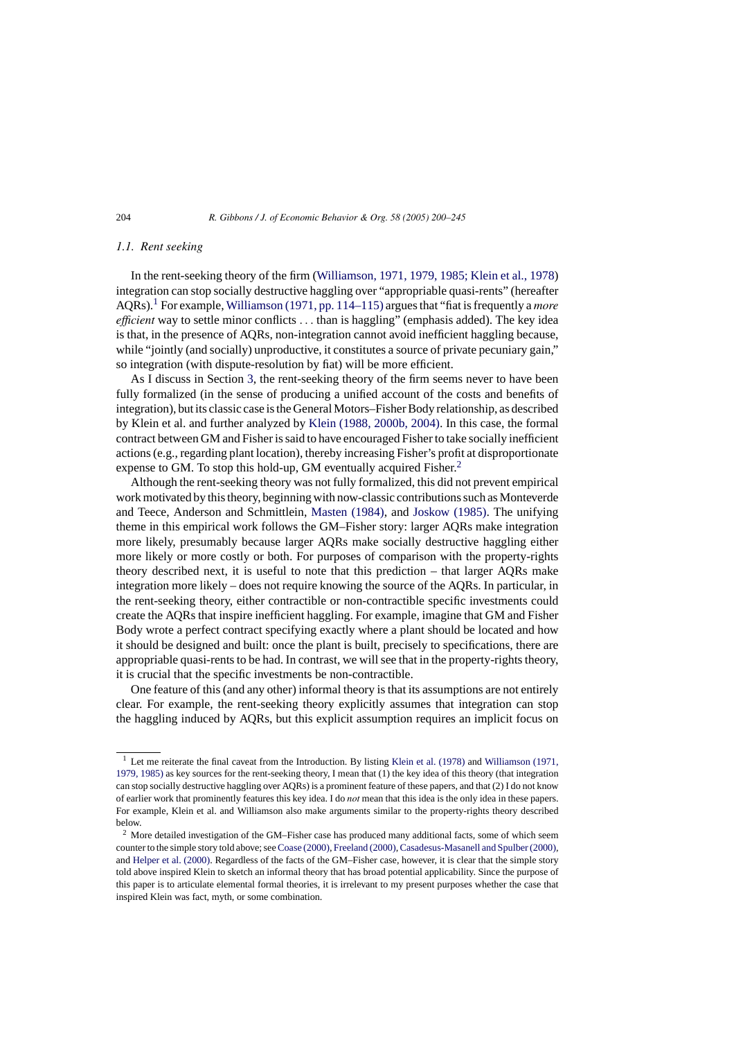### *1.1. Rent seeking*

In the rent-seeking theory of the firm (Williamson, 1971, 1979, 1985; Klein et al., 1978) integration can stop socially destructive haggling over "appropriable quasi-rents" (hereafter AQRs).[1] For example, Williamson (1971, pp. 114–115) argues that "fiat is frequently a *more efficient* way to settle minor conflicts . . . than is haggling" (emphasis added). The key idea is that, in the presence of AQRs, non-integration cannot avoid inefficient haggling because, while "jointly (and socially) unproductive, it constitutes a source of private pecuniary gain," so integration (with dispute-resolution by fiat) will be more efficient.

As I discuss in Section 3, the rent-seeking theory of the firm seems never to have been fully formalized (in the sense of producing a unified account of the costs and benefits of integration), but its classic case is the General Motors–Fisher Body relationship, as described by Klein et al. and further analyzed by Klein (1988, 2000b, 2004). In this case, the formal contract between GM and Fisher is said to have encouraged Fisher to take socially inefficient actions (e.g., regarding plant location), thereby increasing Fisher's profit at disproportionate expense to GM. To stop this hold-up, GM eventually acquired Fisher.[2]

Although the rent-seeking theory was not fully formalized, this did not prevent empirical work motivated by this theory, beginning with now-classic contributions such as Monteverde and Teece, Anderson and Schmittlein, Masten (1984), and Joskow (1985). The unifying theme in this empirical work follows the GM–Fisher story: larger AQRs make integration more likely, presumably because larger AQRs make socially destructive haggling either more likely or more costly or both. For purposes of comparison with the property-rights theory described next, it is useful to note that this prediction – that larger AQRs make integration more likely – does not require knowing the source of the AQRs. In particular, in the rent-seeking theory, either contractible or non-contractible specific investments could create the AQRs that inspire inefficient haggling. For example, imagine that GM and Fisher Body wrote a perfect contract specifying exactly where a plant should be located and how it should be designed and built: once the plant is built, precisely to specifications, there are appropriable quasi-rents to be had. In contrast, we will see that in the property-rights theory, it is crucial that the specific investments be non-contractible.

One feature of this (and any other) informal theory is that its assumptions are not entirely clear. For example, the rent-seeking theory explicitly assumes that integration can stop the haggling induced by AQRs, but this explicit assumption requires an implicit focus on

---

[1] Let me reiterate the final caveat from the Introduction. By listing Klein et al. (1978) and Williamson (1971, 1979, 1985) as key sources for the rent-seeking theory, I mean that (1) the key idea of this theory (that integration can stop socially destructive haggling over AQRs) is a prominent feature of these papers, and that (2) I do not know of earlier work that prominently features this key idea. I do *not* mean that this idea is the only idea in these papers. For example, Klein et al. and Williamson also make arguments similar to the property-rights theory described below.

[2] More detailed investigation of the GM–Fisher case has produced many additional facts, some of which seem counter to the simple story told above; see Coase (2000), Freeland (2000), Casadesus-Masanell and Spulber (2000), and Helper et al. (2000). Regardless of the facts of the GM–Fisher case, however, it is clear that the simple story told above inspired Klein to sketch an informal theory that has broad potential applicability. Since the purpose of this paper is to articulate elemental formal theories, it is irrelevant to my present purposes whether the case that inspired Klein was fact, myth, or some combination.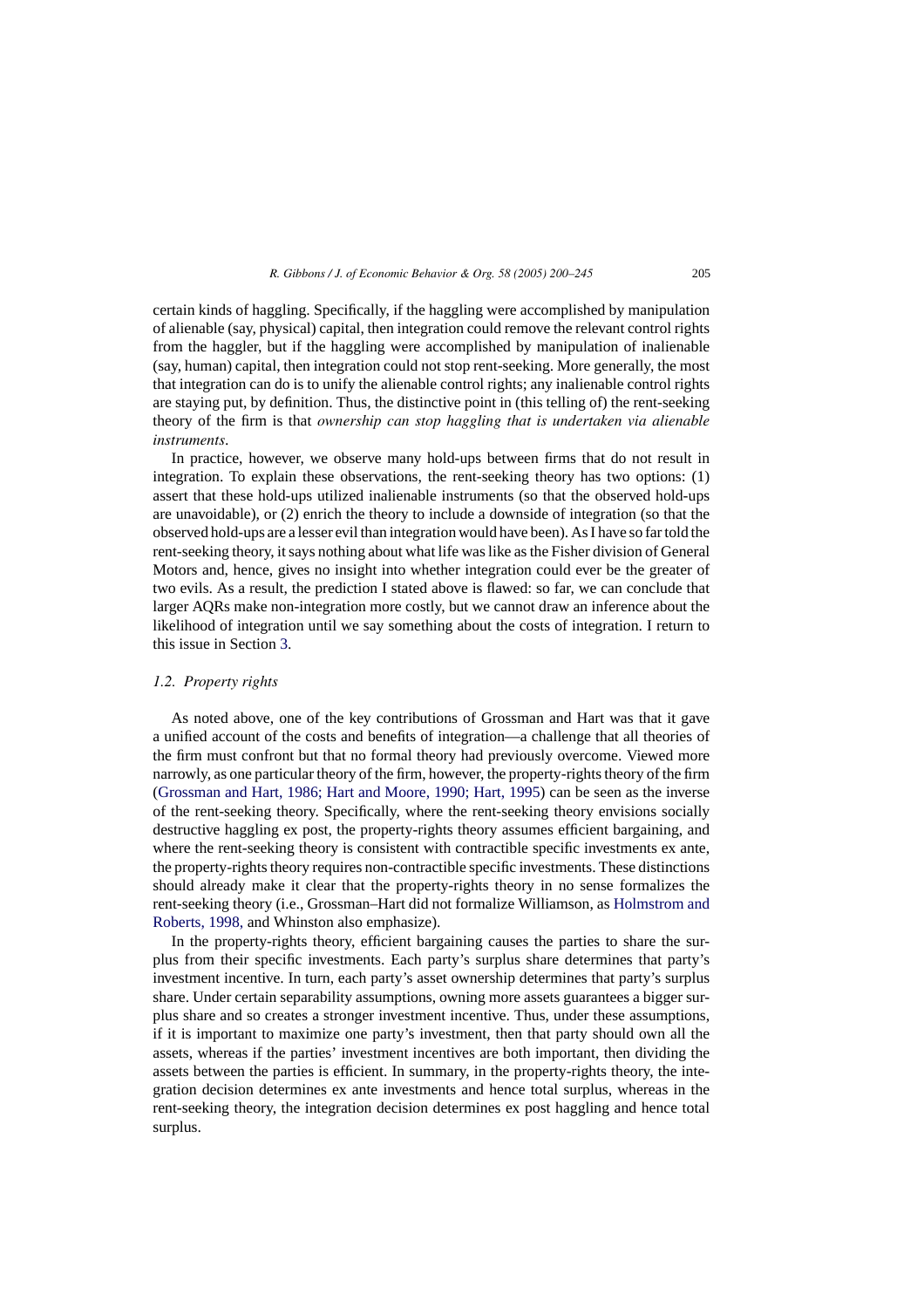certain kinds of haggling. Specifically, if the haggling were accomplished by manipulation of alienable (say, physical) capital, then integration could remove the relevant control rights from the haggler, but if the haggling were accomplished by manipulation of inalienable (say, human) capital, then integration could not stop rent-seeking. More generally, the most that integration can do is to unify the alienable control rights; any inalienable control rights are staying put, by definition. Thus, the distinctive point in (this telling of) the rent-seeking theory of the firm is that *ownership can stop haggling that is undertaken via alienable instruments*.

In practice, however, we observe many hold-ups between firms that do not result in integration. To explain these observations, the rent-seeking theory has two options: (1) assert that these hold-ups utilized inalienable instruments (so that the observed hold-ups are unavoidable), or (2) enrich the theory to include a downside of integration (so that the observed hold-ups are a lesser evil than integration would have been). As I have so far told the rent-seeking theory, it says nothing about what life was like as the Fisher division of General Motors and, hence, gives no insight into whether integration could ever be the greater of two evils. As a result, the prediction I stated above is flawed: so far, we can conclude that larger AQRs make non-integration more costly, but we cannot draw an inference about the likelihood of integration until we say something about the costs of integration. I return to this issue in Section 3.

### 1.2. Property rights

As noted above, one of the key contributions of Grossman and Hart was that it gave a unified account of the costs and benefits of integration—a challenge that all theories of the firm must confront but that no formal theory had previously overcome. Viewed more narrowly, as one particular theory of the firm, however, the property-rights theory of the firm (Grossman and Hart, 1986; Hart and Moore, 1990; Hart, 1995) can be seen as the inverse of the rent-seeking theory. Specifically, where the rent-seeking theory envisions socially destructive haggling ex post, the property-rights theory assumes efficient bargaining, and where the rent-seeking theory is consistent with contractible specific investments ex ante, the property-rights theory requires non-contractible specific investments. These distinctions should already make it clear that the property-rights theory in no sense formalizes the rent-seeking theory (i.e., Grossman–Hart did not formalize Williamson, as Holmstrom and Roberts, 1998, and Whinston also emphasize).

In the property-rights theory, efficient bargaining causes the parties to share the surplus from their specific investments. Each party's surplus share determines that party's investment incentive. In turn, each party's asset ownership determines that party's surplus share. Under certain separability assumptions, owning more assets guarantees a bigger surplus share and so creates a stronger investment incentive. Thus, under these assumptions, if it is important to maximize one party's investment, then that party should own all the assets, whereas if the parties' investment incentives are both important, then dividing the assets between the parties is efficient. In summary, in the property-rights theory, the integration decision determines ex ante investments and hence total surplus, whereas in the rent-seeking theory, the integration decision determines ex post haggling and hence total surplus.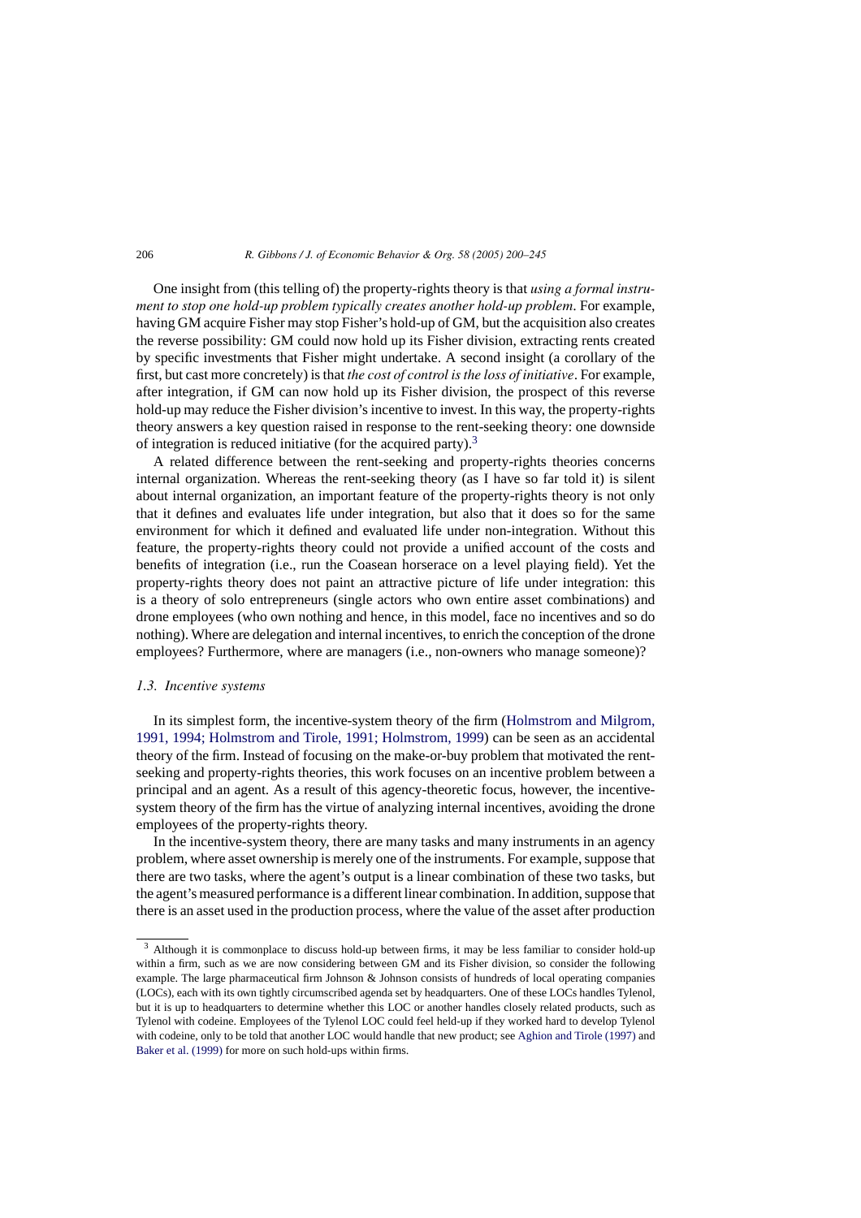One insight from (this telling of) the property-rights theory is that *using a formal instrument to stop one hold-up problem typically creates another hold-up problem*. For example, having GM acquire Fisher may stop Fisher's hold-up of GM, but the acquisition also creates the reverse possibility: GM could now hold up its Fisher division, extracting rents created by specific investments that Fisher might undertake. A second insight (a corollary of the first, but cast more concretely) is that *the cost of control is the loss of initiative*. For example, after integration, if GM can now hold up its Fisher division, the prospect of this reverse hold-up may reduce the Fisher division's incentive to invest. In this way, the property-rights theory answers a key question raised in response to the rent-seeking theory: one downside of integration is reduced initiative (for the acquired party).[3]

A related difference between the rent-seeking and property-rights theories concerns internal organization. Whereas the rent-seeking theory (as I have so far told it) is silent about internal organization, an important feature of the property-rights theory is not only that it defines and evaluates life under integration, but also that it does so for the same environment for which it defined and evaluated life under non-integration. Without this feature, the property-rights theory could not provide a unified account of the costs and benefits of integration (i.e., run the Coasean horserace on a level playing field). Yet the property-rights theory does not paint an attractive picture of life under integration: this is a theory of solo entrepreneurs (single actors who own entire asset combinations) and drone employees (who own nothing and hence, in this model, face no incentives and so do nothing). Where are delegation and internal incentives, to enrich the conception of the drone employees? Furthermore, where are managers (i.e., non-owners who manage someone)?

### *1.3. Incentive systems*

In its simplest form, the incentive-system theory of the firm (Holmstrom and Milgrom, 1991, 1994; Holmstrom and Tirole, 1991; Holmstrom, 1999) can be seen as an accidental theory of the firm. Instead of focusing on the make-or-buy problem that motivated the rent-seeking and property-rights theories, this work focuses on an incentive problem between a principal and an agent. As a result of this agency-theoretic focus, however, the incentive-system theory of the firm has the virtue of analyzing internal incentives, avoiding the drone employees of the property-rights theory.

In the incentive-system theory, there are many tasks and many instruments in an agency problem, where asset ownership is merely one of the instruments. For example, suppose that there are two tasks, where the agent's output is a linear combination of these two tasks, but the agent's measured performance is a different linear combination. In addition, suppose that there is an asset used in the production process, where the value of the asset after production

---

[3] Although it is commonplace to discuss hold-up between firms, it may be less familiar to consider hold-up within a firm, such as we are now considering between GM and its Fisher division, so consider the following example. The large pharmaceutical firm Johnson & Johnson consists of hundreds of local operating companies (LOCs), each with its own tightly circumscribed agenda set by headquarters. One of these LOCs handles Tylenol, but it is up to headquarters to determine whether this LOC or another handles closely related products, such as Tylenol with codeine. Employees of the Tylenol LOC could feel held-up if they worked hard to develop Tylenol with codeine, only to be told that another LOC would handle that new product; see Aghion and Tirole (1997) and Baker et al. (1999) for more on such hold-ups within firms.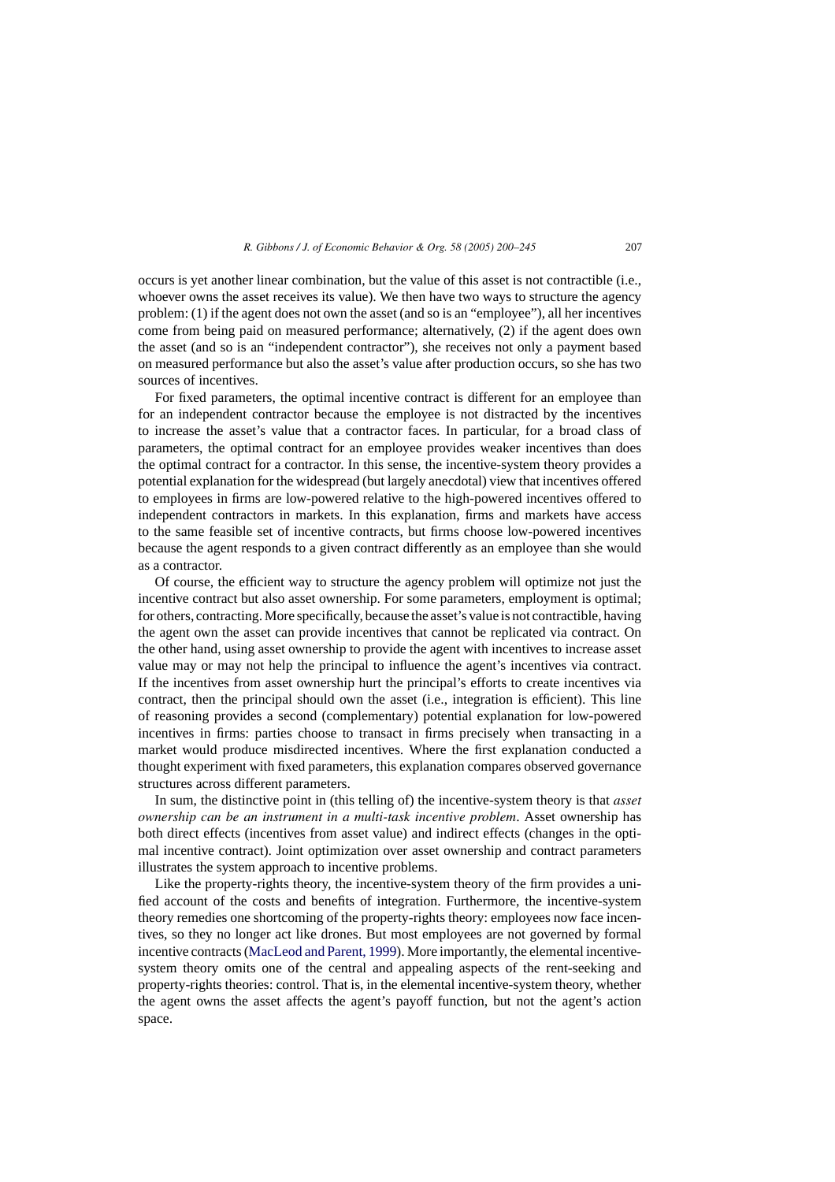occurs is yet another linear combination, but the value of this asset is not contractible (i.e., whoever owns the asset receives its value). We then have two ways to structure the agency problem: (1) if the agent does not own the asset (and so is an "employee"), all her incentives come from being paid on measured performance; alternatively, (2) if the agent does own the asset (and so is an "independent contractor"), she receives not only a payment based on measured performance but also the asset's value after production occurs, so she has two sources of incentives.

For fixed parameters, the optimal incentive contract is different for an employee than for an independent contractor because the employee is not distracted by the incentives to increase the asset's value that a contractor faces. In particular, for a broad class of parameters, the optimal contract for an employee provides weaker incentives than does the optimal contract for a contractor. In this sense, the incentive-system theory provides a potential explanation for the widespread (but largely anecdotal) view that incentives offered to employees in firms are low-powered relative to the high-powered incentives offered to independent contractors in markets. In this explanation, firms and markets have access to the same feasible set of incentive contracts, but firms choose low-powered incentives because the agent responds to a given contract differently as an employee than she would as a contractor.

Of course, the efficient way to structure the agency problem will optimize not just the incentive contract but also asset ownership. For some parameters, employment is optimal; for others, contracting. More specifically, because the asset's value is not contractible, having the agent own the asset can provide incentives that cannot be replicated via contract. On the other hand, using asset ownership to provide the agent with incentives to increase asset value may or may not help the principal to influence the agent's incentives via contract. If the incentives from asset ownership hurt the principal's efforts to create incentives via contract, then the principal should own the asset (i.e., integration is efficient). This line of reasoning provides a second (complementary) potential explanation for low-powered incentives in firms: parties choose to transact in firms precisely when transacting in a market would produce misdirected incentives. Where the first explanation conducted a thought experiment with fixed parameters, this explanation compares observed governance structures across different parameters.

In sum, the distinctive point in (this telling of) the incentive-system theory is that *asset ownership can be an instrument in a multi-task incentive problem*. Asset ownership has both direct effects (incentives from asset value) and indirect effects (changes in the optimal incentive contract). Joint optimization over asset ownership and contract parameters illustrates the system approach to incentive problems.

Like the property-rights theory, the incentive-system theory of the firm provides a unified account of the costs and benefits of integration. Furthermore, the incentive-system theory remedies one shortcoming of the property-rights theory: employees now face incentives, so they no longer act like drones. But most employees are not governed by formal incentive contracts (MacLeod and Parent, 1999). More importantly, the elemental incentive-system theory omits one of the central and appealing aspects of the rent-seeking and property-rights theories: control. That is, in the elemental incentive-system theory, whether the agent owns the asset affects the agent's payoff function, but not the agent's action space.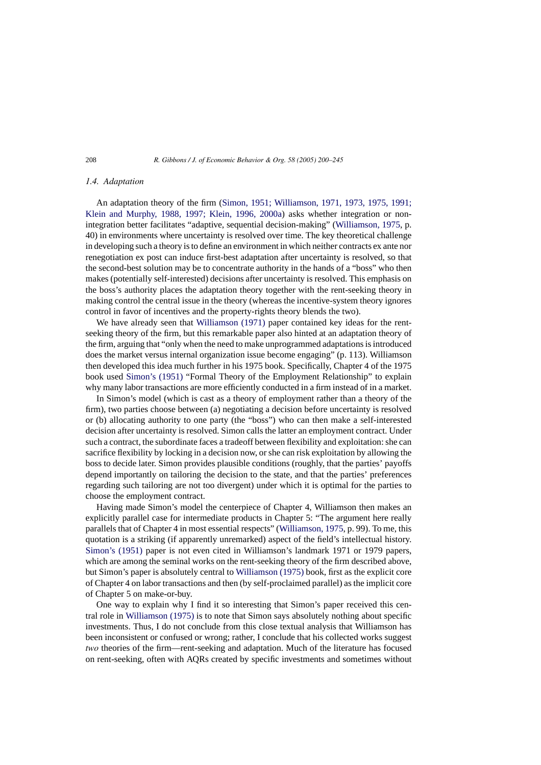### 1.4. Adaptation

An adaptation theory of the firm (Simon, 1951; Williamson, 1971, 1973, 1975, 1991; Klein and Murphy, 1988, 1997; Klein, 1996, 2000a) asks whether integration or non-integration better facilitates "adaptive, sequential decision-making" (Williamson, 1975, p. 40) in environments where uncertainty is resolved over time. The key theoretical challenge in developing such a theory is to define an environment in which neither contracts ex ante nor renegotiation ex post can induce first-best adaptation after uncertainty is resolved, so that the second-best solution may be to concentrate authority in the hands of a "boss" who then makes (potentially self-interested) decisions after uncertainty is resolved. This emphasis on the boss's authority places the adaptation theory together with the rent-seeking theory in making control the central issue in the theory (whereas the incentive-system theory ignores control in favor of incentives and the property-rights theory blends the two).

We have already seen that Williamson (1971) paper contained key ideas for the rent-seeking theory of the firm, but this remarkable paper also hinted at an adaptation theory of the firm, arguing that "only when the need to make unprogrammed adaptations is introduced does the market versus internal organization issue become engaging" (p. 113). Williamson then developed this idea much further in his 1975 book. Specifically, Chapter 4 of the 1975 book used Simon's (1951) "Formal Theory of the Employment Relationship" to explain why many labor transactions are more efficiently conducted in a firm instead of in a market.

In Simon's model (which is cast as a theory of employment rather than a theory of the firm), two parties choose between (a) negotiating a decision before uncertainty is resolved or (b) allocating authority to one party (the "boss") who can then make a self-interested decision after uncertainty is resolved. Simon calls the latter an employment contract. Under such a contract, the subordinate faces a tradeoff between flexibility and exploitation: she can sacrifice flexibility by locking in a decision now, or she can risk exploitation by allowing the boss to decide later. Simon provides plausible conditions (roughly, that the parties' payoffs depend importantly on tailoring the decision to the state, and that the parties' preferences regarding such tailoring are not too divergent) under which it is optimal for the parties to choose the employment contract.

Having made Simon's model the centerpiece of Chapter 4, Williamson then makes an explicitly parallel case for intermediate products in Chapter 5: "The argument here really parallels that of Chapter 4 in most essential respects" (Williamson, 1975, p. 99). To me, this quotation is a striking (if apparently unremarked) aspect of the field's intellectual history. Simon's (1951) paper is not even cited in Williamson's landmark 1971 or 1979 papers, which are among the seminal works on the rent-seeking theory of the firm described above, but Simon's paper is absolutely central to Williamson (1975) book, first as the explicit core of Chapter 4 on labor transactions and then (by self-proclaimed parallel) as the implicit core of Chapter 5 on make-or-buy.

One way to explain why I find it so interesting that Simon's paper received this central role in Williamson (1975) is to note that Simon says absolutely nothing about specific investments. Thus, I do not conclude from this close textual analysis that Williamson has been inconsistent or confused or wrong; rather, I conclude that his collected works suggest *two* theories of the firm—rent-seeking and adaptation. Much of the literature has focused on rent-seeking, often with AQRs created by specific investments and sometimes without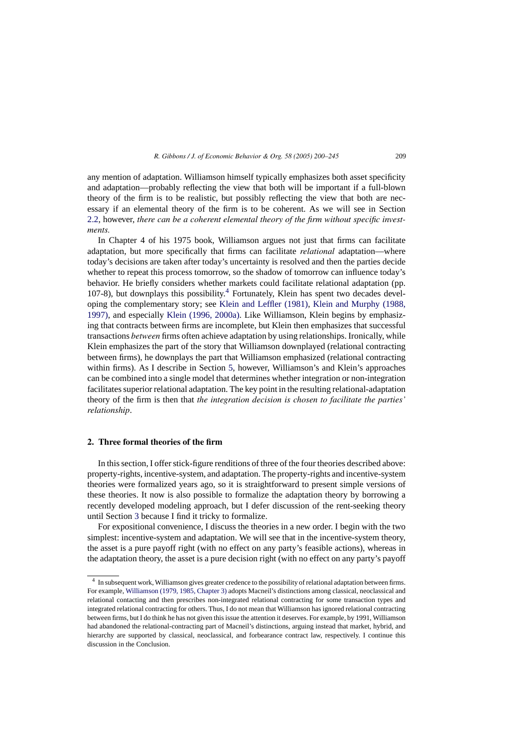any mention of adaptation. Williamson himself typically emphasizes both asset specificity and adaptation—probably reflecting the view that both will be important if a full-blown theory of the firm is to be realistic, but possibly reflecting the view that both are necessary if an elemental theory of the firm is to be coherent. As we will see in Section 2.2, however, *there can be a coherent elemental theory of the firm without specific investments.*

In Chapter 4 of his 1975 book, Williamson argues not just that firms can facilitate adaptation, but more specifically that firms can facilitate *relational* adaptation—where today's decisions are taken after today's uncertainty is resolved and then the parties decide whether to repeat this process tomorrow, so the shadow of tomorrow can influence today's behavior. He briefly considers whether markets could facilitate relational adaptation (pp. 107-8), but downplays this possibility.[4] Fortunately, Klein has spent two decades developing the complementary story; see Klein and Leffler (1981), Klein and Murphy (1988, 1997), and especially Klein (1996, 2000a). Like Williamson, Klein begins by emphasizing that contracts between firms are incomplete, but Klein then emphasizes that successful transactions *between* firms often achieve adaptation by using relationships. Ironically, while Klein emphasizes the part of the story that Williamson downplayed (relational contracting between firms), he downplays the part that Williamson emphasized (relational contracting within firms). As I describe in Section 5, however, Williamson's and Klein's approaches can be combined into a single model that determines whether integration or non-integration facilitates superior relational adaptation. The key point in the resulting relational-adaptation theory of the firm is then that *the integration decision is chosen to facilitate the parties' relationship*.

## 2. Three formal theories of the firm

In this section, I offer stick-figure renditions of three of the four theories described above: property-rights, incentive-system, and adaptation. The property-rights and incentive-system theories were formalized years ago, so it is straightforward to present simple versions of these theories. It now is also possible to formalize the adaptation theory by borrowing a recently developed modeling approach, but I defer discussion of the rent-seeking theory until Section 3 because I find it tricky to formalize.

For expositional convenience, I discuss the theories in a new order. I begin with the two simplest: incentive-system and adaptation. We will see that in the incentive-system theory, the asset is a pure payoff right (with no effect on any party's feasible actions), whereas in the adaptation theory, the asset is a pure decision right (with no effect on any party's payoff

---

[4] In subsequent work, Williamson gives greater credence to the possibility of relational adaptation between firms. For example, Williamson (1979, 1985, Chapter 3) adopts Macneil's distinctions among classical, neoclassical and relational contacting and then prescribes non-integrated relational contracting for some transaction types and integrated relational contracting for others. Thus, I do not mean that Williamson has ignored relational contracting between firms, but I do think he has not given this issue the attention it deserves. For example, by 1991, Williamson had abandoned the relational-contracting part of Macneil's distinctions, arguing instead that market, hybrid, and hierarchy are supported by classical, neoclassical, and forbearance contract law, respectively. I continue this discussion in the Conclusion.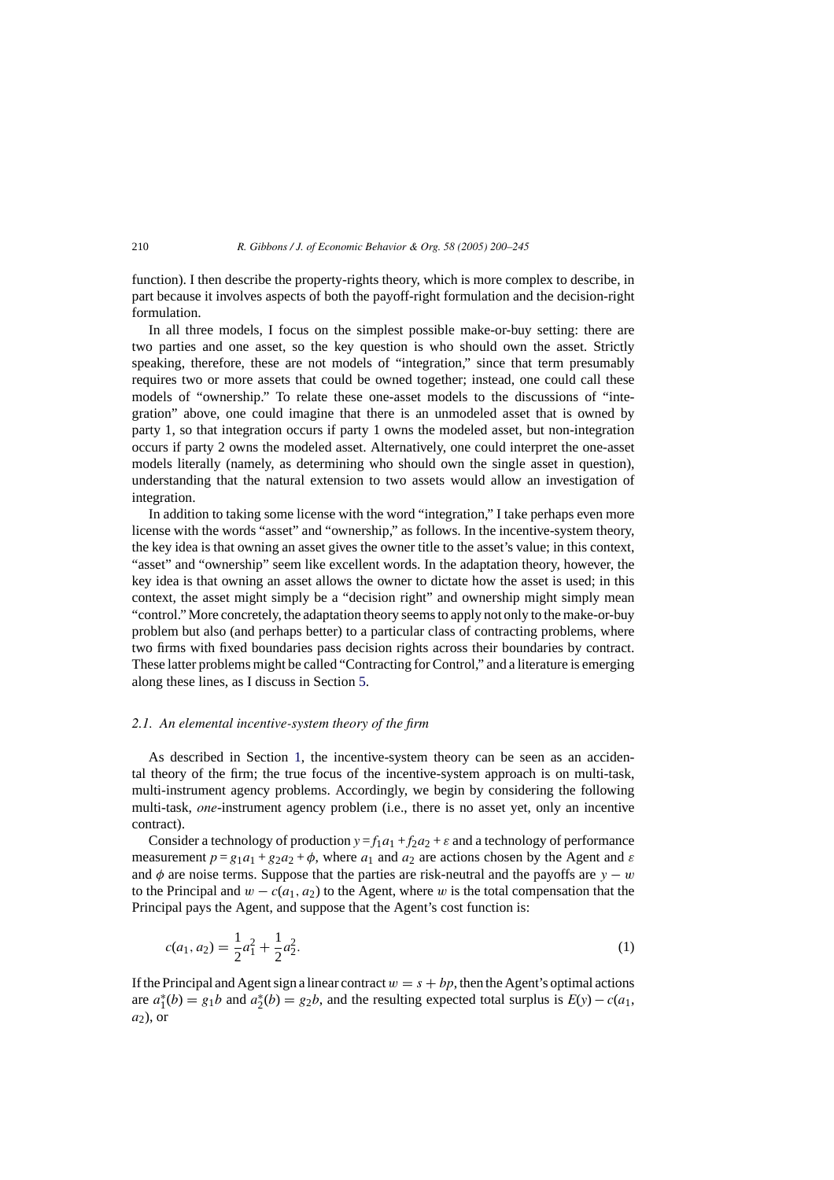function). I then describe the property-rights theory, which is more complex to describe, in part because it involves aspects of both the payoff-right formulation and the decision-right formulation.

In all three models, I focus on the simplest possible make-or-buy setting: there are two parties and one asset, so the key question is who should own the asset. Strictly speaking, therefore, these are not models of "integration," since that term presumably requires two or more assets that could be owned together; instead, one could call these models of "ownership." To relate these one-asset models to the discussions of "integration" above, one could imagine that there is an unmodeled asset that is owned by party 1, so that integration occurs if party 1 owns the modeled asset, but non-integration occurs if party 2 owns the modeled asset. Alternatively, one could interpret the one-asset models literally (namely, as determining who should own the single asset in question), understanding that the natural extension to two assets would allow an investigation of integration.

In addition to taking some license with the word "integration," I take perhaps even more license with the words "asset" and "ownership," as follows. In the incentive-system theory, the key idea is that owning an asset gives the owner title to the asset's value; in this context, "asset" and "ownership" seem like excellent words. In the adaptation theory, however, the key idea is that owning an asset allows the owner to dictate how the asset is used; in this context, the asset might simply be a "decision right" and ownership might simply mean "control." More concretely, the adaptation theory seems to apply not only to the make-or-buy problem but also (and perhaps better) to a particular class of contracting problems, where two firms with fixed boundaries pass decision rights across their boundaries by contract. These latter problems might be called "Contracting for Control," and a literature is emerging along these lines, as I discuss in Section 5.

### *2.1. An elemental incentive-system theory of the firm*

As described in Section 1, the incentive-system theory can be seen as an accidental theory of the firm; the true focus of the incentive-system approach is on multi-task, multi-instrument agency problems. Accordingly, we begin by considering the following multi-task, *one*-instrument agency problem (i.e., there is no asset yet, only an incentive contract).

Consider a technology of production $y = f_1a_1 + f_2a_2 + \varepsilon$ and a technology of performance measurement $p = g_1a_1 + g_2a_2 + \phi$, where $a_1$ and $a_2$ are actions chosen by the Agent and $\varepsilon$ and $\phi$ are noise terms. Suppose that the parties are risk-neutral and the payoffs are $y - w$ to the Principal and $w - c(a_1, a_2)$ to the Agent, where $w$ is the total compensation that the Principal pays the Agent, and suppose that the Agent's cost function is:

$$c(a_1, a_2) = \frac{1}{2}a_1^2 + \frac{1}{2}a_2^2. \tag{1}$$

If the Principal and Agent sign a linear contract $w = s + bp$, then the Agent's optimal actions are $a_1^*(b) = g_1b$ and $a_2^*(b) = g_2b$, and the resulting expected total surplus is $E(y) - c(a_1, a_2)$, or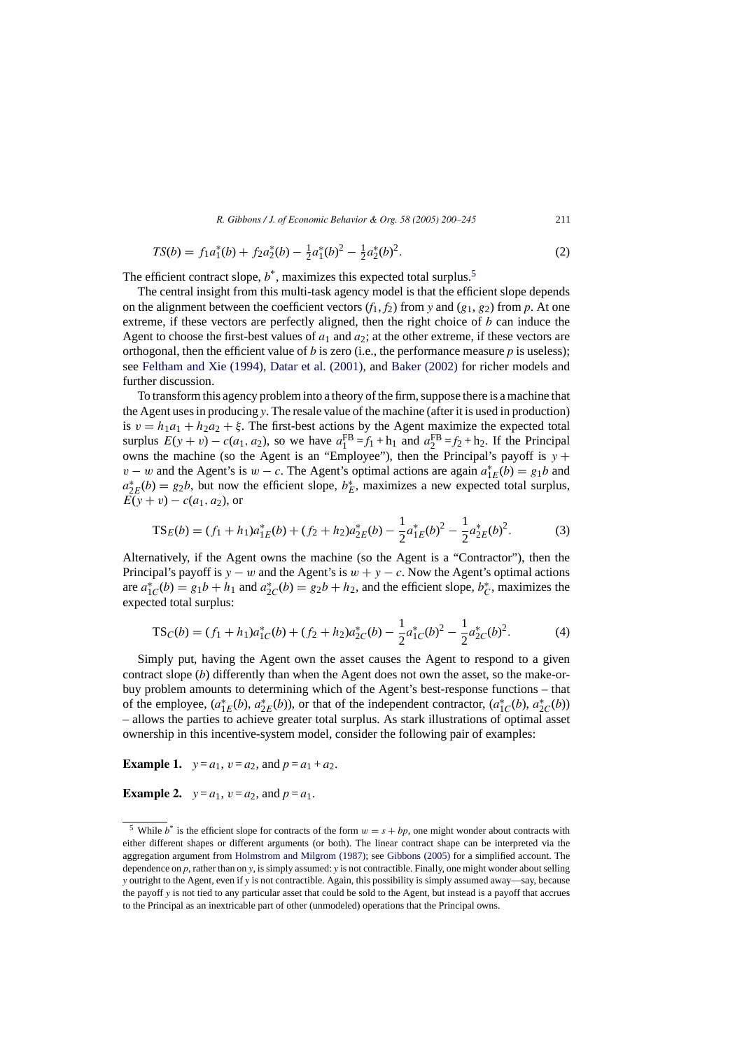$$TS(b) = f_1 a_1^*(b) + f_2 a_2^*(b) - \tfrac{1}{2} a_1^*(b)^2 - \tfrac{1}{2} a_2^*(b)^2. \tag{2}$$

The efficient contract slope, $b^*$, maximizes this expected total surplus.[5]

The central insight from this multi-task agency model is that the efficient slope depends on the alignment between the coefficient vectors $(f_1, f_2)$ from $y$ and $(g_1, g_2)$ from $p$. At one extreme, if these vectors are perfectly aligned, then the right choice of $b$ can induce the Agent to choose the first-best values of $a_1$ and $a_2$; at the other extreme, if these vectors are orthogonal, then the efficient value of $b$ is zero (i.e., the performance measure $p$ is useless); see Feltham and Xie (1994), Datar et al. (2001), and Baker (2002) for richer models and further discussion.

To transform this agency problem into a theory of the firm, suppose there is a machine that the Agent uses in producing $y$. The resale value of the machine (after it is used in production) is $v = h_1 a_1 + h_2 a_2 + \xi$. The first-best actions by the Agent maximize the expected total surplus $E(y + v) - c(a_1, a_2)$, so we have $a_1^{\text{FB}} = f_1 + \text{h}_1$ and $a_2^{\text{FB}} = f_2 + \text{h}_2$. If the Principal owns the machine (so the Agent is an "Employee"), then the Principal's payoff is $y + v - w$ and the Agent's is $w - c$. The Agent's optimal actions are again $a_{1E}^*(b) = g_1 b$ and $a_{2E}^*(b) = g_2 b$, but now the efficient slope, $b_E^*$, maximizes a new expected total surplus, $E(y + v) - c(a_1, a_2)$, or

$$\text{TS}_E(b) = (f_1 + h_1) a_{1E}^*(b) + (f_2 + h_2) a_{2E}^*(b) - \frac{1}{2} a_{1E}^*(b)^2 - \frac{1}{2} a_{2E}^*(b)^2. \tag{3}$$

Alternatively, if the Agent owns the machine (so the Agent is a "Contractor"), then the Principal's payoff is $y - w$ and the Agent's is $w + y - c$. Now the Agent's optimal actions are $a_{1C}^*(b) = g_1 b + h_1$ and $a_{2C}^*(b) = g_2 b + h_2$, and the efficient slope, $b_C^*$, maximizes the expected total surplus:

$$\text{TS}_C(b) = (f_1 + h_1) a_{1C}^*(b) + (f_2 + h_2) a_{2C}^*(b) - \frac{1}{2} a_{1C}^*(b)^2 - \frac{1}{2} a_{2C}^*(b)^2. \tag{4}$$

Simply put, having the Agent own the asset causes the Agent to respond to a given contract slope ($b$) differently than when the Agent does not own the asset, so the make-or-buy problem amounts to determining which of the Agent's best-response functions – that of the employee, $(a_{1E}^*(b), a_{2E}^*(b))$, or that of the independent contractor, $(a_{1C}^*(b), a_{2C}^*(b))$ – allows the parties to achieve greater total surplus. As stark illustrations of optimal asset ownership in this incentive-system model, consider the following pair of examples:

**Example 1.** $y = a_1$, $v = a_2$, and $p = a_1 + a_2$.

**Example 2.** $y = a_1$, $v = a_2$, and $p = a_1$.

---

[5] While $b^*$ is the efficient slope for contracts of the form $w = s + bp$, one might wonder about contracts with either different shapes or different arguments (or both). The linear contract shape can be interpreted via the aggregation argument from Holmstrom and Milgrom (1987); see Gibbons (2005) for a simplified account. The dependence on $p$, rather than on $y$, is simply assumed: $y$ is not contractible. Finally, one might wonder about selling $y$ outright to the Agent, even if $y$ is not contractible. Again, this possibility is simply assumed away—say, because the payoff $y$ is not tied to any particular asset that could be sold to the Agent, but instead is a payoff that accrues to the Principal as an inextricable part of other (unmodeled) operations that the Principal owns.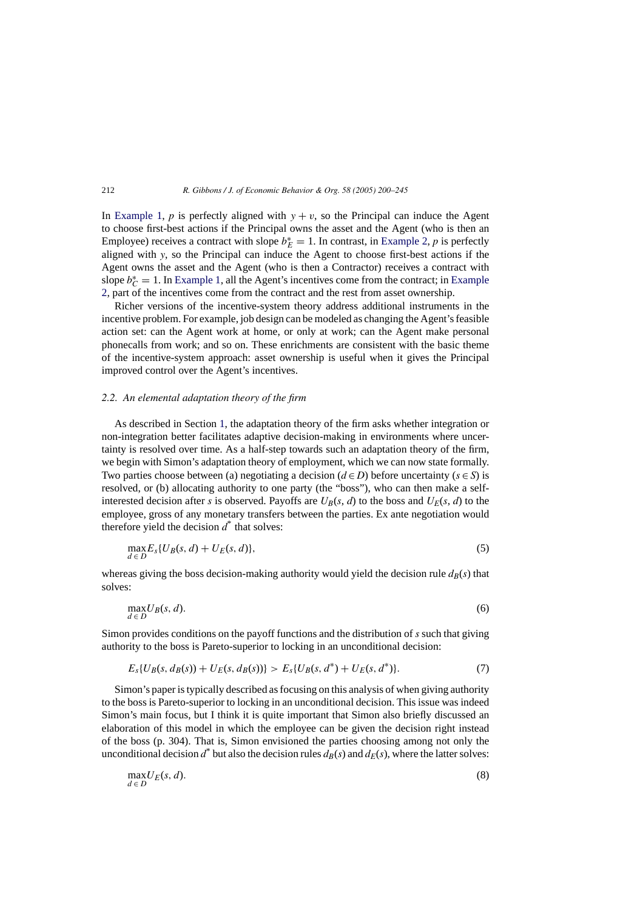In Example 1, $p$ is perfectly aligned with $y + v$, so the Principal can induce the Agent to choose first-best actions if the Principal owns the asset and the Agent (who is then an Employee) receives a contract with slope $b_E^* = 1$. In contrast, in Example 2, $p$ is perfectly aligned with $y$, so the Principal can induce the Agent to choose first-best actions if the Agent owns the asset and the Agent (who is then a Contractor) receives a contract with slope $b_C^* = 1$. In Example 1, all the Agent's incentives come from the contract; in Example 2, part of the incentives come from the contract and the rest from asset ownership.

Richer versions of the incentive-system theory address additional instruments in the incentive problem. For example, job design can be modeled as changing the Agent's feasible action set: can the Agent work at home, or only at work; can the Agent make personal phonecalls from work; and so on. These enrichments are consistent with the basic theme of the incentive-system approach: asset ownership is useful when it gives the Principal improved control over the Agent's incentives.

### 2.2. An elemental adaptation theory of the firm

As described in Section 1, the adaptation theory of the firm asks whether integration or non-integration better facilitates adaptive decision-making in environments where uncertainty is resolved over time. As a half-step towards such an adaptation theory of the firm, we begin with Simon's adaptation theory of employment, which we can now state formally. Two parties choose between (a) negotiating a decision ($d \in D$) before uncertainty ($s \in S$) is resolved, or (b) allocating authority to one party (the "boss"), who can then make a self-interested decision after $s$ is observed. Payoffs are $U_B(s, d)$ to the boss and $U_E(s, d)$ to the employee, gross of any monetary transfers between the parties. Ex ante negotiation would therefore yield the decision $d^*$ that solves:

$$\max_{d \in D} E_s\{U_B(s, d) + U_E(s, d)\}, \tag{5}$$

whereas giving the boss decision-making authority would yield the decision rule $d_B(s)$ that solves:

$$\max_{d \in D} U_B(s, d). \tag{6}$$

Simon provides conditions on the payoff functions and the distribution of $s$ such that giving authority to the boss is Pareto-superior to locking in an unconditional decision:

$$E_s\{U_B(s, d_B(s)) + U_E(s, d_B(s))\} > E_s\{U_B(s, d^*) + U_E(s, d^*)\}. \tag{7}$$

Simon's paper is typically described as focusing on this analysis of when giving authority to the boss is Pareto-superior to locking in an unconditional decision. This issue was indeed Simon's main focus, but I think it is quite important that Simon also briefly discussed an elaboration of this model in which the employee can be given the decision right instead of the boss (p. 304). That is, Simon envisioned the parties choosing among not only the unconditional decision $d^*$ but also the decision rules $d_B(s)$ and $d_E(s)$, where the latter solves:

$$\max_{d \in D} U_E(s, d). \tag{8}$$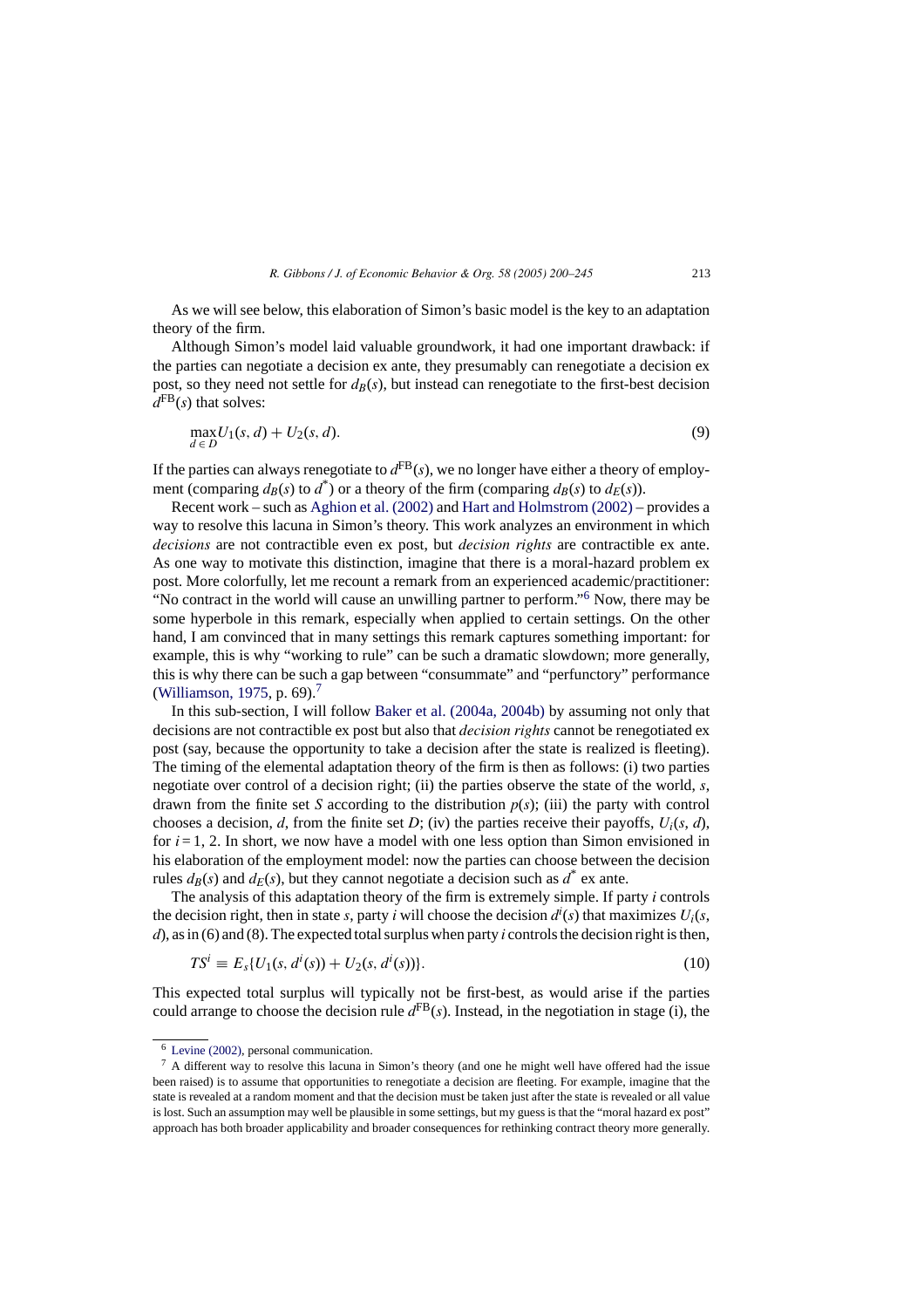As we will see below, this elaboration of Simon's basic model is the key to an adaptation theory of the firm.

Although Simon's model laid valuable groundwork, it had one important drawback: if the parties can negotiate a decision ex ante, they presumably can renegotiate a decision ex post, so they need not settle for $d_B(s)$, but instead can renegotiate to the first-best decision $d^{\text{FB}}(s)$ that solves:

$$\max_{d \in D} U_1(s, d) + U_2(s, d). \tag{9}$$

If the parties can always renegotiate to $d^{\text{FB}}(s)$, we no longer have either a theory of employment (comparing $d_B(s)$ to $d^*$) or a theory of the firm (comparing $d_B(s)$ to $d_E(s)$).

Recent work – such as Aghion et al. (2002) and Hart and Holmstrom (2002) – provides a way to resolve this lacuna in Simon's theory. This work analyzes an environment in which *decisions* are not contractible even ex post, but *decision rights* are contractible ex ante. As one way to motivate this distinction, imagine that there is a moral-hazard problem ex post. More colorfully, let me recount a remark from an experienced academic/practitioner: "No contract in the world will cause an unwilling partner to perform."[6] Now, there may be some hyperbole in this remark, especially when applied to certain settings. On the other hand, I am convinced that in many settings this remark captures something important: for example, this is why "working to rule" can be such a dramatic slowdown; more generally, this is why there can be such a gap between "consummate" and "perfunctory" performance (Williamson, 1975, p. 69).[7]

In this sub-section, I will follow Baker et al. (2004a, 2004b) by assuming not only that decisions are not contractible ex post but also that *decision rights* cannot be renegotiated ex post (say, because the opportunity to take a decision after the state is realized is fleeting). The timing of the elemental adaptation theory of the firm is then as follows: (i) two parties negotiate over control of a decision right; (ii) the parties observe the state of the world, $s$, drawn from the finite set $S$ according to the distribution $p(s)$; (iii) the party with control chooses a decision, $d$, from the finite set $D$; (iv) the parties receive their payoffs, $U_i(s, d)$, for $i = 1, 2$. In short, we now have a model with one less option than Simon envisioned in his elaboration of the employment model: now the parties can choose between the decision rules $d_B(s)$ and $d_E(s)$, but they cannot negotiate a decision such as $d^*$ ex ante.

The analysis of this adaptation theory of the firm is extremely simple. If party $i$ controls the decision right, then in state $s$, party $i$ will choose the decision $d^i(s)$ that maximizes $U_i(s, d)$, as in (6) and (8). The expected total surplus when party $i$ controls the decision right is then,

$$TS^i \equiv E_s\{U_1(s, d^i(s)) + U_2(s, d^i(s))\}. \tag{10}$$

This expected total surplus will typically not be first-best, as would arise if the parties could arrange to choose the decision rule $d^{\text{FB}}(s)$. Instead, in the negotiation in stage (i), the

---

[6] Levine (2002), personal communication.

[7] A different way to resolve this lacuna in Simon's theory (and one he might well have offered had the issue been raised) is to assume that opportunities to renegotiate a decision are fleeting. For example, imagine that the state is revealed at a random moment and that the decision must be taken just after the state is revealed or all value is lost. Such an assumption may well be plausible in some settings, but my guess is that the "moral hazard ex post" approach has both broader applicability and broader consequences for rethinking contract theory more generally.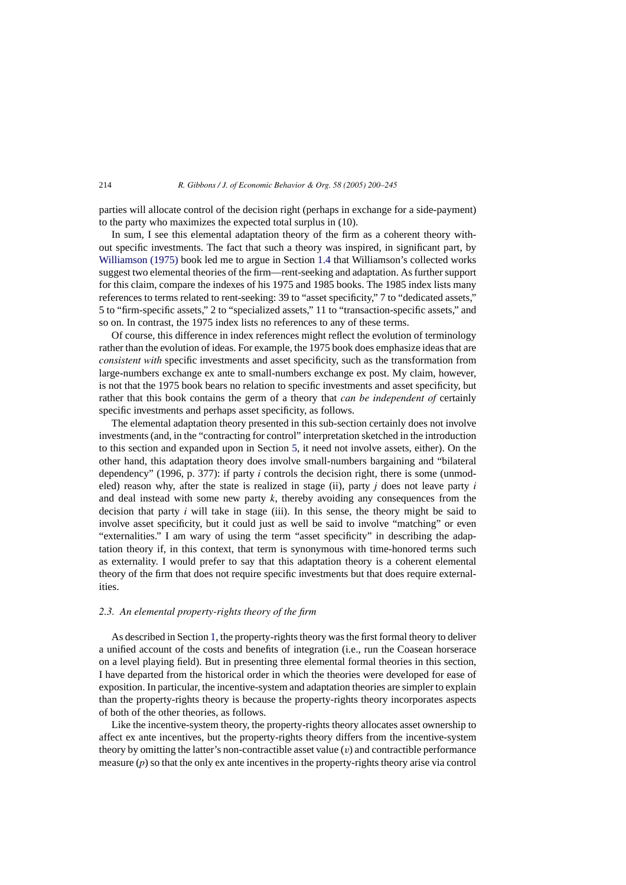parties will allocate control of the decision right (perhaps in exchange for a side-payment) to the party who maximizes the expected total surplus in (10).

In sum, I see this elemental adaptation theory of the firm as a coherent theory without specific investments. The fact that such a theory was inspired, in significant part, by Williamson (1975) book led me to argue in Section 1.4 that Williamson's collected works suggest two elemental theories of the firm—rent-seeking and adaptation. As further support for this claim, compare the indexes of his 1975 and 1985 books. The 1985 index lists many references to terms related to rent-seeking: 39 to "asset specificity," 7 to "dedicated assets," 5 to "firm-specific assets," 2 to "specialized assets," 11 to "transaction-specific assets," and so on. In contrast, the 1975 index lists no references to any of these terms.

Of course, this difference in index references might reflect the evolution of terminology rather than the evolution of ideas. For example, the 1975 book does emphasize ideas that are *consistent with* specific investments and asset specificity, such as the transformation from large-numbers exchange ex ante to small-numbers exchange ex post. My claim, however, is not that the 1975 book bears no relation to specific investments and asset specificity, but rather that this book contains the germ of a theory that *can be independent of* certainly specific investments and perhaps asset specificity, as follows.

The elemental adaptation theory presented in this sub-section certainly does not involve investments (and, in the "contracting for control" interpretation sketched in the introduction to this section and expanded upon in Section 5, it need not involve assets, either). On the other hand, this adaptation theory does involve small-numbers bargaining and "bilateral dependency" (1996, p. 377): if party $i$ controls the decision right, there is some (unmodeled) reason why, after the state is realized in stage (ii), party $j$ does not leave party $i$ and deal instead with some new party $k$, thereby avoiding any consequences from the decision that party $i$ will take in stage (iii). In this sense, the theory might be said to involve asset specificity, but it could just as well be said to involve "matching" or even "externalities." I am wary of using the term "asset specificity" in describing the adaptation theory if, in this context, that term is synonymous with time-honored terms such as externality. I would prefer to say that this adaptation theory is a coherent elemental theory of the firm that does not require specific investments but that does require externalities.

### *2.3. An elemental property-rights theory of the firm*

As described in Section 1, the property-rights theory was the first formal theory to deliver a unified account of the costs and benefits of integration (i.e., run the Coasean horserace on a level playing field). But in presenting three elemental formal theories in this section, I have departed from the historical order in which the theories were developed for ease of exposition. In particular, the incentive-system and adaptation theories are simpler to explain than the property-rights theory is because the property-rights theory incorporates aspects of both of the other theories, as follows.

Like the incentive-system theory, the property-rights theory allocates asset ownership to affect ex ante incentives, but the property-rights theory differs from the incentive-system theory by omitting the latter's non-contractible asset value ($v$) and contractible performance measure ($p$) so that the only ex ante incentives in the property-rights theory arise via control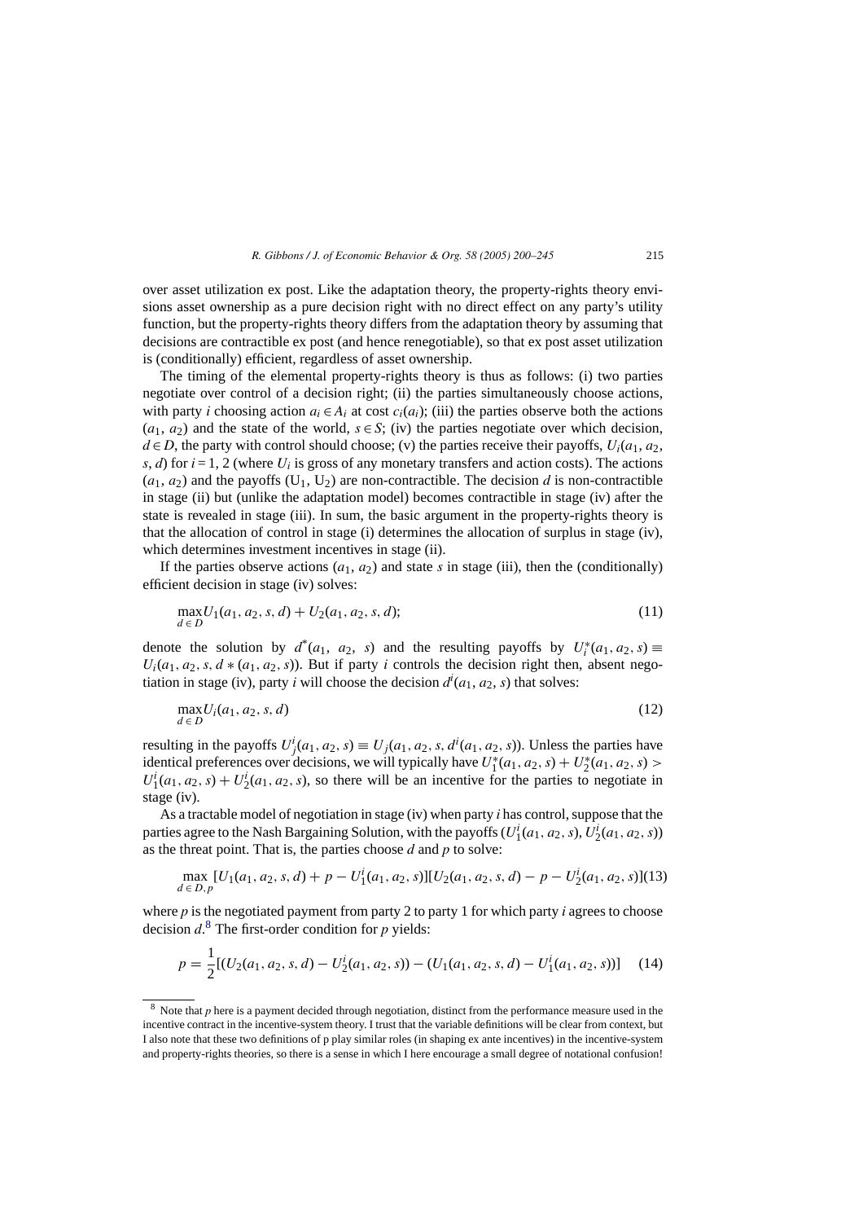over asset utilization ex post. Like the adaptation theory, the property-rights theory envisions asset ownership as a pure decision right with no direct effect on any party's utility function, but the property-rights theory differs from the adaptation theory by assuming that decisions are contractible ex post (and hence renegotiable), so that ex post asset utilization is (conditionally) efficient, regardless of asset ownership.

The timing of the elemental property-rights theory is thus as follows: (i) two parties negotiate over control of a decision right; (ii) the parties simultaneously choose actions, with party $i$ choosing action $a_i \in A_i$ at cost $c_i(a_i)$; (iii) the parties observe both the actions $(a_1, a_2)$ and the state of the world, $s \in S$; (iv) the parties negotiate over which decision, $d \in D$, the party with control should choose; (v) the parties receive their payoffs, $U_i(a_1, a_2, s, d)$ for $i = 1, 2$ (where $U_i$ is gross of any monetary transfers and action costs). The actions $(a_1, a_2)$ and the payoffs $(U_1, U_2)$ are non-contractible. The decision $d$ is non-contractible in stage (ii) but (unlike the adaptation model) becomes contractible in stage (iv) after the state is revealed in stage (iii). In sum, the basic argument in the property-rights theory is that the allocation of control in stage (i) determines the allocation of surplus in stage (iv), which determines investment incentives in stage (ii).

If the parties observe actions $(a_1, a_2)$ and state $s$ in stage (iii), then the (conditionally) efficient decision in stage (iv) solves:

$$\max_{d \in D} U_1(a_1, a_2, s, d) + U_2(a_1, a_2, s, d); \tag{11}$$

denote the solution by $d^*(a_1, a_2, s)$ and the resulting payoffs by $U_i^*(a_1, a_2, s) \equiv U_i(a_1, a_2, s, d*(a_1, a_2, s))$. But if party $i$ controls the decision right then, absent negotiation in stage (iv), party $i$ will choose the decision $d^i(a_1, a_2, s)$ that solves:

$$\max_{d \in D} U_i(a_1, a_2, s, d) \tag{12}$$

resulting in the payoffs $U_j^i(a_1, a_2, s) \equiv U_j(a_1, a_2, s, d^i(a_1, a_2, s))$. Unless the parties have identical preferences over decisions, we will typically have $U_1^*(a_1, a_2, s) + U_2^*(a_1, a_2, s) > U_1^i(a_1, a_2, s) + U_2^i(a_1, a_2, s)$, so there will be an incentive for the parties to negotiate in stage (iv).

As a tractable model of negotiation in stage (iv) when party $i$ has control, suppose that the parties agree to the Nash Bargaining Solution, with the payoffs $(U_1^i(a_1, a_2, s), U_2^i(a_1, a_2, s))$ as the threat point. That is, the parties choose $d$ and $p$ to solve:

$$\max_{d \in D, p} [U_1(a_1, a_2, s, d) + p - U_1^i(a_1, a_2, s)][U_2(a_1, a_2, s, d) - p - U_2^i(a_1, a_2, s)] \tag{13}$$

where $p$ is the negotiated payment from party 2 to party 1 for which party $i$ agrees to choose decision $d$.[8] The first-order condition for $p$ yields:

$$p = \frac{1}{2}[(U_2(a_1, a_2, s, d) - U_2^i(a_1, a_2, s)) - (U_1(a_1, a_2, s, d) - U_1^i(a_1, a_2, s))] \tag{14}$$

[8] Note that $p$ here is a payment decided through negotiation, distinct from the performance measure used in the incentive contract in the incentive-system theory. I trust that the variable definitions will be clear from context, but I also note that these two definitions of p play similar roles (in shaping ex ante incentives) in the incentive-system and property-rights theories, so there is a sense in which I here encourage a small degree of notational confusion!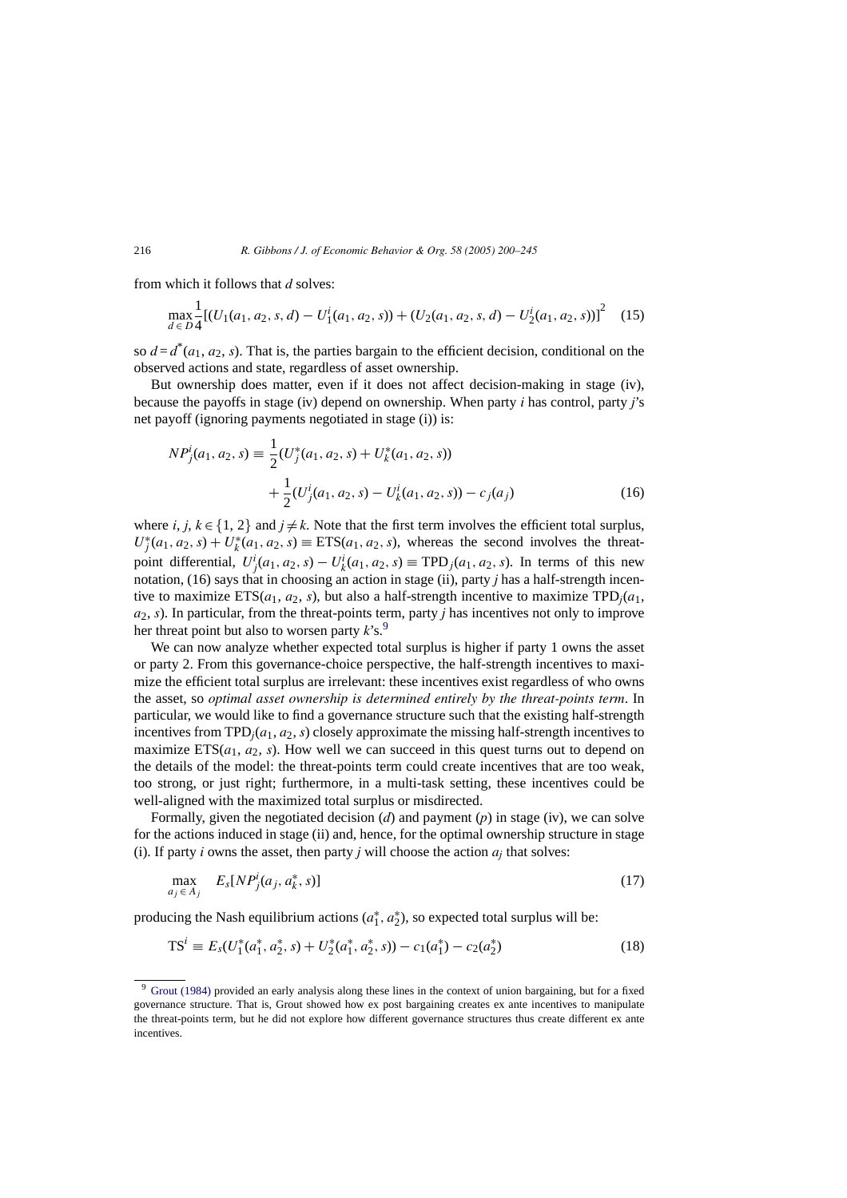from which it follows that $d$ solves:

$$\max_{d \in D} \frac{1}{4}[(U_1(a_1, a_2, s, d) - U_1^i(a_1, a_2, s)) + (U_2(a_1, a_2, s, d) - U_2^i(a_1, a_2, s))]^2 \quad (15)$$

so $d = d^*(a_1, a_2, s)$. That is, the parties bargain to the efficient decision, conditional on the observed actions and state, regardless of asset ownership.

But ownership does matter, even if it does not affect decision-making in stage (iv), because the payoffs in stage (iv) depend on ownership. When party $i$ has control, party $j$'s net payoff (ignoring payments negotiated in stage (i)) is:

$$NP_j^i(a_1, a_2, s) \equiv \frac{1}{2}(U_j^*(a_1, a_2, s) + U_k^*(a_1, a_2, s)) + \frac{1}{2}(U_j^i(a_1, a_2, s) - U_k^i(a_1, a_2, s)) - c_j(a_j) \quad (16)$$

where $i, j, k \in \{1, 2\}$ and $j \neq k$. Note that the first term involves the efficient total surplus, $U_j^*(a_1, a_2, s) + U_k^*(a_1, a_2, s) \equiv \text{ETS}(a_1, a_2, s)$, whereas the second involves the threat-point differential, $U_j^i(a_1, a_2, s) - U_k^i(a_1, a_2, s) \equiv \text{TPD}_j(a_1, a_2, s)$. In terms of this new notation, (16) says that in choosing an action in stage (ii), party $j$ has a half-strength incentive to maximize $\text{ETS}(a_1, a_2, s)$, but also a half-strength incentive to maximize $\text{TPD}_j(a_1, a_2, s)$. In particular, from the threat-points term, party $j$ has incentives not only to improve her threat point but also to worsen party $k$'s.[9]

We can now analyze whether expected total surplus is higher if party 1 owns the asset or party 2. From this governance-choice perspective, the half-strength incentives to maximize the efficient total surplus are irrelevant: these incentives exist regardless of who owns the asset, so *optimal asset ownership is determined entirely by the threat-points term*. In particular, we would like to find a governance structure such that the existing half-strength incentives from $\text{TPD}_j(a_1, a_2, s)$ closely approximate the missing half-strength incentives to maximize $\text{ETS}(a_1, a_2, s)$. How well we can succeed in this quest turns out to depend on the details of the model: the threat-points term could create incentives that are too weak, too strong, or just right; furthermore, in a multi-task setting, these incentives could be well-aligned with the maximized total surplus or misdirected.

Formally, given the negotiated decision ($d$) and payment ($p$) in stage (iv), we can solve for the actions induced in stage (ii) and, hence, for the optimal ownership structure in stage (i). If party $i$ owns the asset, then party $j$ will choose the action $a_j$ that solves:

$$\max_{a_j \in A_j} \quad E_s[NP_j^i(a_j, a_k^*, s)] \quad (17)$$

producing the Nash equilibrium actions $(a_1^*, a_2^*)$, so expected total surplus will be:

$$\text{TS}^i \equiv E_s(U_1^*(a_1^*, a_2^*, s) + U_2^*(a_1^*, a_2^*, s)) - c_1(a_1^*) - c_2(a_2^*) \quad (18)$$

[9] Grout (1984) provided an early analysis along these lines in the context of union bargaining, but for a fixed governance structure. That is, Grout showed how ex post bargaining creates ex ante incentives to manipulate the threat-points term, but he did not explore how different governance structures thus create different ex ante incentives.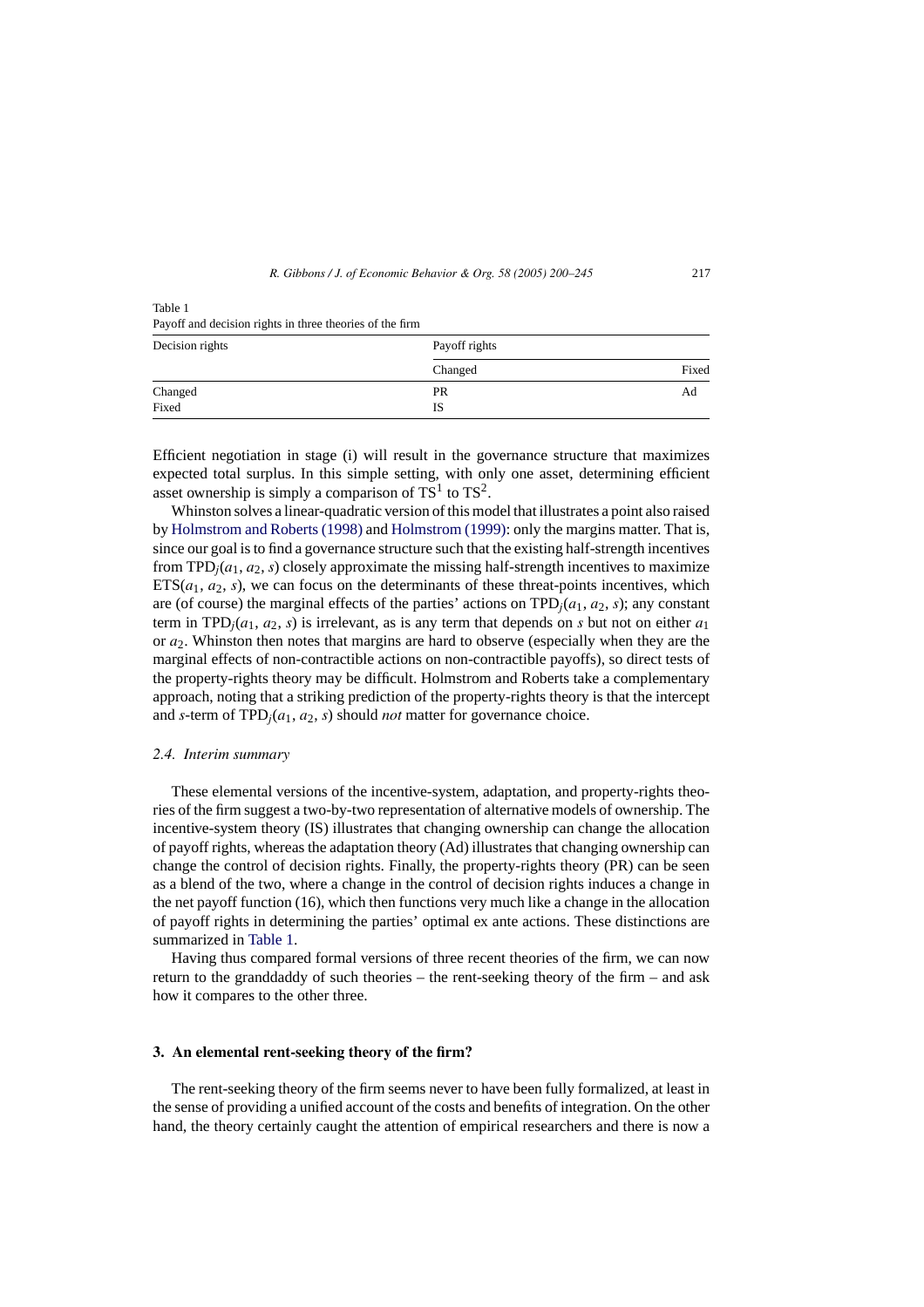Table 1
Payoff and decision rights in three theories of the firm

| Decision rights | Payoff rights | |
|---|---|---|
| | Changed | Fixed |
| Changed | PR | Ad |
| Fixed | IS | |

Efficient negotiation in stage (i) will result in the governance structure that maximizes expected total surplus. In this simple setting, with only one asset, determining efficient asset ownership is simply a comparison of $TS^1$ to $TS^2$.

Whinston solves a linear-quadratic version of this model that illustrates a point also raised by Holmstrom and Roberts (1998) and Holmstrom (1999): only the margins matter. That is, since our goal is to find a governance structure such that the existing half-strength incentives from $TPD_j(a_1, a_2, s)$ closely approximate the missing half-strength incentives to maximize $ETS(a_1, a_2, s)$, we can focus on the determinants of these threat-points incentives, which are (of course) the marginal effects of the parties' actions on $TPD_j(a_1, a_2, s)$; any constant term in $TPD_j(a_1, a_2, s)$ is irrelevant, as is any term that depends on $s$ but not on either $a_1$ or $a_2$. Whinston then notes that margins are hard to observe (especially when they are the marginal effects of non-contractible actions on non-contractible payoffs), so direct tests of the property-rights theory may be difficult. Holmstrom and Roberts take a complementary approach, noting that a striking prediction of the property-rights theory is that the intercept and $s$-term of $TPD_j(a_1, a_2, s)$ should *not* matter for governance choice.

### 2.4. Interim summary

These elemental versions of the incentive-system, adaptation, and property-rights theories of the firm suggest a two-by-two representation of alternative models of ownership. The incentive-system theory (IS) illustrates that changing ownership can change the allocation of payoff rights, whereas the adaptation theory (Ad) illustrates that changing ownership can change the control of decision rights. Finally, the property-rights theory (PR) can be seen as a blend of the two, where a change in the control of decision rights induces a change in the net payoff function (16), which then functions very much like a change in the allocation of payoff rights in determining the parties' optimal ex ante actions. These distinctions are summarized in Table 1.

Having thus compared formal versions of three recent theories of the firm, we can now return to the granddaddy of such theories – the rent-seeking theory of the firm – and ask how it compares to the other three.

## 3. An elemental rent-seeking theory of the firm?

The rent-seeking theory of the firm seems never to have been fully formalized, at least in the sense of providing a unified account of the costs and benefits of integration. On the other hand, the theory certainly caught the attention of empirical researchers and there is now a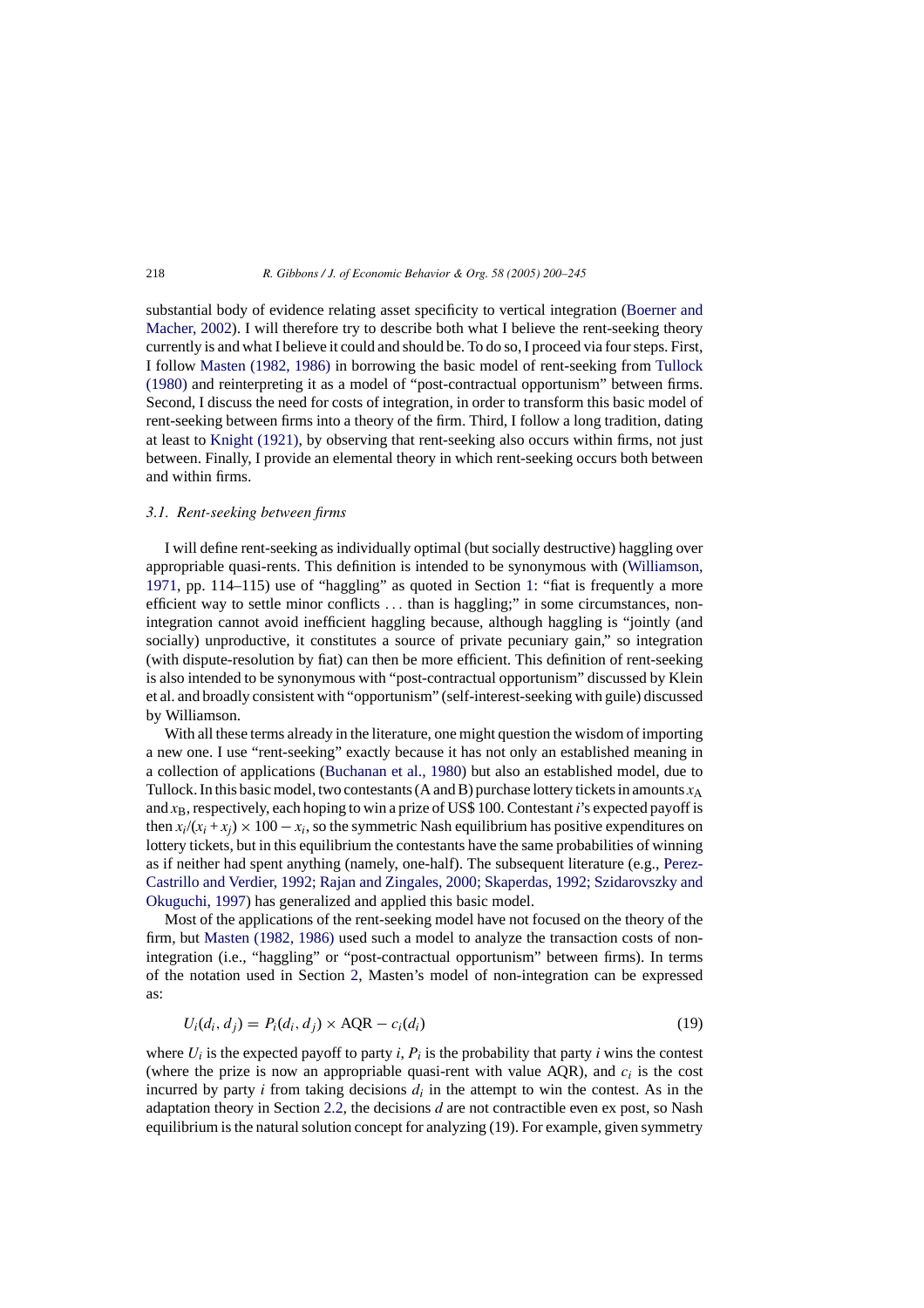substantial body of evidence relating asset specificity to vertical integration (Boerner and Macher, 2002). I will therefore try to describe both what I believe the rent-seeking theory currently is and what I believe it could and should be. To do so, I proceed via four steps. First, I follow Masten (1982, 1986) in borrowing the basic model of rent-seeking from Tullock (1980) and reinterpreting it as a model of "post-contractual opportunism" between firms. Second, I discuss the need for costs of integration, in order to transform this basic model of rent-seeking between firms into a theory of the firm. Third, I follow a long tradition, dating at least to Knight (1921), by observing that rent-seeking also occurs within firms, not just between. Finally, I provide an elemental theory in which rent-seeking occurs both between and within firms.

### *3.1. Rent-seeking between firms*

I will define rent-seeking as individually optimal (but socially destructive) haggling over appropriable quasi-rents. This definition is intended to be synonymous with (Williamson, 1971, pp. 114–115) use of "haggling" as quoted in Section 1: "fiat is frequently a more efficient way to settle minor conflicts ... than is haggling;" in some circumstances, non-integration cannot avoid inefficient haggling because, although haggling is "jointly (and socially) unproductive, it constitutes a source of private pecuniary gain," so integration (with dispute-resolution by fiat) can then be more efficient. This definition of rent-seeking is also intended to be synonymous with "post-contractual opportunism" discussed by Klein et al. and broadly consistent with "opportunism" (self-interest-seeking with guile) discussed by Williamson.

With all these terms already in the literature, one might question the wisdom of importing a new one. I use "rent-seeking" exactly because it has not only an established meaning in a collection of applications (Buchanan et al., 1980) but also an established model, due to Tullock. In this basic model, two contestants (A and B) purchase lottery tickets in amounts $x_A$ and $x_B$, respectively, each hoping to win a prize of US$ 100. Contestant $i$'s expected payoff is then $x_i/(x_i + x_j) \times 100 - x_i$, so the symmetric Nash equilibrium has positive expenditures on lottery tickets, but in this equilibrium the contestants have the same probabilities of winning as if neither had spent anything (namely, one-half). The subsequent literature (e.g., Perez-Castrillo and Verdier, 1992; Rajan and Zingales, 2000; Skaperdas, 1992; Szidarovszky and Okuguchi, 1997) has generalized and applied this basic model.

Most of the applications of the rent-seeking model have not focused on the theory of the firm, but Masten (1982, 1986) used such a model to analyze the transaction costs of non-integration (i.e., "haggling" or "post-contractual opportunism" between firms). In terms of the notation used in Section 2, Masten's model of non-integration can be expressed as:

$$U_i(d_i, d_j) = P_i(d_i, d_j) \times \text{AQR} - c_i(d_i) \tag{19}$$

where $U_i$ is the expected payoff to party $i$, $P_i$ is the probability that party $i$ wins the contest (where the prize is now an appropriable quasi-rent with value AQR), and $c_i$ is the cost incurred by party $i$ from taking decisions $d_i$ in the attempt to win the contest. As in the adaptation theory in Section 2.2, the decisions $d$ are not contractible even ex post, so Nash equilibrium is the natural solution concept for analyzing (19). For example, given symmetry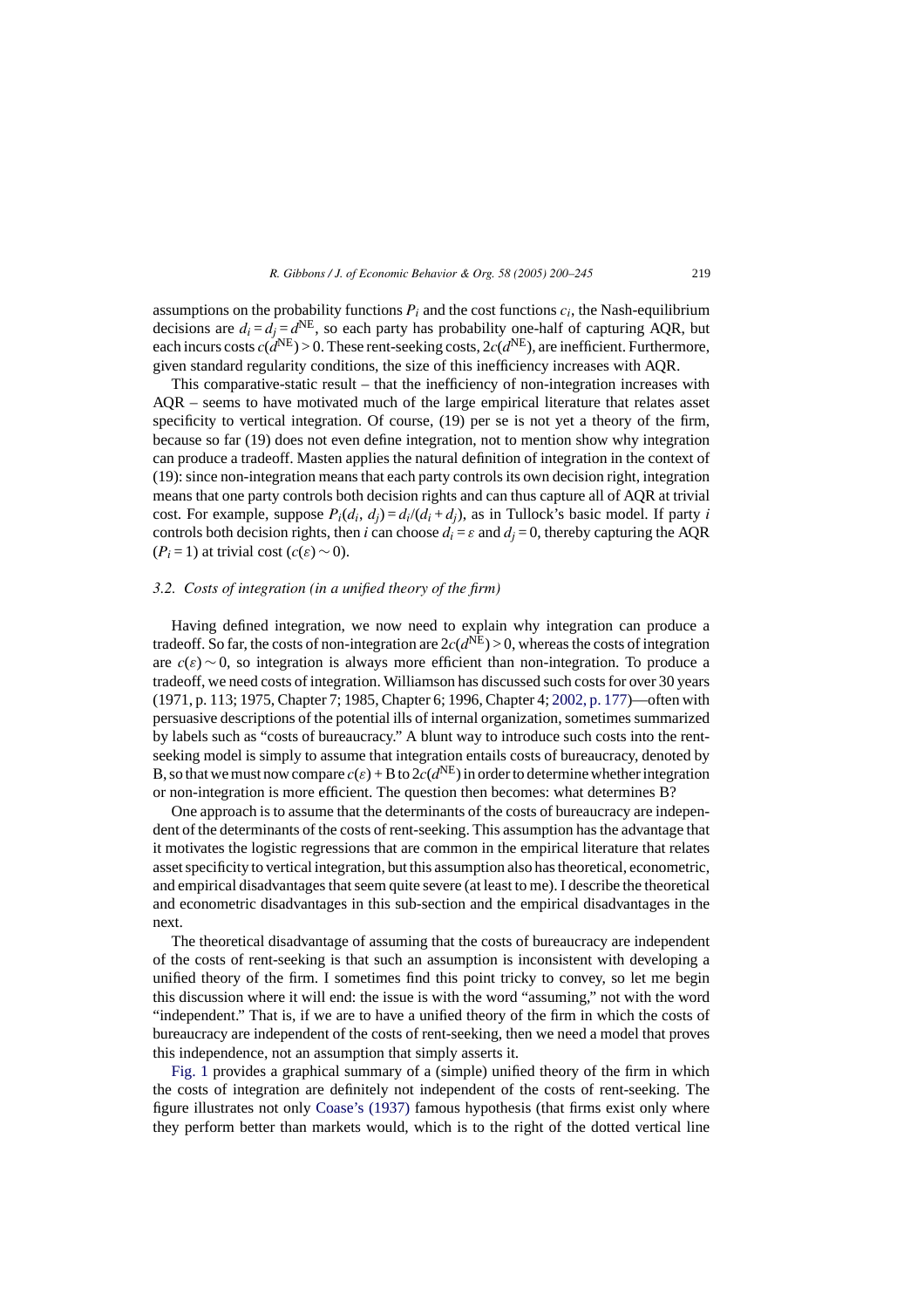assumptions on the probability functions $P_i$ and the cost functions $c_i$, the Nash-equilibrium decisions are $d_i = d_j = d^{NE}$, so each party has probability one-half of capturing AQR, but each incurs costs $c(d^{NE}) > 0$. These rent-seeking costs, $2c(d^{NE})$, are inefficient. Furthermore, given standard regularity conditions, the size of this inefficiency increases with AQR.

This comparative-static result – that the inefficiency of non-integration increases with AQR – seems to have motivated much of the large empirical literature that relates asset specificity to vertical integration. Of course, (19) per se is not yet a theory of the firm, because so far (19) does not even define integration, not to mention show why integration can produce a tradeoff. Masten applies the natural definition of integration in the context of (19): since non-integration means that each party controls its own decision right, integration means that one party controls both decision rights and can thus capture all of AQR at trivial cost. For example, suppose $P_i(d_i, d_j) = d_i/(d_i + d_j)$, as in Tullock's basic model. If party $i$ controls both decision rights, then $i$ can choose $d_i = \varepsilon$ and $d_j = 0$, thereby capturing the AQR ($P_i = 1$) at trivial cost ($c(\varepsilon) \sim 0$).

### *3.2. Costs of integration (in a unified theory of the firm)*

Having defined integration, we now need to explain why integration can produce a tradeoff. So far, the costs of non-integration are $2c(d^{NE}) > 0$, whereas the costs of integration are $c(\varepsilon) \sim 0$, so integration is always more efficient than non-integration. To produce a tradeoff, we need costs of integration. Williamson has discussed such costs for over 30 years (1971, p. 113; 1975, Chapter 7; 1985, Chapter 6; 1996, Chapter 4; 2002, p. 177)—often with persuasive descriptions of the potential ills of internal organization, sometimes summarized by labels such as "costs of bureaucracy." A blunt way to introduce such costs into the rent-seeking model is simply to assume that integration entails costs of bureaucracy, denoted by B, so that we must now compare $c(\varepsilon) + \mathrm{B}$ to $2c(d^{NE})$ in order to determine whether integration or non-integration is more efficient. The question then becomes: what determines B?

One approach is to assume that the determinants of the costs of bureaucracy are independent of the determinants of the costs of rent-seeking. This assumption has the advantage that it motivates the logistic regressions that are common in the empirical literature that relates asset specificity to vertical integration, but this assumption also has theoretical, econometric, and empirical disadvantages that seem quite severe (at least to me). I describe the theoretical and econometric disadvantages in this sub-section and the empirical disadvantages in the next.

The theoretical disadvantage of assuming that the costs of bureaucracy are independent of the costs of rent-seeking is that such an assumption is inconsistent with developing a unified theory of the firm. I sometimes find this point tricky to convey, so let me begin this discussion where it will end: the issue is with the word "assuming," not with the word "independent." That is, if we are to have a unified theory of the firm in which the costs of bureaucracy are independent of the costs of rent-seeking, then we need a model that proves this independence, not an assumption that simply asserts it.

Fig. 1 provides a graphical summary of a (simple) unified theory of the firm in which the costs of integration are definitely not independent of the costs of rent-seeking. The figure illustrates not only Coase's (1937) famous hypothesis (that firms exist only where they perform better than markets would, which is to the right of the dotted vertical line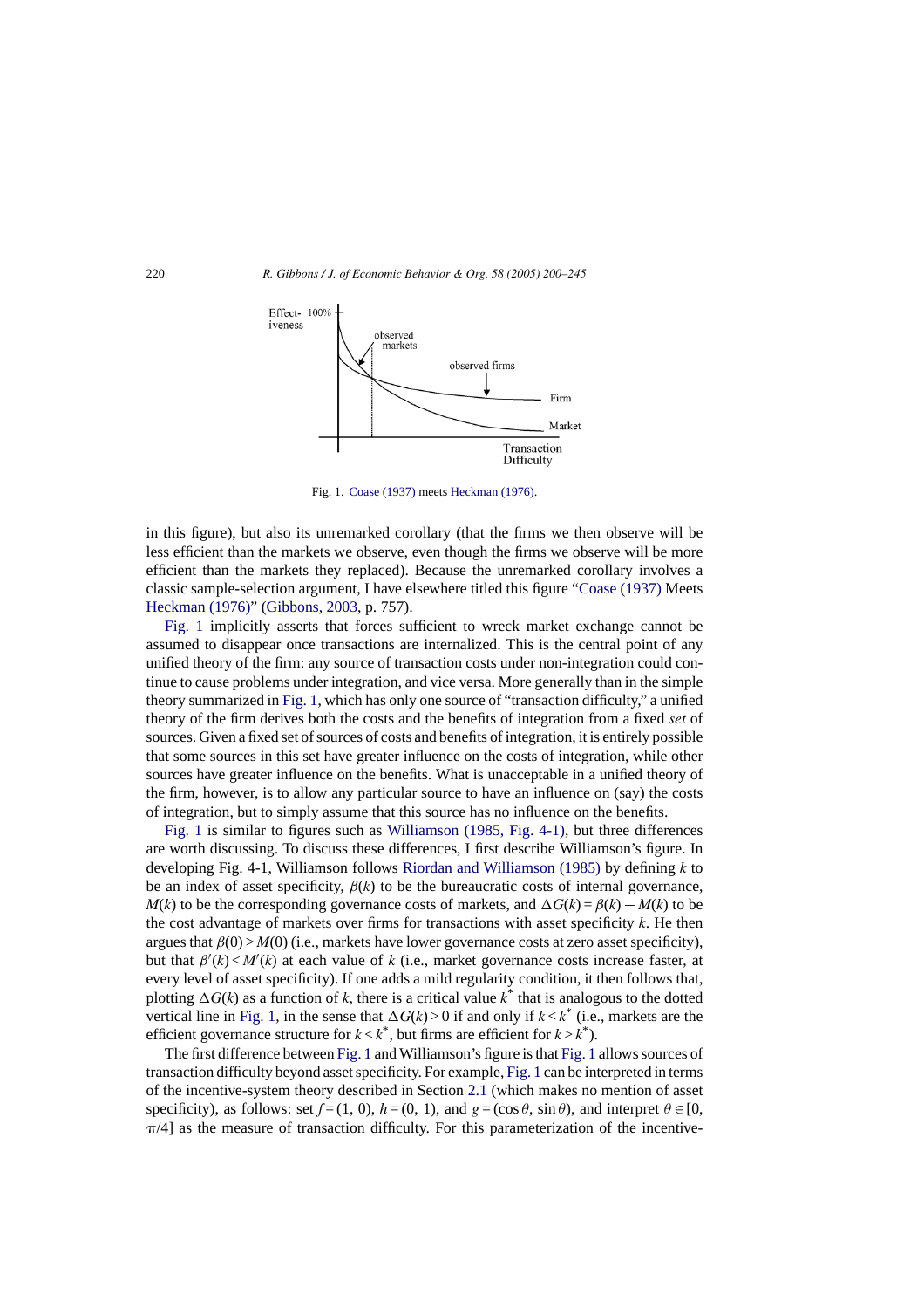Fig. 1. Coase (1937) meets Heckman (1976).

in this figure), but also its unremarked corollary (that the firms we then observe will be less efficient than the markets we observe, even though the firms we observe will be more efficient than the markets they replaced). Because the unremarked corollary involves a classic sample-selection argument, I have elsewhere titled this figure "Coase (1937) Meets Heckman (1976)" (Gibbons, 2003, p. 757).

Fig. 1 implicitly asserts that forces sufficient to wreck market exchange cannot be assumed to disappear once transactions are internalized. This is the central point of any unified theory of the firm: any source of transaction costs under non-integration could continue to cause problems under integration, and vice versa. More generally than in the simple theory summarized in Fig. 1, which has only one source of "transaction difficulty," a unified theory of the firm derives both the costs and the benefits of integration from a fixed *set* of sources. Given a fixed set of sources of costs and benefits of integration, it is entirely possible that some sources in this set have greater influence on the costs of integration, while other sources have greater influence on the benefits. What is unacceptable in a unified theory of the firm, however, is to allow any particular source to have an influence on (say) the costs of integration, but to simply assume that this source has no influence on the benefits.

Fig. 1 is similar to figures such as Williamson (1985, Fig. 4-1), but three differences are worth discussing. To discuss these differences, I first describe Williamson's figure. In developing Fig. 4-1, Williamson follows Riordan and Williamson (1985) by defining $k$ to be an index of asset specificity, $\beta(k)$ to be the bureaucratic costs of internal governance, $M(k)$ to be the corresponding governance costs of markets, and $\Delta G(k) = \beta(k) - M(k)$ to be the cost advantage of markets over firms for transactions with asset specificity $k$. He then argues that $\beta(0) > M(0)$ (i.e., markets have lower governance costs at zero asset specificity), but that $\beta'(k) < M'(k)$ at each value of $k$ (i.e., market governance costs increase faster, at every level of asset specificity). If one adds a mild regularity condition, it then follows that, plotting $\Delta G(k)$ as a function of $k$, there is a critical value $k^*$ that is analogous to the dotted vertical line in Fig. 1, in the sense that $\Delta G(k) > 0$ if and only if $k < k^*$ (i.e., markets are the efficient governance structure for $k < k^*$, but firms are efficient for $k > k^*$).

The first difference between Fig. 1 and Williamson's figure is that Fig. 1 allows sources of transaction difficulty beyond asset specificity. For example, Fig. 1 can be interpreted in terms of the incentive-system theory described in Section 2.1 (which makes no mention of asset specificity), as follows: set $f = (1, 0)$, $h = (0, 1)$, and $g = (\cos\theta, \sin\theta)$, and interpret $\theta \in [0, \pi/4]$ as the measure of transaction difficulty. For this parameterization of the incentive-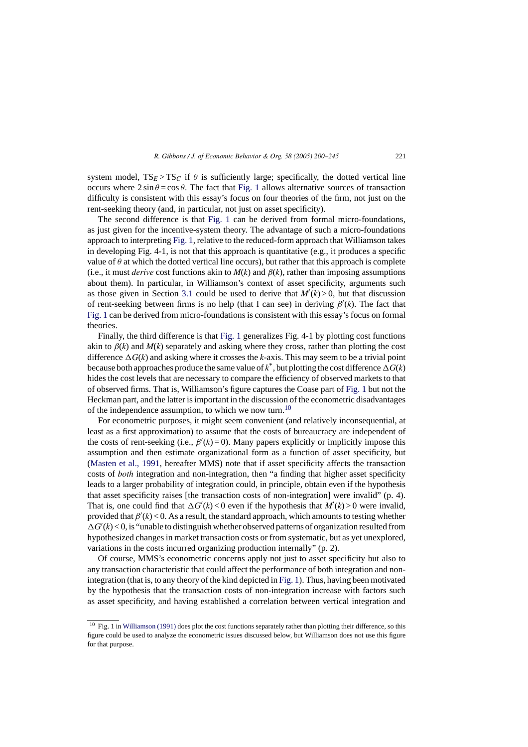system model, $TS_E > TS_C$ if $\theta$ is sufficiently large; specifically, the dotted vertical line occurs where $2\sin\theta = \cos\theta$. The fact that Fig. 1 allows alternative sources of transaction difficulty is consistent with this essay's focus on four theories of the firm, not just on the rent-seeking theory (and, in particular, not just on asset specificity).

The second difference is that Fig. 1 can be derived from formal micro-foundations, as just given for the incentive-system theory. The advantage of such a micro-foundations approach to interpreting Fig. 1, relative to the reduced-form approach that Williamson takes in developing Fig. 4-1, is not that this approach is quantitative (e.g., it produces a specific value of $\theta$ at which the dotted vertical line occurs), but rather that this approach is complete (i.e., it must *derive* cost functions akin to $M(k)$ and $\beta(k)$, rather than imposing assumptions about them). In particular, in Williamson's context of asset specificity, arguments such as those given in Section 3.1 could be used to derive that $M'(k) > 0$, but that discussion of rent-seeking between firms is no help (that I can see) in deriving $\beta'(k)$. The fact that Fig. 1 can be derived from micro-foundations is consistent with this essay's focus on formal theories.

Finally, the third difference is that Fig. 1 generalizes Fig. 4-1 by plotting cost functions akin to $\beta(k)$ and $M(k)$ separately and asking where they cross, rather than plotting the cost difference $\Delta G(k)$ and asking where it crosses the $k$-axis. This may seem to be a trivial point because both approaches produce the same value of $k^*$, but plotting the cost difference $\Delta G(k)$ hides the cost levels that are necessary to compare the efficiency of observed markets to that of observed firms. That is, Williamson's figure captures the Coase part of Fig. 1 but not the Heckman part, and the latter is important in the discussion of the econometric disadvantages of the independence assumption, to which we now turn.[10]

For econometric purposes, it might seem convenient (and relatively inconsequential, at least as a first approximation) to assume that the costs of bureaucracy are independent of the costs of rent-seeking (i.e., $\beta'(k) = 0$). Many papers explicitly or implicitly impose this assumption and then estimate organizational form as a function of asset specificity, but (Masten et al., 1991, hereafter MMS) note that if asset specificity affects the transaction costs of *both* integration and non-integration, then "a finding that higher asset specificity leads to a larger probability of integration could, in principle, obtain even if the hypothesis that asset specificity raises [the transaction costs of non-integration] were invalid" (p. 4). That is, one could find that $\Delta G'(k) < 0$ even if the hypothesis that $M'(k) > 0$ were invalid, provided that $\beta'(k) < 0$. As a result, the standard approach, which amounts to testing whether $\Delta G'(k) < 0$, is "unable to distinguish whether observed patterns of organization resulted from hypothesized changes in market transaction costs or from systematic, but as yet unexplored, variations in the costs incurred organizing production internally" (p. 2).

Of course, MMS's econometric concerns apply not just to asset specificity but also to any transaction characteristic that could affect the performance of both integration and non-integration (that is, to any theory of the kind depicted in Fig. 1). Thus, having been motivated by the hypothesis that the transaction costs of non-integration increase with factors such as asset specificity, and having established a correlation between vertical integration and

[10] Fig. 1 in Williamson (1991) does plot the cost functions separately rather than plotting their difference, so this figure could be used to analyze the econometric issues discussed below, but Williamson does not use this figure for that purpose.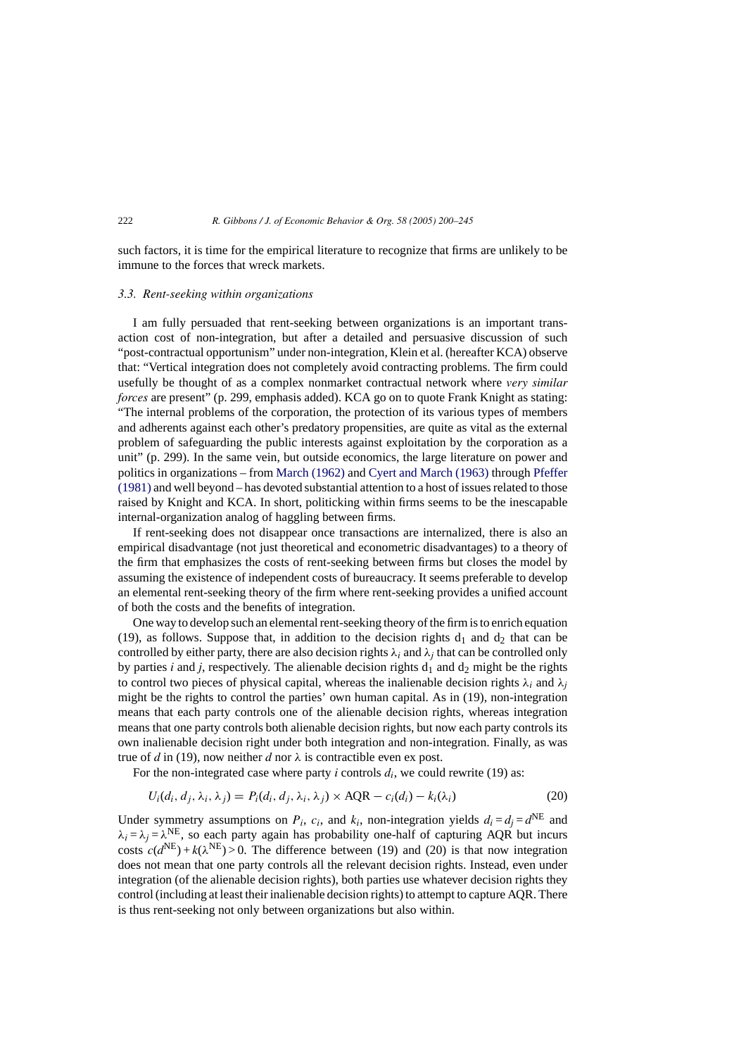such factors, it is time for the empirical literature to recognize that firms are unlikely to be immune to the forces that wreck markets.

### *3.3. Rent-seeking within organizations*

I am fully persuaded that rent-seeking between organizations is an important transaction cost of non-integration, but after a detailed and persuasive discussion of such "post-contractual opportunism" under non-integration, Klein et al. (hereafter KCA) observe that: "Vertical integration does not completely avoid contracting problems. The firm could usefully be thought of as a complex nonmarket contractual network where *very similar forces* are present" (p. 299, emphasis added). KCA go on to quote Frank Knight as stating: "The internal problems of the corporation, the protection of its various types of members and adherents against each other's predatory propensities, are quite as vital as the external problem of safeguarding the public interests against exploitation by the corporation as a unit" (p. 299). In the same vein, but outside economics, the large literature on power and politics in organizations – from March (1962) and Cyert and March (1963) through Pfeffer (1981) and well beyond – has devoted substantial attention to a host of issues related to those raised by Knight and KCA. In short, politicking within firms seems to be the inescapable internal-organization analog of haggling between firms.

If rent-seeking does not disappear once transactions are internalized, there is also an empirical disadvantage (not just theoretical and econometric disadvantages) to a theory of the firm that emphasizes the costs of rent-seeking between firms but closes the model by assuming the existence of independent costs of bureaucracy. It seems preferable to develop an elemental rent-seeking theory of the firm where rent-seeking provides a unified account of both the costs and the benefits of integration.

One way to develop such an elemental rent-seeking theory of the firm is to enrich equation (19), as follows. Suppose that, in addition to the decision rights $d_1$ and $d_2$ that can be controlled by either party, there are also decision rights $\lambda_i$ and $\lambda_j$ that can be controlled only by parties $i$ and $j$, respectively. The alienable decision rights $d_1$ and $d_2$ might be the rights to control two pieces of physical capital, whereas the inalienable decision rights $\lambda_i$ and $\lambda_j$ might be the rights to control the parties' own human capital. As in (19), non-integration means that each party controls one of the alienable decision rights, whereas integration means that one party controls both alienable decision rights, but now each party controls its own inalienable decision right under both integration and non-integration. Finally, as was true of $d$ in (19), now neither $d$ nor $\lambda$ is contractible even ex post.

For the non-integrated case where party $i$ controls $d_i$, we could rewrite (19) as:

$$U_i(d_i, d_j, \lambda_i, \lambda_j) = P_i(d_i, d_j, \lambda_i, \lambda_j) \times \text{AQR} - c_i(d_i) - k_i(\lambda_i) \tag{20}$$

Under symmetry assumptions on $P_i$, $c_i$, and $k_i$, non-integration yields $d_i = d_j = d^{\text{NE}}$ and $\lambda_i = \lambda_j = \lambda^{\text{NE}}$, so each party again has probability one-half of capturing AQR but incurs costs $c(d^{\text{NE}}) + k(\lambda^{\text{NE}}) > 0$. The difference between (19) and (20) is that now integration does not mean that one party controls all the relevant decision rights. Instead, even under integration (of the alienable decision rights), both parties use whatever decision rights they control (including at least their inalienable decision rights) to attempt to capture AQR. There is thus rent-seeking not only between organizations but also within.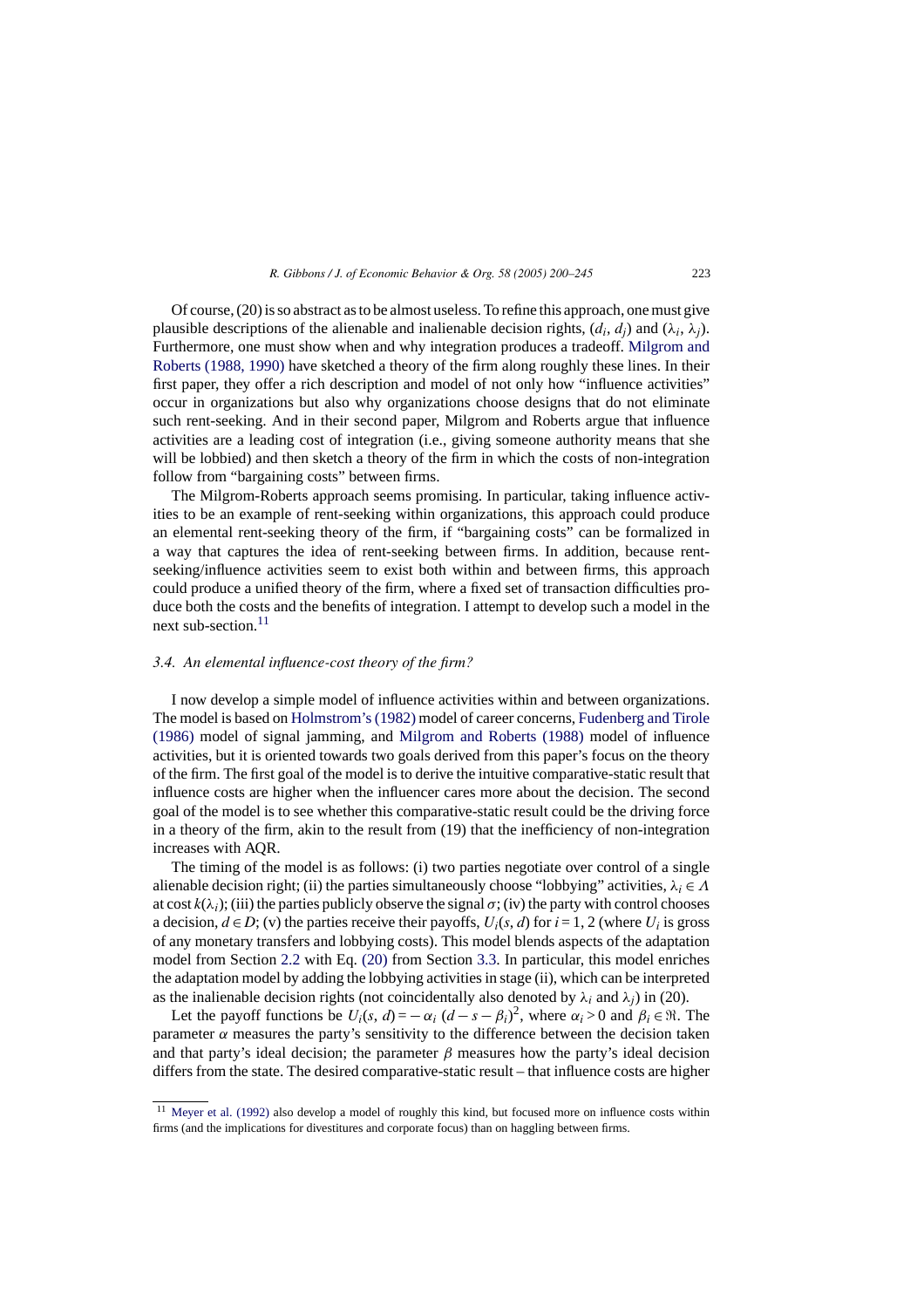Of course, (20) is so abstract as to be almost useless. To refine this approach, one must give plausible descriptions of the alienable and inalienable decision rights, $(d_i, d_j)$ and $(\lambda_i, \lambda_j)$. Furthermore, one must show when and why integration produces a tradeoff. Milgrom and Roberts (1988, 1990) have sketched a theory of the firm along roughly these lines. In their first paper, they offer a rich description and model of not only how "influence activities" occur in organizations but also why organizations choose designs that do not eliminate such rent-seeking. And in their second paper, Milgrom and Roberts argue that influence activities are a leading cost of integration (i.e., giving someone authority means that she will be lobbied) and then sketch a theory of the firm in which the costs of non-integration follow from "bargaining costs" between firms.

The Milgrom-Roberts approach seems promising. In particular, taking influence activities to be an example of rent-seeking within organizations, this approach could produce an elemental rent-seeking theory of the firm, if "bargaining costs" can be formalized in a way that captures the idea of rent-seeking between firms. In addition, because rent-seeking/influence activities seem to exist both within and between firms, this approach could produce a unified theory of the firm, where a fixed set of transaction difficulties produce both the costs and the benefits of integration. I attempt to develop such a model in the next sub-section.[11]

### 3.4. An elemental influence-cost theory of the firm?

I now develop a simple model of influence activities within and between organizations. The model is based on Holmstrom's (1982) model of career concerns, Fudenberg and Tirole (1986) model of signal jamming, and Milgrom and Roberts (1988) model of influence activities, but it is oriented towards two goals derived from this paper's focus on the theory of the firm. The first goal of the model is to derive the intuitive comparative-static result that influence costs are higher when the influencer cares more about the decision. The second goal of the model is to see whether this comparative-static result could be the driving force in a theory of the firm, akin to the result from (19) that the inefficiency of non-integration increases with AQR.

The timing of the model is as follows: (i) two parties negotiate over control of a single alienable decision right; (ii) the parties simultaneously choose "lobbying" activities, $\lambda_i \in \Lambda$ at cost $k(\lambda_i)$; (iii) the parties publicly observe the signal $\sigma$; (iv) the party with control chooses a decision, $d \in D$; (v) the parties receive their payoffs, $U_i(s, d)$ for $i = 1, 2$ (where $U_i$ is gross of any monetary transfers and lobbying costs). This model blends aspects of the adaptation model from Section 2.2 with Eq. (20) from Section 3.3. In particular, this model enriches the adaptation model by adding the lobbying activities in stage (ii), which can be interpreted as the inalienable decision rights (not coincidentally also denoted by $\lambda_i$ and $\lambda_j$) in (20).

Let the payoff functions be $U_i(s, d) = -\alpha_i\,(d - s - \beta_i)^2$, where $\alpha_i > 0$ and $\beta_i \in \Re$. The parameter $\alpha$ measures the party's sensitivity to the difference between the decision taken and that party's ideal decision; the parameter $\beta$ measures how the party's ideal decision differs from the state. The desired comparative-static result – that influence costs are higher

[11] Meyer et al. (1992) also develop a model of roughly this kind, but focused more on influence costs within firms (and the implications for divestitures and corporate focus) than on haggling between firms.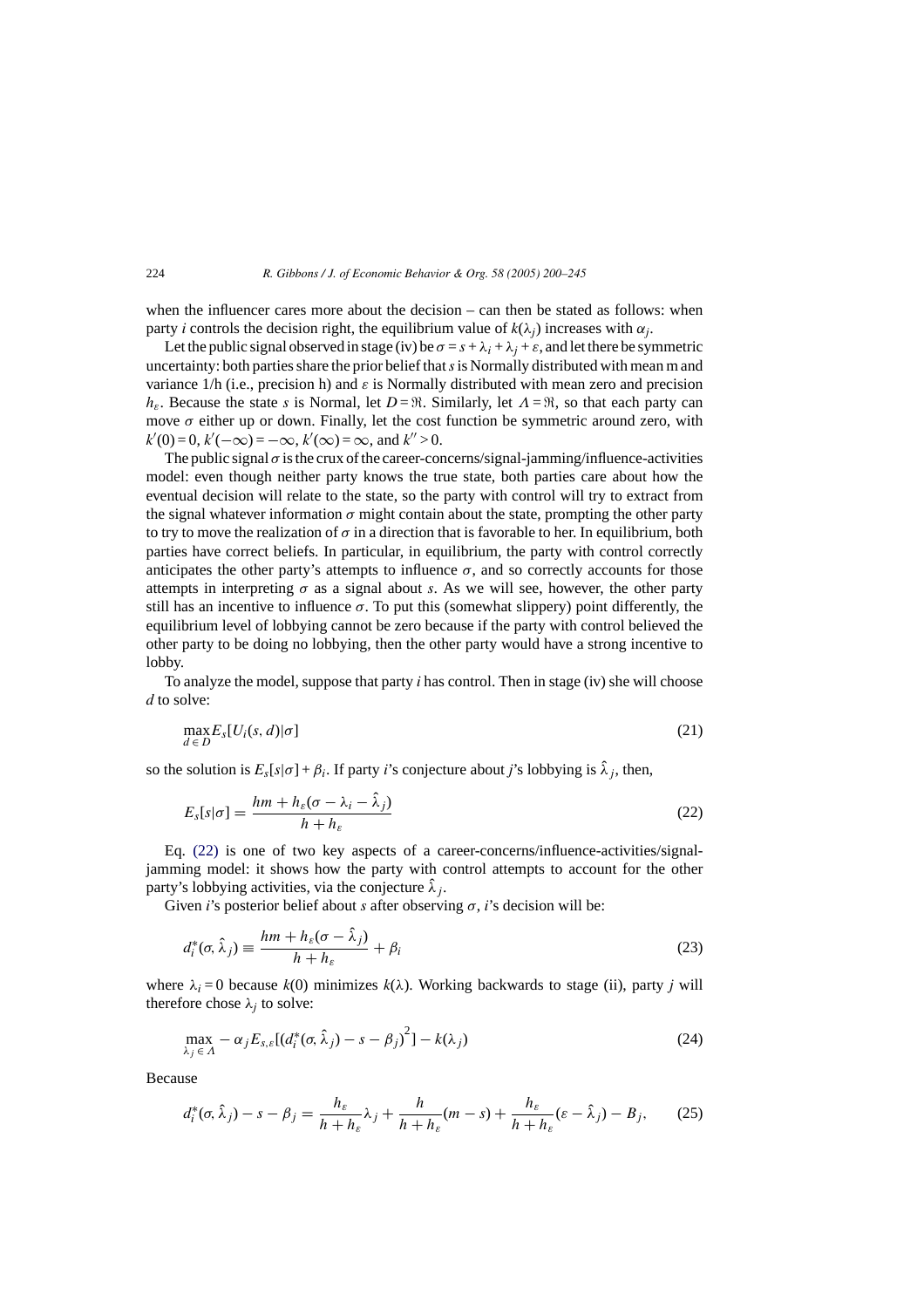when the influencer cares more about the decision – can then be stated as follows: when party $i$ controls the decision right, the equilibrium value of $k(\lambda_j)$ increases with $\alpha_j$.

Let the public signal observed in stage (iv) be $\sigma = s + \lambda_i + \lambda_j + \varepsilon$, and let there be symmetric uncertainty: both parties share the prior belief that $s$ is Normally distributed with mean m and variance 1/h (i.e., precision h) and $\varepsilon$ is Normally distributed with mean zero and precision $h_\varepsilon$. Because the state $s$ is Normal, let $D = \Re$. Similarly, let $\Lambda = \Re$, so that each party can move $\sigma$ either up or down. Finally, let the cost function be symmetric around zero, with $k'(0) = 0$, $k'(-\infty) = -\infty$, $k'(\infty) = \infty$, and $k'' > 0$.

The public signal $\sigma$ is the crux of the career-concerns/signal-jamming/influence-activities model: even though neither party knows the true state, both parties care about how the eventual decision will relate to the state, so the party with control will try to extract from the signal whatever information $\sigma$ might contain about the state, prompting the other party to try to move the realization of $\sigma$ in a direction that is favorable to her. In equilibrium, both parties have correct beliefs. In particular, in equilibrium, the party with control correctly anticipates the other party's attempts to influence $\sigma$, and so correctly accounts for those attempts in interpreting $\sigma$ as a signal about $s$. As we will see, however, the other party still has an incentive to influence $\sigma$. To put this (somewhat slippery) point differently, the equilibrium level of lobbying cannot be zero because if the party with control believed the other party to be doing no lobbying, then the other party would have a strong incentive to lobby.

To analyze the model, suppose that party $i$ has control. Then in stage (iv) she will choose $d$ to solve:

$$\max_{d \in D} E_s[U_i(s, d)|\sigma] \tag{21}$$

so the solution is $E_s[s|\sigma] + \beta_i$. If party $i$'s conjecture about $j$'s lobbying is $\hat{\lambda}_j$, then,

$$E_s[s|\sigma] = \frac{hm + h_\varepsilon(\sigma - \lambda_i - \hat{\lambda}_j)}{h + h_\varepsilon} \tag{22}$$

Eq. (22) is one of two key aspects of a career-concerns/influence-activities/signal-jamming model: it shows how the party with control attempts to account for the other party's lobbying activities, via the conjecture $\hat{\lambda}_j$.

Given $i$'s posterior belief about $s$ after observing $\sigma$, $i$'s decision will be:

$$d_i^*(\sigma, \hat{\lambda}_j) \equiv \frac{hm + h_\varepsilon(\sigma - \hat{\lambda}_j)}{h + h_\varepsilon} + \beta_i \tag{23}$$

where $\lambda_i = 0$ because $k(0)$ minimizes $k(\lambda)$. Working backwards to stage (ii), party $j$ will therefore chose $\lambda_j$ to solve:

$$\max_{\lambda_j \in \Lambda} -\alpha_j E_{s,\varepsilon}[(d_i^*(\sigma, \hat{\lambda}_j) - s - \beta_j)^2] - k(\lambda_j) \tag{24}$$

Because

$$d_i^*(\sigma, \hat{\lambda}_j) - s - \beta_j = \frac{h_\varepsilon}{h + h_\varepsilon}\lambda_j + \frac{h}{h + h_\varepsilon}(m - s) + \frac{h_\varepsilon}{h + h_\varepsilon}(\varepsilon - \hat{\lambda}_j) - B_j, \tag{25}$$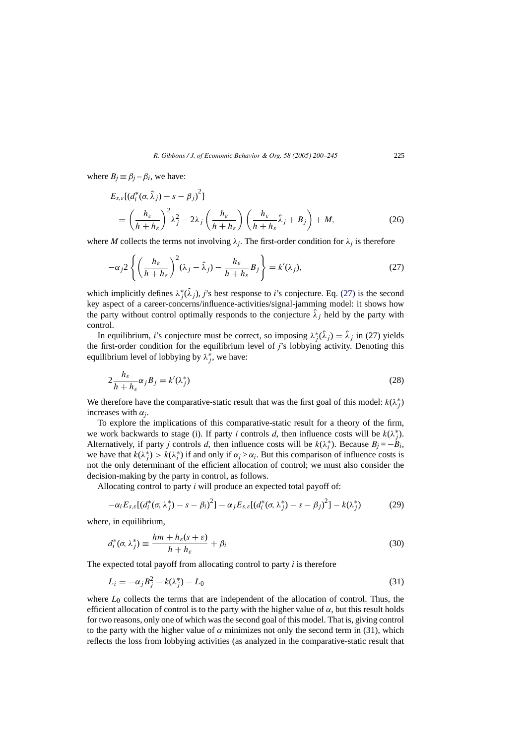where $B_j \equiv \beta_j - \beta_i$, we have:

$$
\begin{aligned}
&E_{s,\varepsilon}[(d_i^*(\sigma, \hat{\lambda}_j) - s - \beta_j)^2] \\
&\quad = \left(\frac{h_\varepsilon}{h + h_\varepsilon}\right)^2 \lambda_j^2 - 2\lambda_j \left(\frac{h_\varepsilon}{h + h_\varepsilon}\right) \left(\frac{h_\varepsilon}{h + h_\varepsilon}\hat{\lambda}_j + B_j\right) + M,
\end{aligned}
\tag{26}
$$

where $M$ collects the terms not involving $\lambda_j$. The first-order condition for $\lambda_j$ is therefore

$$
-\alpha_j 2 \left\{ \left(\frac{h_\varepsilon}{h + h_\varepsilon}\right)^2 (\lambda_j - \hat{\lambda}_j) - \frac{h_\varepsilon}{h + h_\varepsilon} B_j \right\} = k'(\lambda_j),
\tag{27}
$$

which implicitly defines $\lambda_j^*(\hat{\lambda}_j)$, $j$'s best response to $i$'s conjecture. Eq. (27) is the second key aspect of a career-concerns/influence-activities/signal-jamming model: it shows how the party without control optimally responds to the conjecture $\hat{\lambda}_j$ held by the party with control.

In equilibrium, $i$'s conjecture must be correct, so imposing $\lambda_j^*(\hat{\lambda}_j) = \hat{\lambda}_j$ in (27) yields the first-order condition for the equilibrium level of $j$'s lobbying activity. Denoting this equilibrium level of lobbying by $\lambda_j^*$, we have:

$$
2\frac{h_\varepsilon}{h + h_\varepsilon} \alpha_j B_j = k'(\lambda_j^*)
\tag{28}
$$

We therefore have the comparative-static result that was the first goal of this model: $k(\lambda_j^*)$ increases with $\alpha_j$.

To explore the implications of this comparative-static result for a theory of the firm, we work backwards to stage (i). If party $i$ controls $d$, then influence costs will be $k(\lambda_j^*)$. Alternatively, if party $j$ controls $d$, then influence costs will be $k(\lambda_i^*)$. Because $B_j = -B_i$, we have that $k(\lambda_j^*) > k(\lambda_i^*)$ if and only if $\alpha_j > \alpha_i$. But this comparison of influence costs is not the only determinant of the efficient allocation of control; we must also consider the decision-making by the party in control, as follows.

Allocating control to party $i$ will produce an expected total payoff of:

$$
-\alpha_i E_{s,\varepsilon}[(d_i^*(\sigma, \lambda_j^*) - s - \beta_i)^2] - \alpha_j E_{s,\varepsilon}[(d_i^*(\sigma, \lambda_j^*) - s - \beta_j)^2] - k(\lambda_j^*)
\tag{29}
$$

where, in equilibrium,

$$
d_i^*(\sigma, \lambda_j^*) \equiv \frac{hm + h_\varepsilon(s + \varepsilon)}{h + h_\varepsilon} + \beta_i
\tag{30}
$$

The expected total payoff from allocating control to party $i$ is therefore

$$
L_i = -\alpha_j B_j^2 - k(\lambda_j^*) - L_0
\tag{31}
$$

where $L_0$ collects the terms that are independent of the allocation of control. Thus, the efficient allocation of control is to the party with the higher value of $\alpha$, but this result holds for two reasons, only one of which was the second goal of this model. That is, giving control to the party with the higher value of $\alpha$ minimizes not only the second term in (31), which reflects the loss from lobbying activities (as analyzed in the comparative-static result that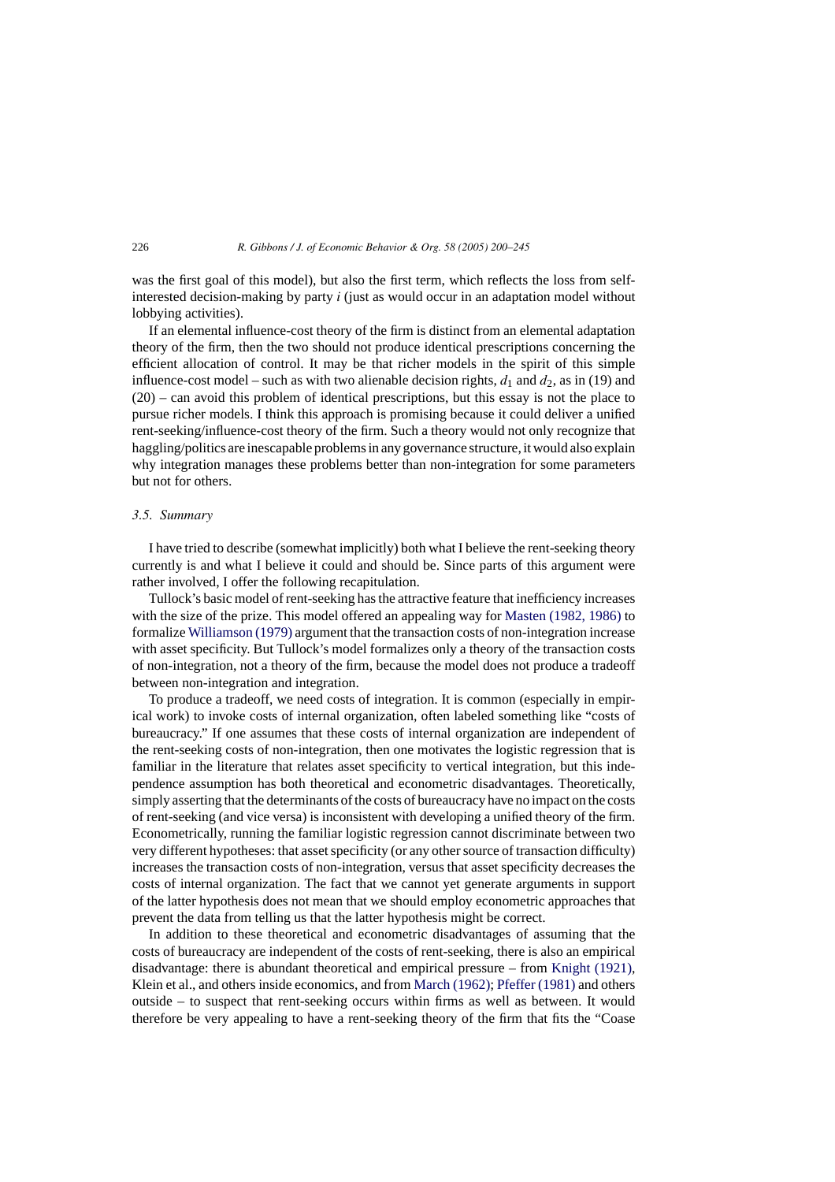was the first goal of this model), but also the first term, which reflects the loss from self-interested decision-making by party $i$ (just as would occur in an adaptation model without lobbying activities).

If an elemental influence-cost theory of the firm is distinct from an elemental adaptation theory of the firm, then the two should not produce identical prescriptions concerning the efficient allocation of control. It may be that richer models in the spirit of this simple influence-cost model – such as with two alienable decision rights, $d_1$ and $d_2$, as in (19) and (20) – can avoid this problem of identical prescriptions, but this essay is not the place to pursue richer models. I think this approach is promising because it could deliver a unified rent-seeking/influence-cost theory of the firm. Such a theory would not only recognize that haggling/politics are inescapable problems in any governance structure, it would also explain why integration manages these problems better than non-integration for some parameters but not for others.

### *3.5. Summary*

I have tried to describe (somewhat implicitly) both what I believe the rent-seeking theory currently is and what I believe it could and should be. Since parts of this argument were rather involved, I offer the following recapitulation.

Tullock's basic model of rent-seeking has the attractive feature that inefficiency increases with the size of the prize. This model offered an appealing way for Masten (1982, 1986) to formalize Williamson (1979) argument that the transaction costs of non-integration increase with asset specificity. But Tullock's model formalizes only a theory of the transaction costs of non-integration, not a theory of the firm, because the model does not produce a tradeoff between non-integration and integration.

To produce a tradeoff, we need costs of integration. It is common (especially in empirical work) to invoke costs of internal organization, often labeled something like "costs of bureaucracy." If one assumes that these costs of internal organization are independent of the rent-seeking costs of non-integration, then one motivates the logistic regression that is familiar in the literature that relates asset specificity to vertical integration, but this independence assumption has both theoretical and econometric disadvantages. Theoretically, simply asserting that the determinants of the costs of bureaucracy have no impact on the costs of rent-seeking (and vice versa) is inconsistent with developing a unified theory of the firm. Econometrically, running the familiar logistic regression cannot discriminate between two very different hypotheses: that asset specificity (or any other source of transaction difficulty) increases the transaction costs of non-integration, versus that asset specificity decreases the costs of internal organization. The fact that we cannot yet generate arguments in support of the latter hypothesis does not mean that we should employ econometric approaches that prevent the data from telling us that the latter hypothesis might be correct.

In addition to these theoretical and econometric disadvantages of assuming that the costs of bureaucracy are independent of the costs of rent-seeking, there is also an empirical disadvantage: there is abundant theoretical and empirical pressure – from Knight (1921), Klein et al., and others inside economics, and from March (1962); Pfeffer (1981) and others outside – to suspect that rent-seeking occurs within firms as well as between. It would therefore be very appealing to have a rent-seeking theory of the firm that fits the "Coase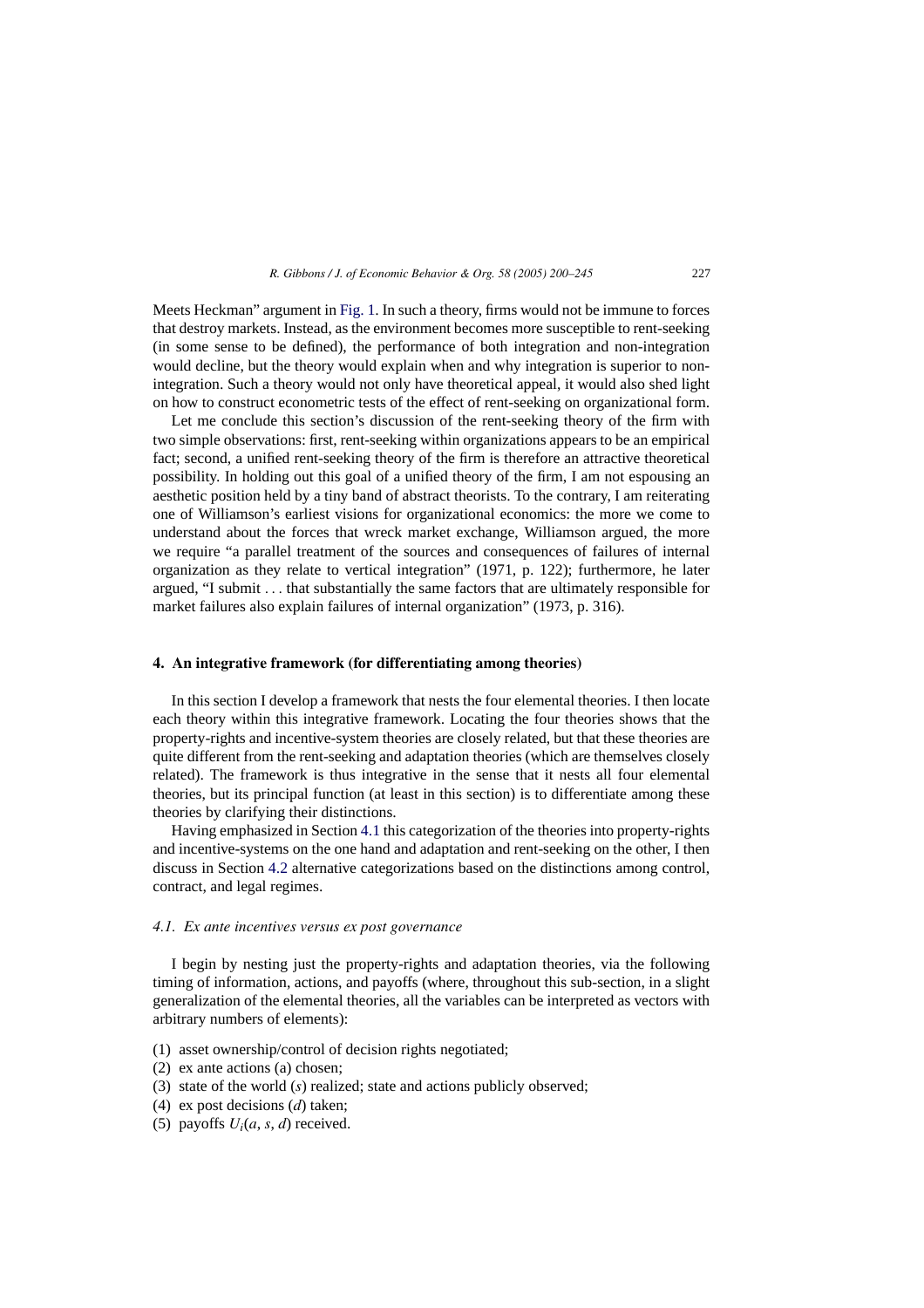Meets Heckman" argument in Fig. 1. In such a theory, firms would not be immune to forces that destroy markets. Instead, as the environment becomes more susceptible to rent-seeking (in some sense to be defined), the performance of both integration and non-integration would decline, but the theory would explain when and why integration is superior to non-integration. Such a theory would not only have theoretical appeal, it would also shed light on how to construct econometric tests of the effect of rent-seeking on organizational form.

Let me conclude this section's discussion of the rent-seeking theory of the firm with two simple observations: first, rent-seeking within organizations appears to be an empirical fact; second, a unified rent-seeking theory of the firm is therefore an attractive theoretical possibility. In holding out this goal of a unified theory of the firm, I am not espousing an aesthetic position held by a tiny band of abstract theorists. To the contrary, I am reiterating one of Williamson's earliest visions for organizational economics: the more we come to understand about the forces that wreck market exchange, Williamson argued, the more we require "a parallel treatment of the sources and consequences of failures of internal organization as they relate to vertical integration" (1971, p. 122); furthermore, he later argued, "I submit . . . that substantially the same factors that are ultimately responsible for market failures also explain failures of internal organization" (1973, p. 316).

## 4. An integrative framework (for differentiating among theories)

In this section I develop a framework that nests the four elemental theories. I then locate each theory within this integrative framework. Locating the four theories shows that the property-rights and incentive-system theories are closely related, but that these theories are quite different from the rent-seeking and adaptation theories (which are themselves closely related). The framework is thus integrative in the sense that it nests all four elemental theories, but its principal function (at least in this section) is to differentiate among these theories by clarifying their distinctions.

Having emphasized in Section 4.1 this categorization of the theories into property-rights and incentive-systems on the one hand and adaptation and rent-seeking on the other, I then discuss in Section 4.2 alternative categorizations based on the distinctions among control, contract, and legal regimes.

### 4.1. Ex ante incentives versus ex post governance

I begin by nesting just the property-rights and adaptation theories, via the following timing of information, actions, and payoffs (where, throughout this sub-section, in a slight generalization of the elemental theories, all the variables can be interpreted as vectors with arbitrary numbers of elements):

1. asset ownership/control of decision rights negotiated;
2. ex ante actions (a) chosen;
3. state of the world ($s$) realized; state and actions publicly observed;
4. ex post decisions ($d$) taken;
5. payoffs $U_i(a, s, d)$ received.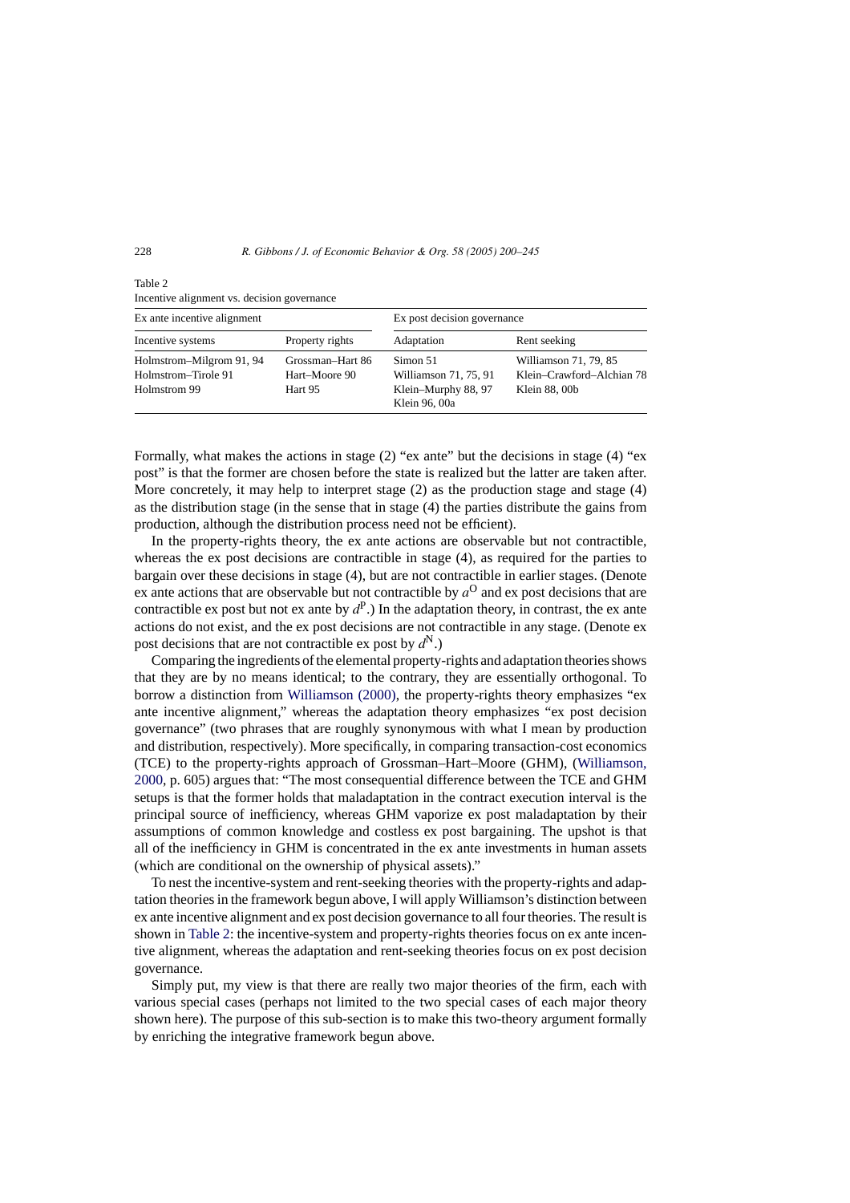Table 2
Incentive alignment vs. decision governance

| Ex ante incentive alignment | | Ex post decision governance | |
|---|---|---|---|
| Incentive systems | Property rights | Adaptation | Rent seeking |
| Holmstrom–Milgrom 91, 94<br>Holmstrom–Tirole 91<br>Holmstrom 99 | Grossman–Hart 86<br>Hart–Moore 90<br>Hart 95 | Simon 51<br>Williamson 71, 75, 91<br>Klein–Murphy 88, 97<br>Klein 96, 00a | Williamson 71, 79, 85<br>Klein–Crawford–Alchian 78<br>Klein 88, 00b |

Formally, what makes the actions in stage (2) "ex ante" but the decisions in stage (4) "ex post" is that the former are chosen before the state is realized but the latter are taken after. More concretely, it may help to interpret stage (2) as the production stage and stage (4) as the distribution stage (in the sense that in stage (4) the parties distribute the gains from production, although the distribution process need not be efficient).

In the property-rights theory, the ex ante actions are observable but not contractible, whereas the ex post decisions are contractible in stage (4), as required for the parties to bargain over these decisions in stage (4), but are not contractible in earlier stages. (Denote ex ante actions that are observable but not contractible by $a^{\mathrm{O}}$ and ex post decisions that are contractible ex post but not ex ante by $d^{\mathrm{P}}$.) In the adaptation theory, in contrast, the ex ante actions do not exist, and the ex post decisions are not contractible in any stage. (Denote ex post decisions that are not contractible ex post by $d^{\mathrm{N}}$.)

Comparing the ingredients of the elemental property-rights and adaptation theories shows that they are by no means identical; to the contrary, they are essentially orthogonal. To borrow a distinction from Williamson (2000), the property-rights theory emphasizes "ex ante incentive alignment," whereas the adaptation theory emphasizes "ex post decision governance" (two phrases that are roughly synonymous with what I mean by production and distribution, respectively). More specifically, in comparing transaction-cost economics (TCE) to the property-rights approach of Grossman–Hart–Moore (GHM), (Williamson, 2000, p. 605) argues that: "The most consequential difference between the TCE and GHM setups is that the former holds that maladaptation in the contract execution interval is the principal source of inefficiency, whereas GHM vaporize ex post maladaptation by their assumptions of common knowledge and costless ex post bargaining. The upshot is that all of the inefficiency in GHM is concentrated in the ex ante investments in human assets (which are conditional on the ownership of physical assets)."

To nest the incentive-system and rent-seeking theories with the property-rights and adaptation theories in the framework begun above, I will apply Williamson's distinction between ex ante incentive alignment and ex post decision governance to all four theories. The result is shown in Table 2: the incentive-system and property-rights theories focus on ex ante incentive alignment, whereas the adaptation and rent-seeking theories focus on ex post decision governance.

Simply put, my view is that there are really two major theories of the firm, each with various special cases (perhaps not limited to the two special cases of each major theory shown here). The purpose of this sub-section is to make this two-theory argument formally by enriching the integrative framework begun above.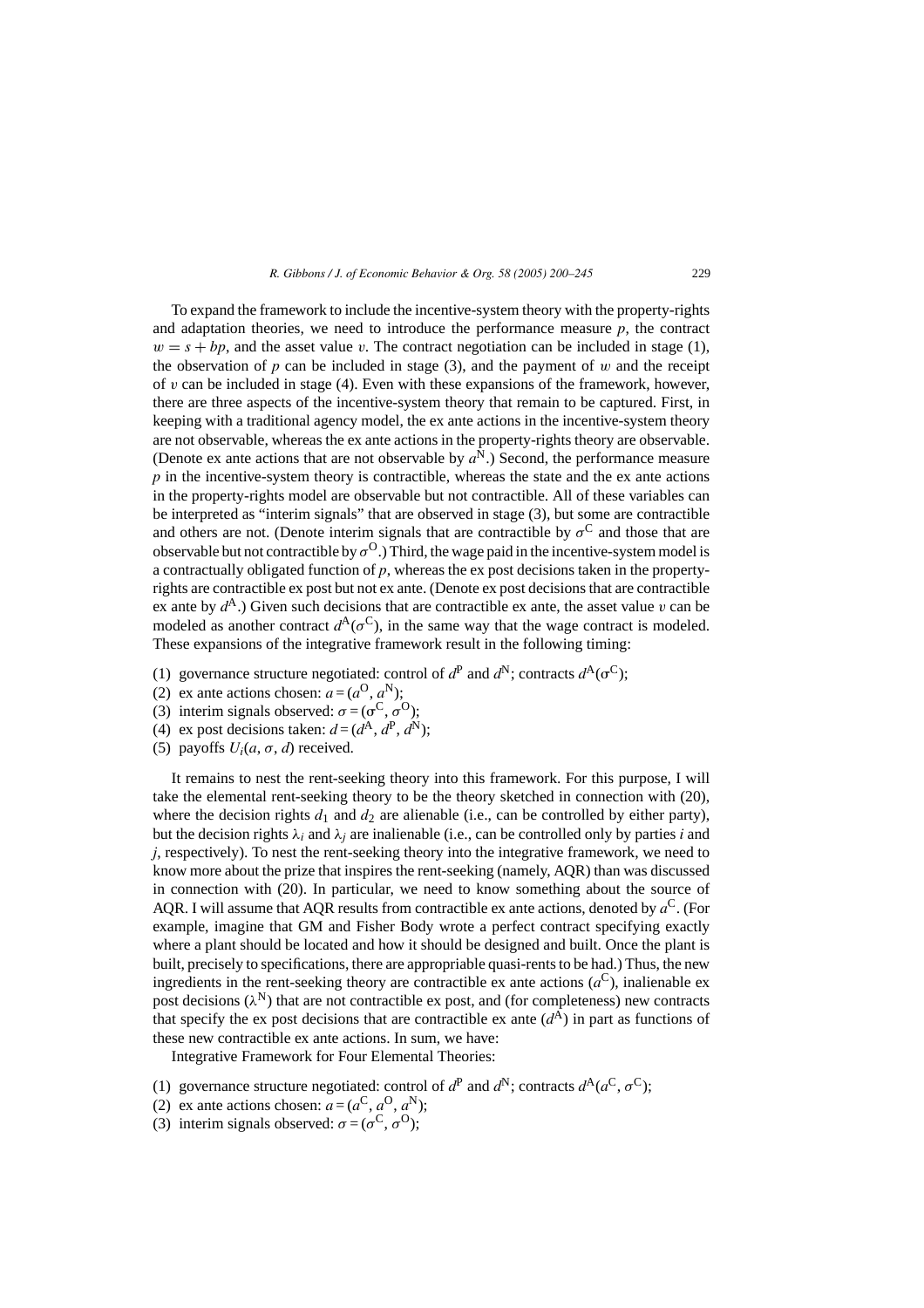To expand the framework to include the incentive-system theory with the property-rights and adaptation theories, we need to introduce the performance measure $p$, the contract $w = s + bp$, and the asset value $v$. The contract negotiation can be included in stage (1), the observation of $p$ can be included in stage (3), and the payment of $w$ and the receipt of $v$ can be included in stage (4). Even with these expansions of the framework, however, there are three aspects of the incentive-system theory that remain to be captured. First, in keeping with a traditional agency model, the ex ante actions in the incentive-system theory are not observable, whereas the ex ante actions in the property-rights theory are observable. (Denote ex ante actions that are not observable by $a^{\mathrm{N}}$.) Second, the performance measure $p$ in the incentive-system theory is contractible, whereas the state and the ex ante actions in the property-rights model are observable but not contractible. All of these variables can be interpreted as "interim signals" that are observed in stage (3), but some are contractible and others are not. (Denote interim signals that are contractible by $\sigma^{\mathrm{C}}$ and those that are observable but not contractible by $\sigma^{\mathrm{O}}$.) Third, the wage paid in the incentive-system model is a contractually obligated function of $p$, whereas the ex post decisions taken in the property-rights are contractible ex post but not ex ante. (Denote ex post decisions that are contractible ex ante by $d^{\mathrm{A}}$.) Given such decisions that are contractible ex ante, the asset value $v$ can be modeled as another contract $d^{\mathrm{A}}(\sigma^{\mathrm{C}})$, in the same way that the wage contract is modeled. These expansions of the integrative framework result in the following timing:

(1) governance structure negotiated: control of $d^{\mathrm{P}}$ and $d^{\mathrm{N}}$; contracts $d^{\mathrm{A}}(\sigma^{\mathrm{C}})$;
(2) ex ante actions chosen: $a = (a^{\mathrm{O}}, a^{\mathrm{N}})$;
(3) interim signals observed: $\sigma = (\sigma^{\mathrm{C}}, \sigma^{\mathrm{O}})$;
(4) ex post decisions taken: $d = (d^{\mathrm{A}}, d^{\mathrm{P}}, d^{\mathrm{N}})$;
(5) payoffs $U_i(a, \sigma, d)$ received.

It remains to nest the rent-seeking theory into this framework. For this purpose, I will take the elemental rent-seeking theory to be the theory sketched in connection with (20), where the decision rights $d_1$ and $d_2$ are alienable (i.e., can be controlled by either party), but the decision rights $\lambda_i$ and $\lambda_j$ are inalienable (i.e., can be controlled only by parties $i$ and $j$, respectively). To nest the rent-seeking theory into the integrative framework, we need to know more about the prize that inspires the rent-seeking (namely, AQR) than was discussed in connection with (20). In particular, we need to know something about the source of AQR. I will assume that AQR results from contractible ex ante actions, denoted by $a^{\mathrm{C}}$. (For example, imagine that GM and Fisher Body wrote a perfect contract specifying exactly where a plant should be located and how it should be designed and built. Once the plant is built, precisely to specifications, there are appropriable quasi-rents to be had.) Thus, the new ingredients in the rent-seeking theory are contractible ex ante actions ($a^{\mathrm{C}}$), inalienable ex post decisions ($\lambda^{\mathrm{N}}$) that are not contractible ex post, and (for completeness) new contracts that specify the ex post decisions that are contractible ex ante ($d^{\mathrm{A}}$) in part as functions of these new contractible ex ante actions. In sum, we have:

Integrative Framework for Four Elemental Theories:

(1) governance structure negotiated: control of $d^{\mathrm{P}}$ and $d^{\mathrm{N}}$; contracts $d^{\mathrm{A}}(a^{\mathrm{C}}, \sigma^{\mathrm{C}})$;
(2) ex ante actions chosen: $a = (a^{\mathrm{C}}, a^{\mathrm{O}}, a^{\mathrm{N}})$;
(3) interim signals observed: $\sigma = (\sigma^{\mathrm{C}}, \sigma^{\mathrm{O}})$;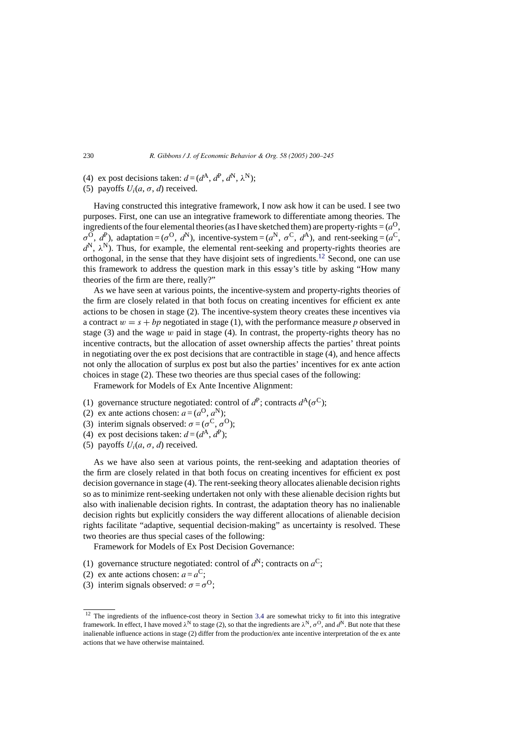(4) ex post decisions taken: $d = (d^A, d^P, d^N, \lambda^N)$;
(5) payoffs $U_i(a, \sigma, d)$ received.

Having constructed this integrative framework, I now ask how it can be used. I see two purposes. First, one can use an integrative framework to differentiate among theories. The ingredients of the four elemental theories (as I have sketched them) are property-rights $= (a^O, \sigma^O, d^P)$, adaptation $= (\sigma^O, d^N)$, incentive-system $= (a^N, \sigma^C, d^A)$, and rent-seeking $= (a^C, d^N, \lambda^N)$. Thus, for example, the elemental rent-seeking and property-rights theories are orthogonal, in the sense that they have disjoint sets of ingredients.[12] Second, one can use this framework to address the question mark in this essay's title by asking "How many theories of the firm are there, really?"

As we have seen at various points, the incentive-system and property-rights theories of the firm are closely related in that both focus on creating incentives for efficient ex ante actions to be chosen in stage (2). The incentive-system theory creates these incentives via a contract $w = s + bp$ negotiated in stage (1), with the performance measure $p$ observed in stage (3) and the wage $w$ paid in stage (4). In contrast, the property-rights theory has no incentive contracts, but the allocation of asset ownership affects the parties' threat points in negotiating over the ex post decisions that are contractible in stage (4), and hence affects not only the allocation of surplus ex post but also the parties' incentives for ex ante action choices in stage (2). These two theories are thus special cases of the following:

Framework for Models of Ex Ante Incentive Alignment:

(1) governance structure negotiated: control of $d^P$; contracts $d^A(\sigma^C)$;
(2) ex ante actions chosen: $a = (a^O, a^N)$;
(3) interim signals observed: $\sigma = (\sigma^C, \sigma^O)$;
(4) ex post decisions taken: $d = (d^A, d^P)$;
(5) payoffs $U_i(a, \sigma, d)$ received.

As we have also seen at various points, the rent-seeking and adaptation theories of the firm are closely related in that both focus on creating incentives for efficient ex post decision governance in stage (4). The rent-seeking theory allocates alienable decision rights so as to minimize rent-seeking undertaken not only with these alienable decision rights but also with inalienable decision rights. In contrast, the adaptation theory has no inalienable decision rights but explicitly considers the way different allocations of alienable decision rights facilitate "adaptive, sequential decision-making" as uncertainty is resolved. These two theories are thus special cases of the following:

Framework for Models of Ex Post Decision Governance:

(1) governance structure negotiated: control of $d^N$; contracts on $a^C$;
(2) ex ante actions chosen: $a = a^C$;
(3) interim signals observed: $\sigma = \sigma^O$;

[12] The ingredients of the influence-cost theory in Section 3.4 are somewhat tricky to fit into this integrative framework. In effect, I have moved $\lambda^N$ to stage (2), so that the ingredients are $\lambda^N$, $\sigma^O$, and $d^N$. But note that these inalienable influence actions in stage (2) differ from the production/ex ante incentive interpretation of the ex ante actions that we have otherwise maintained.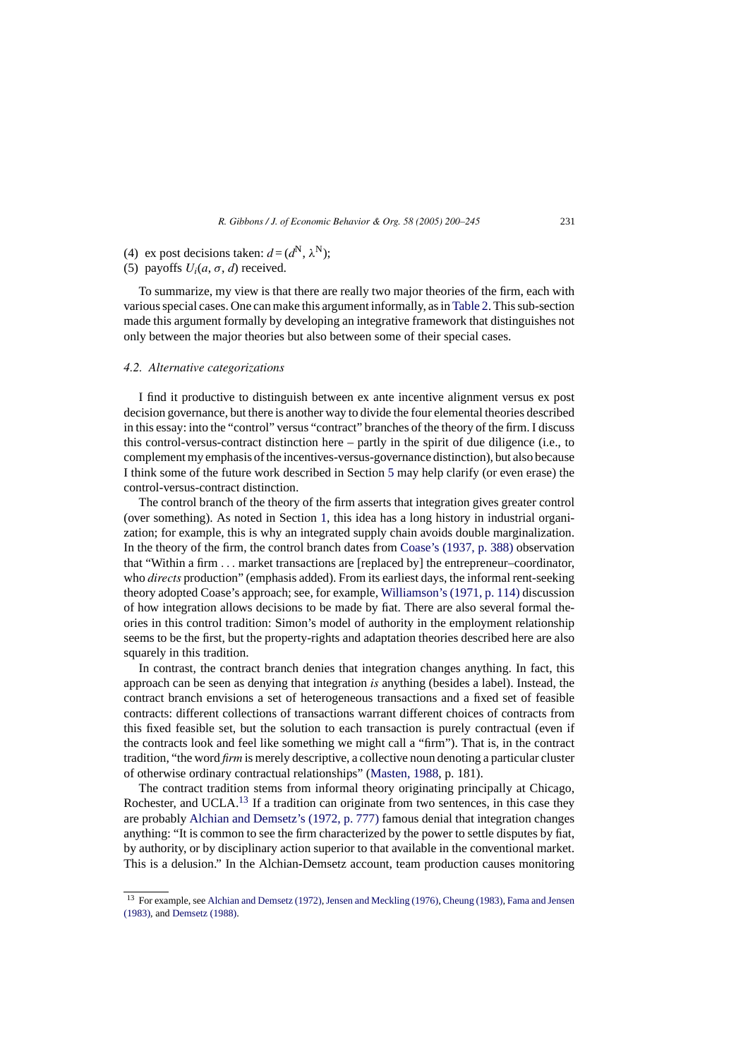(4) ex post decisions taken: $d = (d^{\mathrm{N}}, \lambda^{\mathrm{N}})$;
(5) payoffs $U_i(a, \sigma, d)$ received.

To summarize, my view is that there are really two major theories of the firm, each with various special cases. One can make this argument informally, as in Table 2. This sub-section made this argument formally by developing an integrative framework that distinguishes not only between the major theories but also between some of their special cases.

### 4.2. Alternative categorizations

I find it productive to distinguish between ex ante incentive alignment versus ex post decision governance, but there is another way to divide the four elemental theories described in this essay: into the "control" versus "contract" branches of the theory of the firm. I discuss this control-versus-contract distinction here – partly in the spirit of due diligence (i.e., to complement my emphasis of the incentives-versus-governance distinction), but also because I think some of the future work described in Section 5 may help clarify (or even erase) the control-versus-contract distinction.

The control branch of the theory of the firm asserts that integration gives greater control (over something). As noted in Section 1, this idea has a long history in industrial organization; for example, this is why an integrated supply chain avoids double marginalization. In the theory of the firm, the control branch dates from Coase's (1937, p. 388) observation that "Within a firm . . . market transactions are [replaced by] the entrepreneur–coordinator, who *directs* production" (emphasis added). From its earliest days, the informal rent-seeking theory adopted Coase's approach; see, for example, Williamson's (1971, p. 114) discussion of how integration allows decisions to be made by fiat. There are also several formal theories in this control tradition: Simon's model of authority in the employment relationship seems to be the first, but the property-rights and adaptation theories described here are also squarely in this tradition.

In contrast, the contract branch denies that integration changes anything. In fact, this approach can be seen as denying that integration *is* anything (besides a label). Instead, the contract branch envisions a set of heterogeneous transactions and a fixed set of feasible contracts: different collections of transactions warrant different choices of contracts from this fixed feasible set, but the solution to each transaction is purely contractual (even if the contracts look and feel like something we might call a "firm"). That is, in the contract tradition, "the word *firm* is merely descriptive, a collective noun denoting a particular cluster of otherwise ordinary contractual relationships" (Masten, 1988, p. 181).

The contract tradition stems from informal theory originating principally at Chicago, Rochester, and UCLA.[13] If a tradition can originate from two sentences, in this case they are probably Alchian and Demsetz's (1972, p. 777) famous denial that integration changes anything: "It is common to see the firm characterized by the power to settle disputes by fiat, by authority, or by disciplinary action superior to that available in the conventional market. This is a delusion." In the Alchian-Demsetz account, team production causes monitoring

[13] For example, see Alchian and Demsetz (1972), Jensen and Meckling (1976), Cheung (1983), Fama and Jensen (1983), and Demsetz (1988).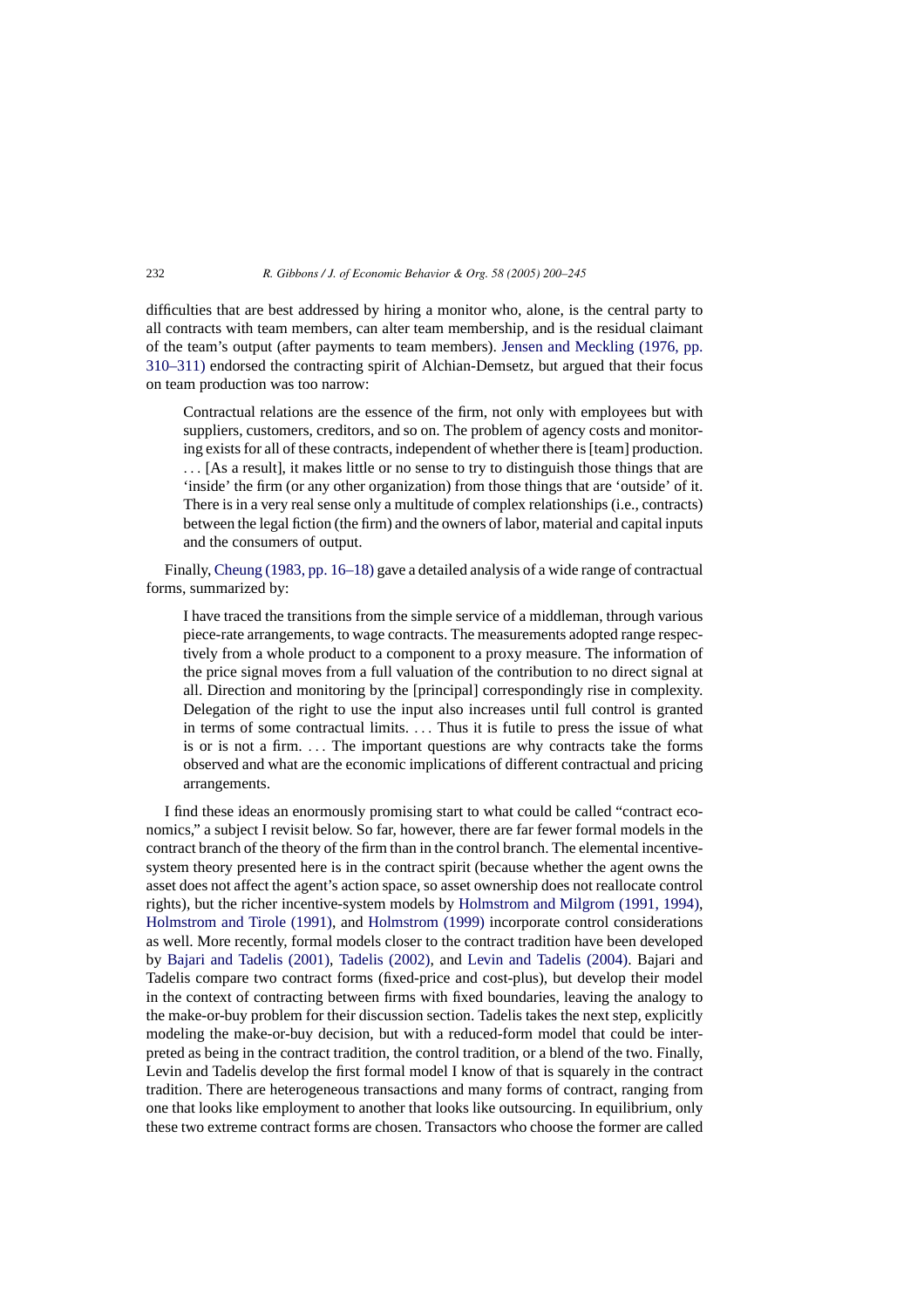difficulties that are best addressed by hiring a monitor who, alone, is the central party to all contracts with team members, can alter team membership, and is the residual claimant of the team's output (after payments to team members). Jensen and Meckling (1976, pp. 310–311) endorsed the contracting spirit of Alchian-Demsetz, but argued that their focus on team production was too narrow:

> Contractual relations are the essence of the firm, not only with employees but with suppliers, customers, creditors, and so on. The problem of agency costs and monitoring exists for all of these contracts, independent of whether there is [team] production. ... [As a result], it makes little or no sense to try to distinguish those things that are 'inside' the firm (or any other organization) from those things that are 'outside' of it. There is in a very real sense only a multitude of complex relationships (i.e., contracts) between the legal fiction (the firm) and the owners of labor, material and capital inputs and the consumers of output.

Finally, Cheung (1983, pp. 16–18) gave a detailed analysis of a wide range of contractual forms, summarized by:

> I have traced the transitions from the simple service of a middleman, through various piece-rate arrangements, to wage contracts. The measurements adopted range respectively from a whole product to a component to a proxy measure. The information of the price signal moves from a full valuation of the contribution to no direct signal at all. Direction and monitoring by the [principal] correspondingly rise in complexity. Delegation of the right to use the input also increases until full control is granted in terms of some contractual limits. ... Thus it is futile to press the issue of what is or is not a firm. ... The important questions are why contracts take the forms observed and what are the economic implications of different contractual and pricing arrangements.

I find these ideas an enormously promising start to what could be called "contract economics," a subject I revisit below. So far, however, there are far fewer formal models in the contract branch of the theory of the firm than in the control branch. The elemental incentive-system theory presented here is in the contract spirit (because whether the agent owns the asset does not affect the agent's action space, so asset ownership does not reallocate control rights), but the richer incentive-system models by Holmstrom and Milgrom (1991, 1994), Holmstrom and Tirole (1991), and Holmstrom (1999) incorporate control considerations as well. More recently, formal models closer to the contract tradition have been developed by Bajari and Tadelis (2001), Tadelis (2002), and Levin and Tadelis (2004). Bajari and Tadelis compare two contract forms (fixed-price and cost-plus), but develop their model in the context of contracting between firms with fixed boundaries, leaving the analogy to the make-or-buy problem for their discussion section. Tadelis takes the next step, explicitly modeling the make-or-buy decision, but with a reduced-form model that could be interpreted as being in the contract tradition, the control tradition, or a blend of the two. Finally, Levin and Tadelis develop the first formal model I know of that is squarely in the contract tradition. There are heterogeneous transactions and many forms of contract, ranging from one that looks like employment to another that looks like outsourcing. In equilibrium, only these two extreme contract forms are chosen. Transactors who choose the former are called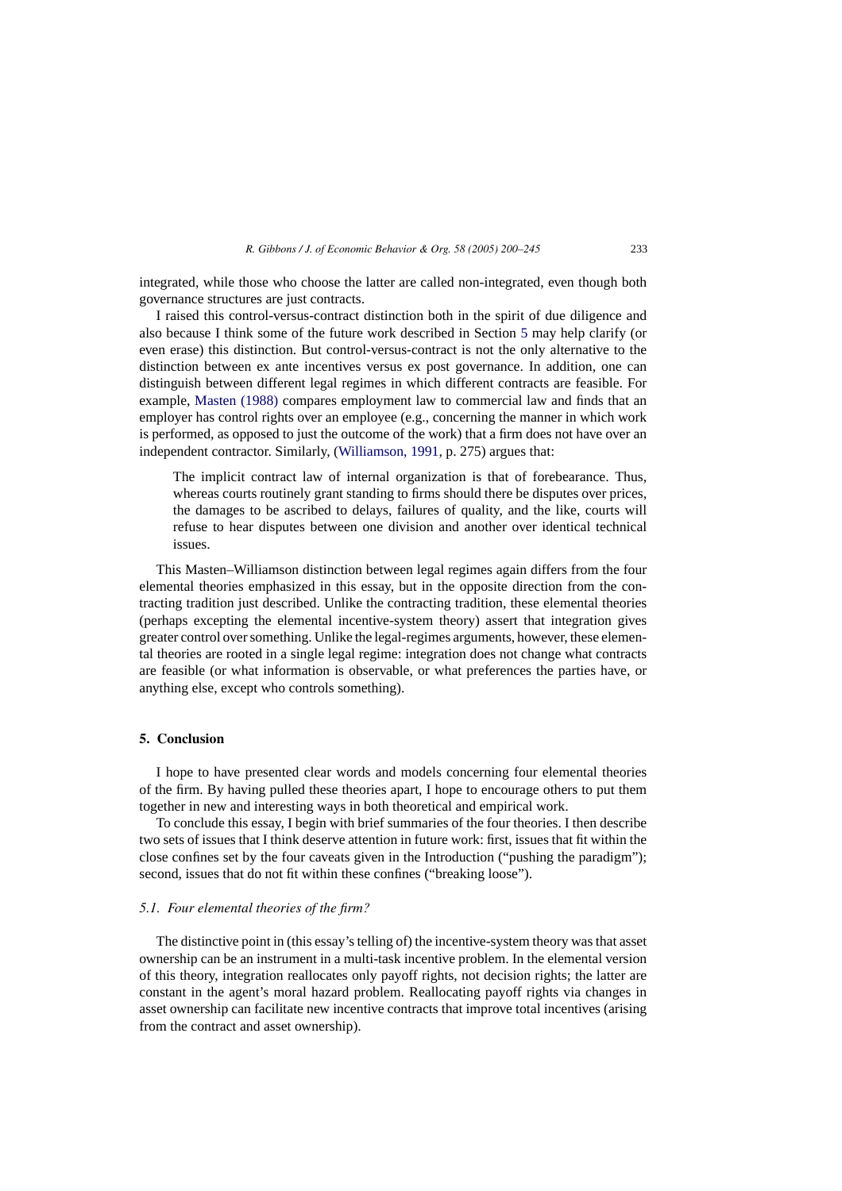integrated, while those who choose the latter are called non-integrated, even though both governance structures are just contracts.

I raised this control-versus-contract distinction both in the spirit of due diligence and also because I think some of the future work described in Section 5 may help clarify (or even erase) this distinction. But control-versus-contract is not the only alternative to the distinction between ex ante incentives versus ex post governance. In addition, one can distinguish between different legal regimes in which different contracts are feasible. For example, Masten (1988) compares employment law to commercial law and finds that an employer has control rights over an employee (e.g., concerning the manner in which work is performed, as opposed to just the outcome of the work) that a firm does not have over an independent contractor. Similarly, (Williamson, 1991, p. 275) argues that:

> The implicit contract law of internal organization is that of forebearance. Thus, whereas courts routinely grant standing to firms should there be disputes over prices, the damages to be ascribed to delays, failures of quality, and the like, courts will refuse to hear disputes between one division and another over identical technical issues.

This Masten–Williamson distinction between legal regimes again differs from the four elemental theories emphasized in this essay, but in the opposite direction from the contracting tradition just described. Unlike the contracting tradition, these elemental theories (perhaps excepting the elemental incentive-system theory) assert that integration gives greater control over something. Unlike the legal-regimes arguments, however, these elemental theories are rooted in a single legal regime: integration does not change what contracts are feasible (or what information is observable, or what preferences the parties have, or anything else, except who controls something).

## 5. Conclusion

I hope to have presented clear words and models concerning four elemental theories of the firm. By having pulled these theories apart, I hope to encourage others to put them together in new and interesting ways in both theoretical and empirical work.

To conclude this essay, I begin with brief summaries of the four theories. I then describe two sets of issues that I think deserve attention in future work: first, issues that fit within the close confines set by the four caveats given in the Introduction ("pushing the paradigm"); second, issues that do not fit within these confines ("breaking loose").

### *5.1. Four elemental theories of the firm?*

The distinctive point in (this essay's telling of) the incentive-system theory was that asset ownership can be an instrument in a multi-task incentive problem. In the elemental version of this theory, integration reallocates only payoff rights, not decision rights; the latter are constant in the agent's moral hazard problem. Reallocating payoff rights via changes in asset ownership can facilitate new incentive contracts that improve total incentives (arising from the contract and asset ownership).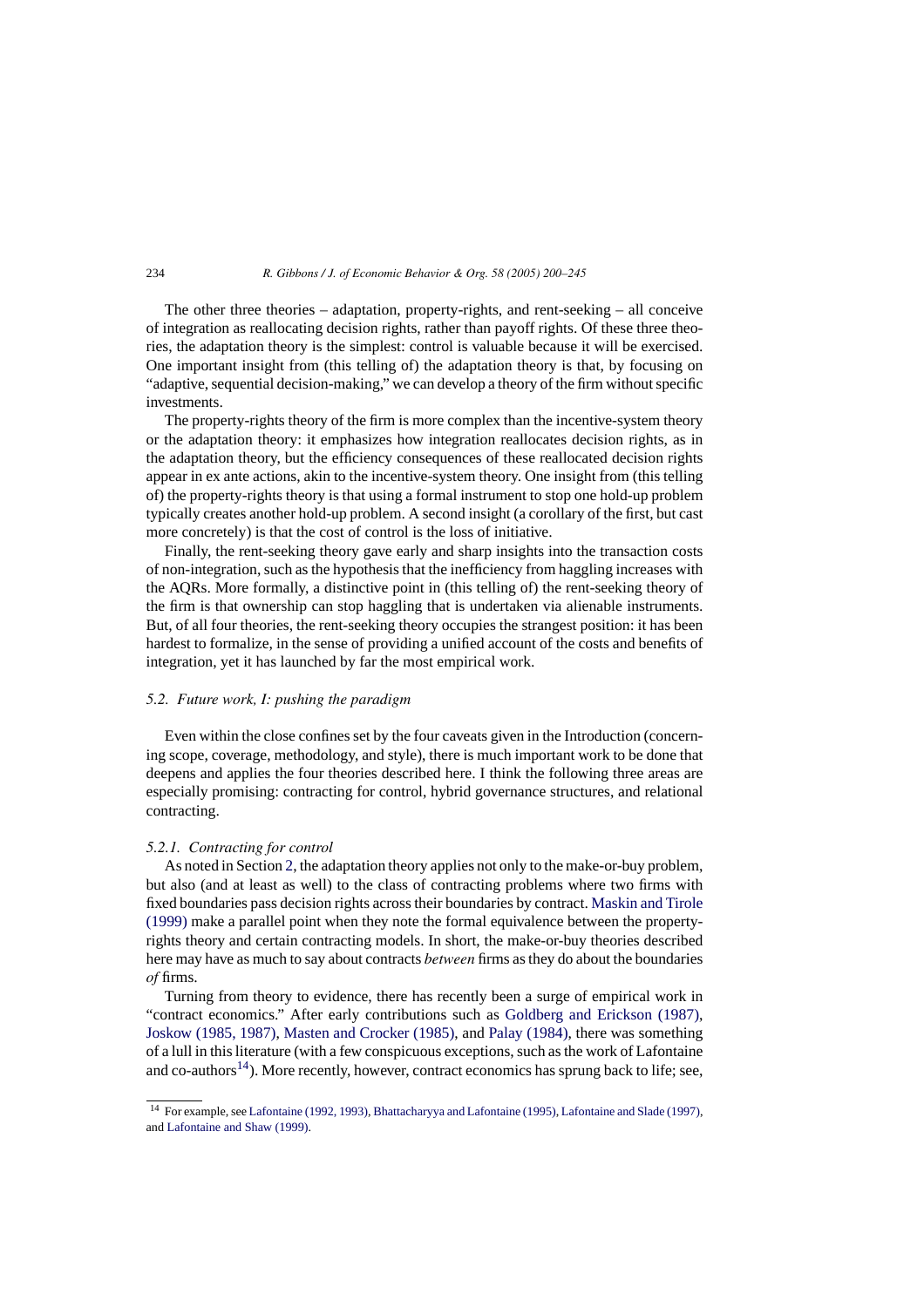The other three theories – adaptation, property-rights, and rent-seeking – all conceive of integration as reallocating decision rights, rather than payoff rights. Of these three theories, the adaptation theory is the simplest: control is valuable because it will be exercised. One important insight from (this telling of) the adaptation theory is that, by focusing on "adaptive, sequential decision-making," we can develop a theory of the firm without specific investments.

The property-rights theory of the firm is more complex than the incentive-system theory or the adaptation theory: it emphasizes how integration reallocates decision rights, as in the adaptation theory, but the efficiency consequences of these reallocated decision rights appear in ex ante actions, akin to the incentive-system theory. One insight from (this telling of) the property-rights theory is that using a formal instrument to stop one hold-up problem typically creates another hold-up problem. A second insight (a corollary of the first, but cast more concretely) is that the cost of control is the loss of initiative.

Finally, the rent-seeking theory gave early and sharp insights into the transaction costs of non-integration, such as the hypothesis that the inefficiency from haggling increases with the AQRs. More formally, a distinctive point in (this telling of) the rent-seeking theory of the firm is that ownership can stop haggling that is undertaken via alienable instruments. But, of all four theories, the rent-seeking theory occupies the strangest position: it has been hardest to formalize, in the sense of providing a unified account of the costs and benefits of integration, yet it has launched by far the most empirical work.

### *5.2. Future work, I: pushing the paradigm*

Even within the close confines set by the four caveats given in the Introduction (concerning scope, coverage, methodology, and style), there is much important work to be done that deepens and applies the four theories described here. I think the following three areas are especially promising: contracting for control, hybrid governance structures, and relational contracting.

#### *5.2.1. Contracting for control*

As noted in Section 2, the adaptation theory applies not only to the make-or-buy problem, but also (and at least as well) to the class of contracting problems where two firms with fixed boundaries pass decision rights across their boundaries by contract. Maskin and Tirole (1999) make a parallel point when they note the formal equivalence between the property-rights theory and certain contracting models. In short, the make-or-buy theories described here may have as much to say about contracts *between* firms as they do about the boundaries *of* firms.

Turning from theory to evidence, there has recently been a surge of empirical work in "contract economics." After early contributions such as Goldberg and Erickson (1987), Joskow (1985, 1987), Masten and Crocker (1985), and Palay (1984), there was something of a lull in this literature (with a few conspicuous exceptions, such as the work of Lafontaine and co-authors[14]). More recently, however, contract economics has sprung back to life; see,

---

[14] For example, see Lafontaine (1992, 1993), Bhattacharyya and Lafontaine (1995), Lafontaine and Slade (1997), and Lafontaine and Shaw (1999).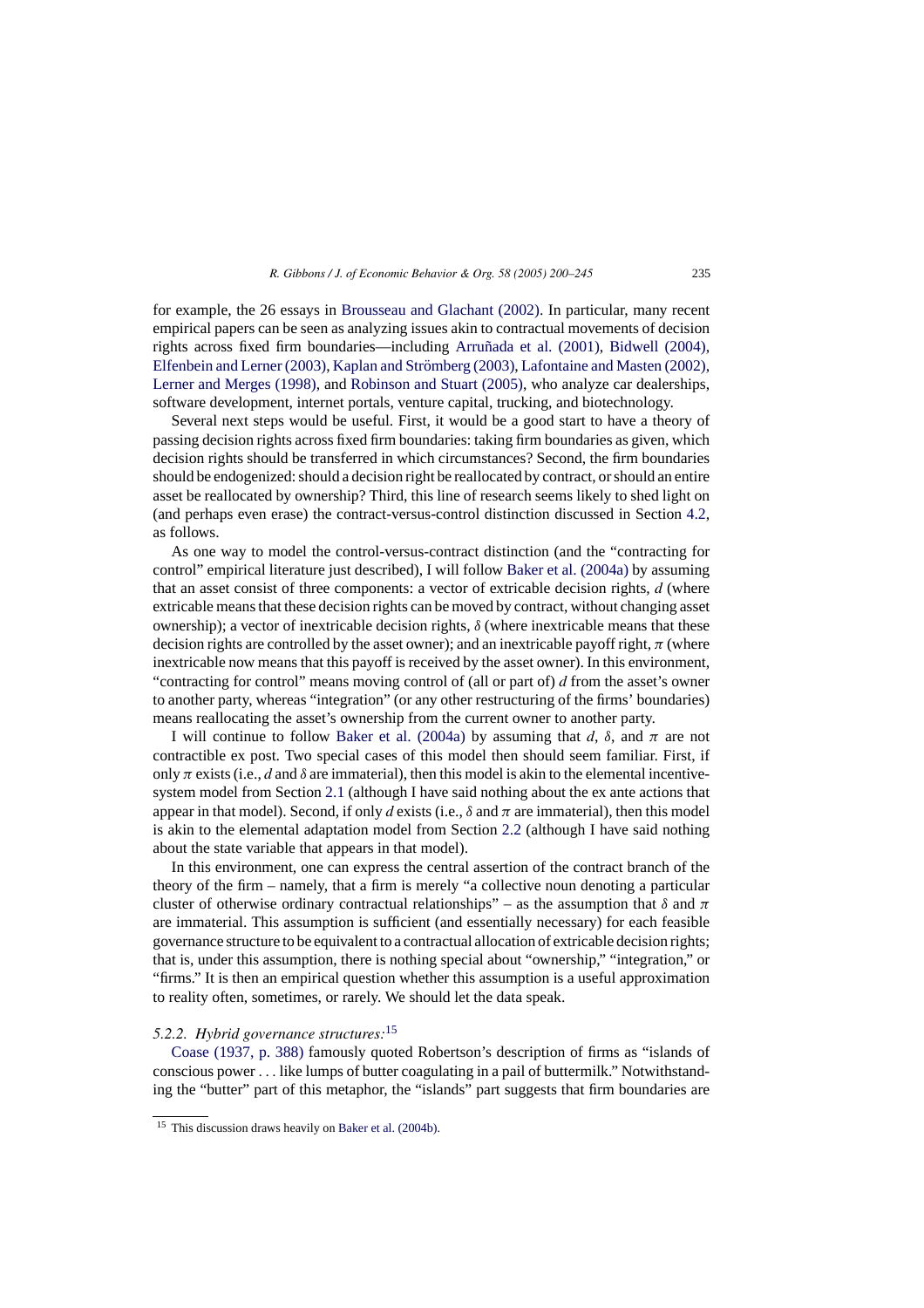for example, the 26 essays in Brousseau and Glachant (2002). In particular, many recent empirical papers can be seen as analyzing issues akin to contractual movements of decision rights across fixed firm boundaries—including Arruñada et al. (2001), Bidwell (2004), Elfenbein and Lerner (2003), Kaplan and Strömberg (2003), Lafontaine and Masten (2002), Lerner and Merges (1998), and Robinson and Stuart (2005), who analyze car dealerships, software development, internet portals, venture capital, trucking, and biotechnology.

Several next steps would be useful. First, it would be a good start to have a theory of passing decision rights across fixed firm boundaries: taking firm boundaries as given, which decision rights should be transferred in which circumstances? Second, the firm boundaries should be endogenized: should a decision right be reallocated by contract, or should an entire asset be reallocated by ownership? Third, this line of research seems likely to shed light on (and perhaps even erase) the contract-versus-control distinction discussed in Section 4.2, as follows.

As one way to model the control-versus-contract distinction (and the "contracting for control" empirical literature just described), I will follow Baker et al. (2004a) by assuming that an asset consist of three components: a vector of extricable decision rights, $d$ (where extricable means that these decision rights can be moved by contract, without changing asset ownership); a vector of inextricable decision rights, $\delta$ (where inextricable means that these decision rights are controlled by the asset owner); and an inextricable payoff right, $\pi$ (where inextricable now means that this payoff is received by the asset owner). In this environment, "contracting for control" means moving control of (all or part of) $d$ from the asset's owner to another party, whereas "integration" (or any other restructuring of the firms' boundaries) means reallocating the asset's ownership from the current owner to another party.

I will continue to follow Baker et al. (2004a) by assuming that $d$, $\delta$, and $\pi$ are not contractible ex post. Two special cases of this model then should seem familiar. First, if only $\pi$ exists (i.e., $d$ and $\delta$ are immaterial), then this model is akin to the elemental incentive-system model from Section 2.1 (although I have said nothing about the ex ante actions that appear in that model). Second, if only $d$ exists (i.e., $\delta$ and $\pi$ are immaterial), then this model is akin to the elemental adaptation model from Section 2.2 (although I have said nothing about the state variable that appears in that model).

In this environment, one can express the central assertion of the contract branch of the theory of the firm – namely, that a firm is merely "a collective noun denoting a particular cluster of otherwise ordinary contractual relationships" – as the assumption that $\delta$ and $\pi$ are immaterial. This assumption is sufficient (and essentially necessary) for each feasible governance structure to be equivalent to a contractual allocation of extricable decision rights; that is, under this assumption, there is nothing special about "ownership," "integration," or "firms." It is then an empirical question whether this assumption is a useful approximation to reality often, sometimes, or rarely. We should let the data speak.

### 5.2.2. *Hybrid governance structures:*[15]

Coase (1937, p. 388) famously quoted Robertson's description of firms as "islands of conscious power . . . like lumps of butter coagulating in a pail of buttermilk." Notwithstanding the "butter" part of this metaphor, the "islands" part suggests that firm boundaries are

[15] This discussion draws heavily on Baker et al. (2004b).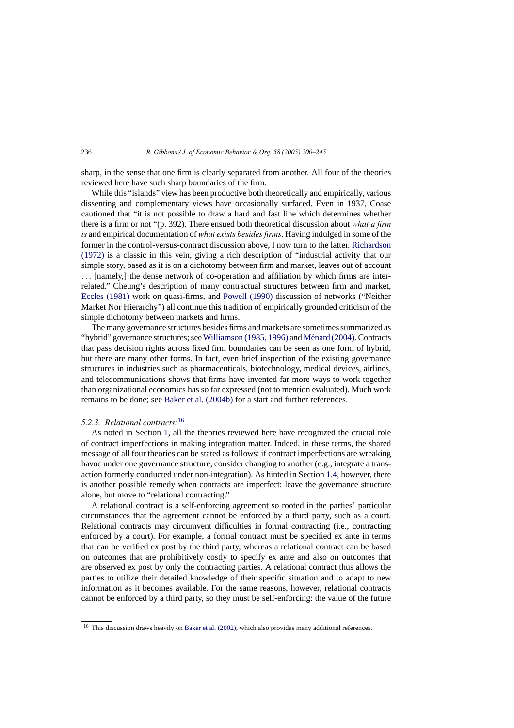sharp, in the sense that one firm is clearly separated from another. All four of the theories reviewed here have such sharp boundaries of the firm.

While this "islands" view has been productive both theoretically and empirically, various dissenting and complementary views have occasionally surfaced. Even in 1937, Coase cautioned that "it is not possible to draw a hard and fast line which determines whether there is a firm or not "(p. 392). There ensued both theoretical discussion about *what a firm is* and empirical documentation of *what exists besides firms*. Having indulged in some of the former in the control-versus-contract discussion above, I now turn to the latter. Richardson (1972) is a classic in this vein, giving a rich description of "industrial activity that our simple story, based as it is on a dichotomy between firm and market, leaves out of account ... [namely,] the dense network of co-operation and affiliation by which firms are interrelated." Cheung's description of many contractual structures between firm and market, Eccles (1981) work on quasi-firms, and Powell (1990) discussion of networks ("Neither Market Nor Hierarchy") all continue this tradition of empirically grounded criticism of the simple dichotomy between markets and firms.

The many governance structures besides firms and markets are sometimes summarized as "hybrid" governance structures; see Williamson (1985, 1996) and Ménard (2004). Contracts that pass decision rights across fixed firm boundaries can be seen as one form of hybrid, but there are many other forms. In fact, even brief inspection of the existing governance structures in industries such as pharmaceuticals, biotechnology, medical devices, airlines, and telecommunications shows that firms have invented far more ways to work together than organizational economics has so far expressed (not to mention evaluated). Much work remains to be done; see Baker et al. (2004b) for a start and further references.

### 5.2.3. *Relational contracts:*[16]

As noted in Section 1, all the theories reviewed here have recognized the crucial role of contract imperfections in making integration matter. Indeed, in these terms, the shared message of all four theories can be stated as follows: if contract imperfections are wreaking havoc under one governance structure, consider changing to another (e.g., integrate a transaction formerly conducted under non-integration). As hinted in Section 1.4, however, there is another possible remedy when contracts are imperfect: leave the governance structure alone, but move to "relational contracting."

A relational contract is a self-enforcing agreement so rooted in the parties' particular circumstances that the agreement cannot be enforced by a third party, such as a court. Relational contracts may circumvent difficulties in formal contracting (i.e., contracting enforced by a court). For example, a formal contract must be specified ex ante in terms that can be verified ex post by the third party, whereas a relational contract can be based on outcomes that are prohibitively costly to specify ex ante and also on outcomes that are observed ex post by only the contracting parties. A relational contract thus allows the parties to utilize their detailed knowledge of their specific situation and to adapt to new information as it becomes available. For the same reasons, however, relational contracts cannot be enforced by a third party, so they must be self-enforcing: the value of the future

[16] This discussion draws heavily on Baker et al. (2002), which also provides many additional references.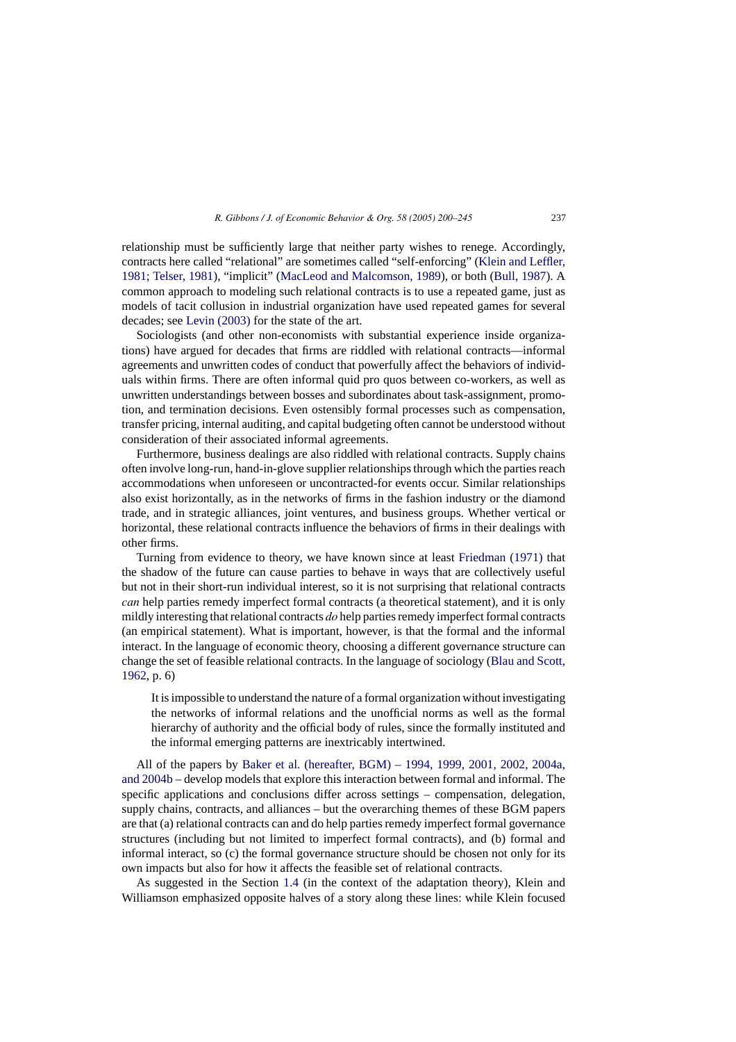relationship must be sufficiently large that neither party wishes to renege. Accordingly, contracts here called "relational" are sometimes called "self-enforcing" (Klein and Leffler, 1981; Telser, 1981), "implicit" (MacLeod and Malcomson, 1989), or both (Bull, 1987). A common approach to modeling such relational contracts is to use a repeated game, just as models of tacit collusion in industrial organization have used repeated games for several decades; see Levin (2003) for the state of the art.

Sociologists (and other non-economists with substantial experience inside organizations) have argued for decades that firms are riddled with relational contracts—informal agreements and unwritten codes of conduct that powerfully affect the behaviors of individuals within firms. There are often informal quid pro quos between co-workers, as well as unwritten understandings between bosses and subordinates about task-assignment, promotion, and termination decisions. Even ostensibly formal processes such as compensation, transfer pricing, internal auditing, and capital budgeting often cannot be understood without consideration of their associated informal agreements.

Furthermore, business dealings are also riddled with relational contracts. Supply chains often involve long-run, hand-in-glove supplier relationships through which the parties reach accommodations when unforeseen or uncontracted-for events occur. Similar relationships also exist horizontally, as in the networks of firms in the fashion industry or the diamond trade, and in strategic alliances, joint ventures, and business groups. Whether vertical or horizontal, these relational contracts influence the behaviors of firms in their dealings with other firms.

Turning from evidence to theory, we have known since at least Friedman (1971) that the shadow of the future can cause parties to behave in ways that are collectively useful but not in their short-run individual interest, so it is not surprising that relational contracts *can* help parties remedy imperfect formal contracts (a theoretical statement), and it is only mildly interesting that relational contracts *do* help parties remedy imperfect formal contracts (an empirical statement). What is important, however, is that the formal and the informal interact. In the language of economic theory, choosing a different governance structure can change the set of feasible relational contracts. In the language of sociology (Blau and Scott, 1962, p. 6)

> It is impossible to understand the nature of a formal organization without investigating the networks of informal relations and the unofficial norms as well as the formal hierarchy of authority and the official body of rules, since the formally instituted and the informal emerging patterns are inextricably intertwined.

All of the papers by Baker et al. (hereafter, BGM) – 1994, 1999, 2001, 2002, 2004a, and 2004b – develop models that explore this interaction between formal and informal. The specific applications and conclusions differ across settings – compensation, delegation, supply chains, contracts, and alliances – but the overarching themes of these BGM papers are that (a) relational contracts can and do help parties remedy imperfect formal governance structures (including but not limited to imperfect formal contracts), and (b) formal and informal interact, so (c) the formal governance structure should be chosen not only for its own impacts but also for how it affects the feasible set of relational contracts.

As suggested in the Section 1.4 (in the context of the adaptation theory), Klein and Williamson emphasized opposite halves of a story along these lines: while Klein focused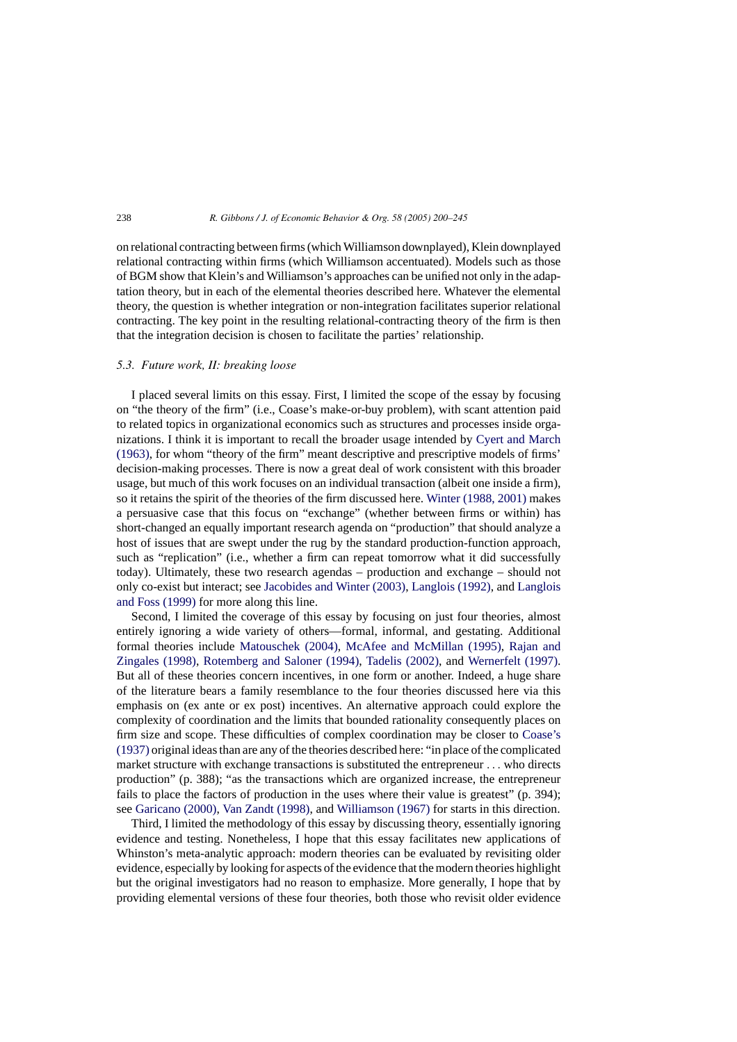on relational contracting between firms (which Williamson downplayed), Klein downplayed relational contracting within firms (which Williamson accentuated). Models such as those of BGM show that Klein's and Williamson's approaches can be unified not only in the adaptation theory, but in each of the elemental theories described here. Whatever the elemental theory, the question is whether integration or non-integration facilitates superior relational contracting. The key point in the resulting relational-contracting theory of the firm is then that the integration decision is chosen to facilitate the parties' relationship.

### *5.3. Future work, II: breaking loose*

I placed several limits on this essay. First, I limited the scope of the essay by focusing on "the theory of the firm" (i.e., Coase's make-or-buy problem), with scant attention paid to related topics in organizational economics such as structures and processes inside organizations. I think it is important to recall the broader usage intended by Cyert and March (1963), for whom "theory of the firm" meant descriptive and prescriptive models of firms' decision-making processes. There is now a great deal of work consistent with this broader usage, but much of this work focuses on an individual transaction (albeit one inside a firm), so it retains the spirit of the theories of the firm discussed here. Winter (1988, 2001) makes a persuasive case that this focus on "exchange" (whether between firms or within) has short-changed an equally important research agenda on "production" that should analyze a host of issues that are swept under the rug by the standard production-function approach, such as "replication" (i.e., whether a firm can repeat tomorrow what it did successfully today). Ultimately, these two research agendas – production and exchange – should not only co-exist but interact; see Jacobides and Winter (2003), Langlois (1992), and Langlois and Foss (1999) for more along this line.

Second, I limited the coverage of this essay by focusing on just four theories, almost entirely ignoring a wide variety of others—formal, informal, and gestating. Additional formal theories include Matouschek (2004), McAfee and McMillan (1995), Rajan and Zingales (1998), Rotemberg and Saloner (1994), Tadelis (2002), and Wernerfelt (1997). But all of these theories concern incentives, in one form or another. Indeed, a huge share of the literature bears a family resemblance to the four theories discussed here via this emphasis on (ex ante or ex post) incentives. An alternative approach could explore the complexity of coordination and the limits that bounded rationality consequently places on firm size and scope. These difficulties of complex coordination may be closer to Coase's (1937) original ideas than are any of the theories described here: "in place of the complicated market structure with exchange transactions is substituted the entrepreneur ... who directs production" (p. 388); "as the transactions which are organized increase, the entrepreneur fails to place the factors of production in the uses where their value is greatest" (p. 394); see Garicano (2000), Van Zandt (1998), and Williamson (1967) for starts in this direction.

Third, I limited the methodology of this essay by discussing theory, essentially ignoring evidence and testing. Nonetheless, I hope that this essay facilitates new applications of Whinston's meta-analytic approach: modern theories can be evaluated by revisiting older evidence, especially by looking for aspects of the evidence that the modern theories highlight but the original investigators had no reason to emphasize. More generally, I hope that by providing elemental versions of these four theories, both those who revisit older evidence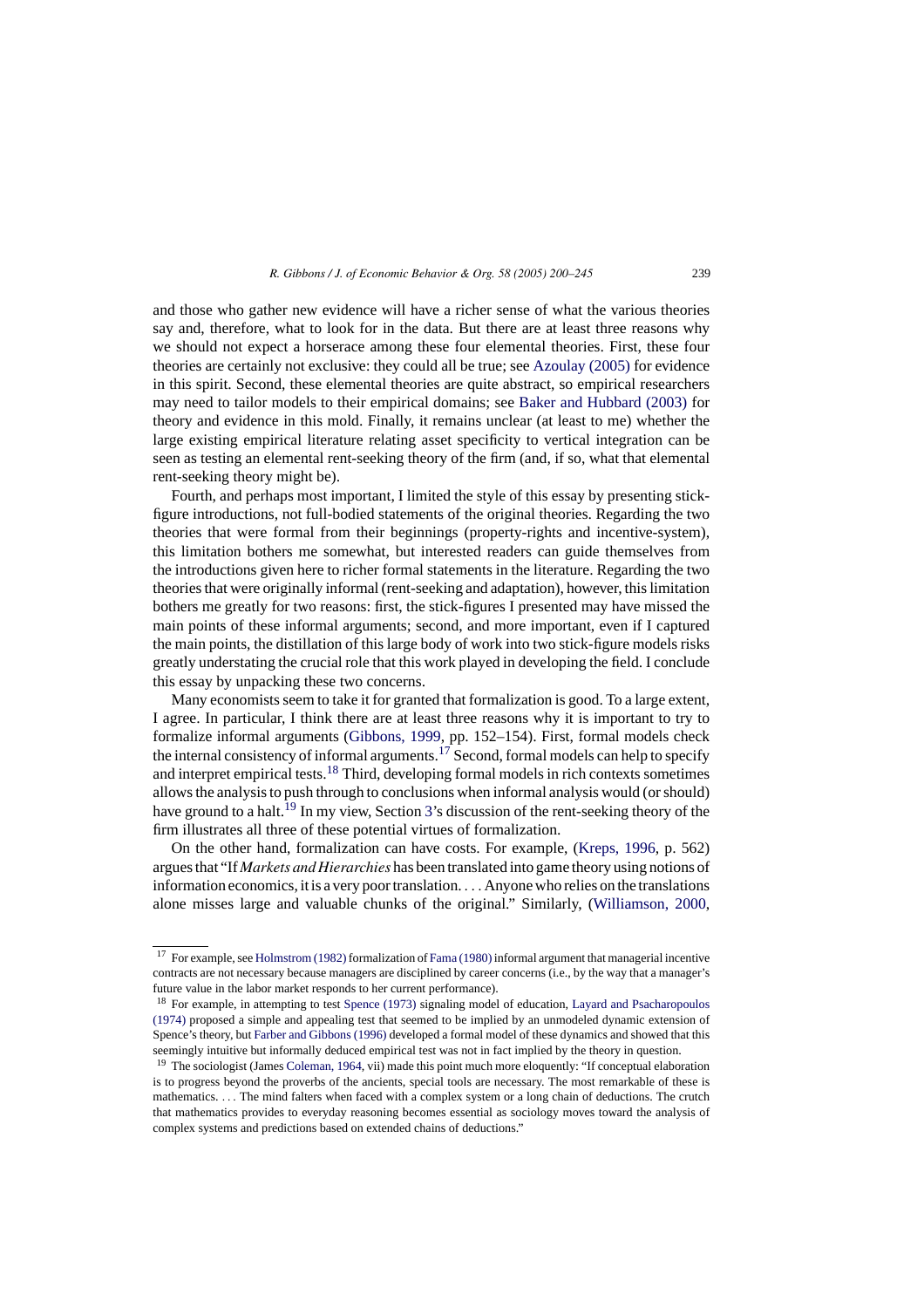and those who gather new evidence will have a richer sense of what the various theories say and, therefore, what to look for in the data. But there are at least three reasons why we should not expect a horserace among these four elemental theories. First, these four theories are certainly not exclusive: they could all be true; see Azoulay (2005) for evidence in this spirit. Second, these elemental theories are quite abstract, so empirical researchers may need to tailor models to their empirical domains; see Baker and Hubbard (2003) for theory and evidence in this mold. Finally, it remains unclear (at least to me) whether the large existing empirical literature relating asset specificity to vertical integration can be seen as testing an elemental rent-seeking theory of the firm (and, if so, what that elemental rent-seeking theory might be).

Fourth, and perhaps most important, I limited the style of this essay by presenting stick-figure introductions, not full-bodied statements of the original theories. Regarding the two theories that were formal from their beginnings (property-rights and incentive-system), this limitation bothers me somewhat, but interested readers can guide themselves from the introductions given here to richer formal statements in the literature. Regarding the two theories that were originally informal (rent-seeking and adaptation), however, this limitation bothers me greatly for two reasons: first, the stick-figures I presented may have missed the main points of these informal arguments; second, and more important, even if I captured the main points, the distillation of this large body of work into two stick-figure models risks greatly understating the crucial role that this work played in developing the field. I conclude this essay by unpacking these two concerns.

Many economists seem to take it for granted that formalization is good. To a large extent, I agree. In particular, I think there are at least three reasons why it is important to try to formalize informal arguments (Gibbons, 1999, pp. 152–154). First, formal models check the internal consistency of informal arguments.[17] Second, formal models can help to specify and interpret empirical tests.[18] Third, developing formal models in rich contexts sometimes allows the analysis to push through to conclusions when informal analysis would (or should) have ground to a halt.[19] In my view, Section 3's discussion of the rent-seeking theory of the firm illustrates all three of these potential virtues of formalization.

On the other hand, formalization can have costs. For example, (Kreps, 1996, p. 562) argues that "If *Markets and Hierarchies* has been translated into game theory using notions of information economics, it is a very poor translation. ... Anyone who relies on the translations alone misses large and valuable chunks of the original." Similarly, (Williamson, 2000,

---

[17] For example, see Holmstrom (1982) formalization of Fama (1980) informal argument that managerial incentive contracts are not necessary because managers are disciplined by career concerns (i.e., by the way that a manager's future value in the labor market responds to her current performance).

[18] For example, in attempting to test Spence (1973) signaling model of education, Layard and Psacharopoulos (1974) proposed a simple and appealing test that seemed to be implied by an unmodeled dynamic extension of Spence's theory, but Farber and Gibbons (1996) developed a formal model of these dynamics and showed that this seemingly intuitive but informally deduced empirical test was not in fact implied by the theory in question.

[19] The sociologist (James Coleman, 1964, vii) made this point much more eloquently: "If conceptual elaboration is to progress beyond the proverbs of the ancients, special tools are necessary. The most remarkable of these is mathematics. ... The mind falters when faced with a complex system or a long chain of deductions. The crutch that mathematics provides to everyday reasoning becomes essential as sociology moves toward the analysis of complex systems and predictions based on extended chains of deductions."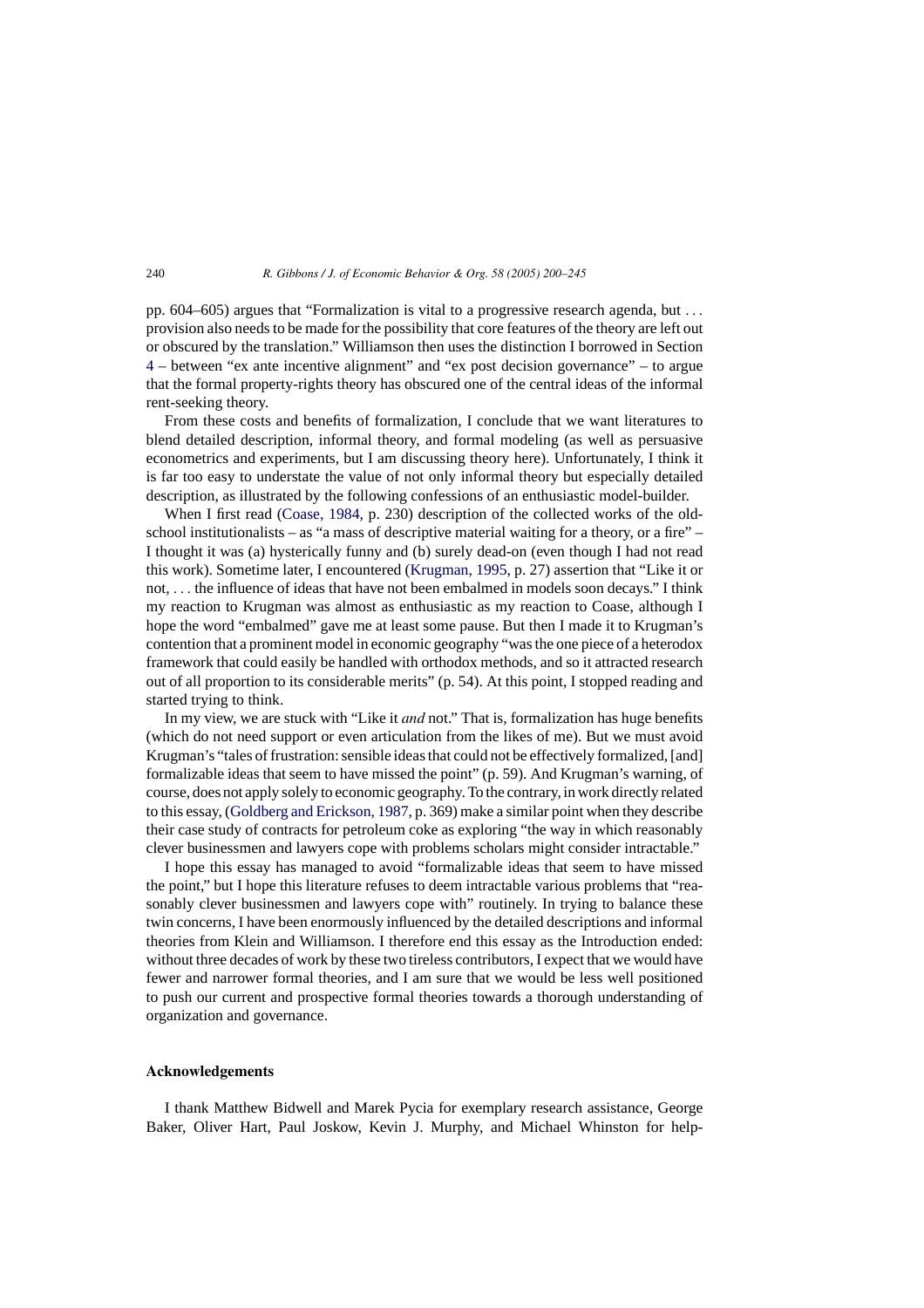pp. 604–605) argues that "Formalization is vital to a progressive research agenda, but . . . provision also needs to be made for the possibility that core features of the theory are left out or obscured by the translation." Williamson then uses the distinction I borrowed in Section 4 – between "ex ante incentive alignment" and "ex post decision governance" – to argue that the formal property-rights theory has obscured one of the central ideas of the informal rent-seeking theory.

From these costs and benefits of formalization, I conclude that we want literatures to blend detailed description, informal theory, and formal modeling (as well as persuasive econometrics and experiments, but I am discussing theory here). Unfortunately, I think it is far too easy to understate the value of not only informal theory but especially detailed description, as illustrated by the following confessions of an enthusiastic model-builder.

When I first read (Coase, 1984, p. 230) description of the collected works of the old-school institutionalists – as "a mass of descriptive material waiting for a theory, or a fire" – I thought it was (a) hysterically funny and (b) surely dead-on (even though I had not read this work). Sometime later, I encountered (Krugman, 1995, p. 27) assertion that "Like it or not, . . . the influence of ideas that have not been embalmed in models soon decays." I think my reaction to Krugman was almost as enthusiastic as my reaction to Coase, although I hope the word "embalmed" gave me at least some pause. But then I made it to Krugman's contention that a prominent model in economic geography "was the one piece of a heterodox framework that could easily be handled with orthodox methods, and so it attracted research out of all proportion to its considerable merits" (p. 54). At this point, I stopped reading and started trying to think.

In my view, we are stuck with "Like it *and* not." That is, formalization has huge benefits (which do not need support or even articulation from the likes of me). But we must avoid Krugman's "tales of frustration: sensible ideas that could not be effectively formalized, [and] formalizable ideas that seem to have missed the point" (p. 59). And Krugman's warning, of course, does not apply solely to economic geography. To the contrary, in work directly related to this essay, (Goldberg and Erickson, 1987, p. 369) make a similar point when they describe their case study of contracts for petroleum coke as exploring "the way in which reasonably clever businessmen and lawyers cope with problems scholars might consider intractable."

I hope this essay has managed to avoid "formalizable ideas that seem to have missed the point," but I hope this literature refuses to deem intractable various problems that "reasonably clever businessmen and lawyers cope with" routinely. In trying to balance these twin concerns, I have been enormously influenced by the detailed descriptions and informal theories from Klein and Williamson. I therefore end this essay as the Introduction ended: without three decades of work by these two tireless contributors, I expect that we would have fewer and narrower formal theories, and I am sure that we would be less well positioned to push our current and prospective formal theories towards a thorough understanding of organization and governance.

## Acknowledgements

I thank Matthew Bidwell and Marek Pycia for exemplary research assistance, George Baker, Oliver Hart, Paul Joskow, Kevin J. Murphy, and Michael Whinston for help-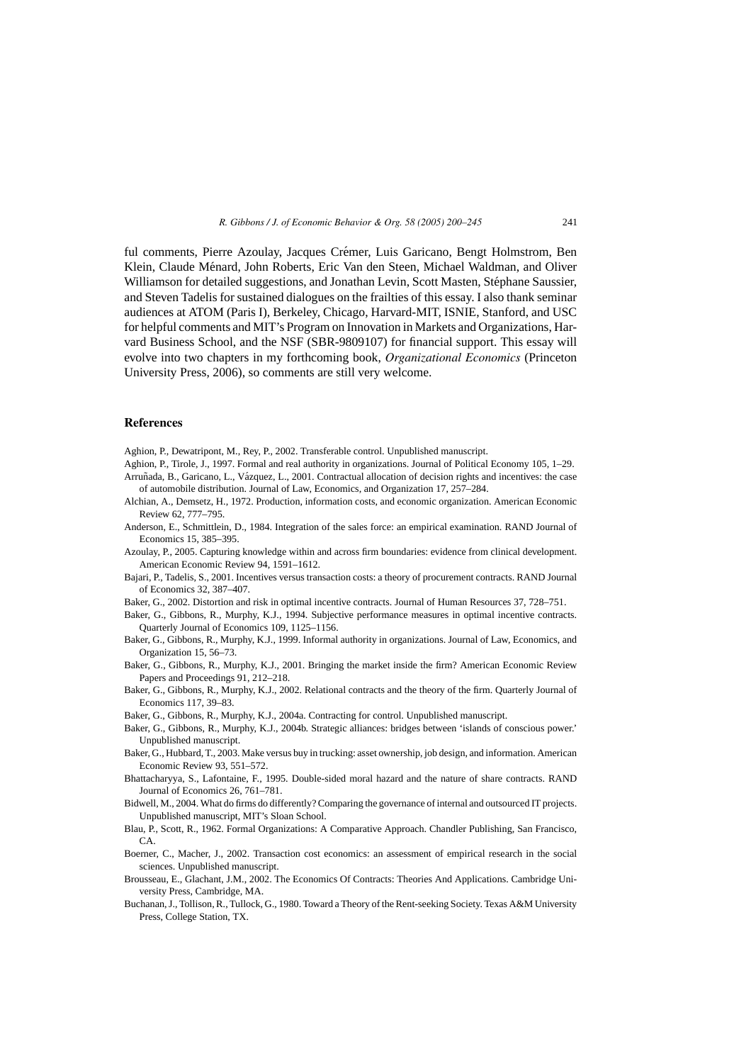ful comments, Pierre Azoulay, Jacques Crémer, Luis Garicano, Bengt Holmstrom, Ben Klein, Claude Ménard, John Roberts, Eric Van den Steen, Michael Waldman, and Oliver Williamson for detailed suggestions, and Jonathan Levin, Scott Masten, Stéphane Saussier, and Steven Tadelis for sustained dialogues on the frailties of this essay. I also thank seminar audiences at ATOM (Paris I), Berkeley, Chicago, Harvard-MIT, ISNIE, Stanford, and USC for helpful comments and MIT's Program on Innovation in Markets and Organizations, Harvard Business School, and the NSF (SBR-9809107) for financial support. This essay will evolve into two chapters in my forthcoming book, *Organizational Economics* (Princeton University Press, 2006), so comments are still very welcome.

## References

Aghion, P., Dewatripont, M., Rey, P., 2002. Transferable control. Unpublished manuscript.

Aghion, P., Tirole, J., 1997. Formal and real authority in organizations. Journal of Political Economy 105, 1–29.

Arruñada, B., Garicano, L., Vázquez, L., 2001. Contractual allocation of decision rights and incentives: the case of automobile distribution. Journal of Law, Economics, and Organization 17, 257–284.

Alchian, A., Demsetz, H., 1972. Production, information costs, and economic organization. American Economic Review 62, 777–795.

Anderson, E., Schmittlein, D., 1984. Integration of the sales force: an empirical examination. RAND Journal of Economics 15, 385–395.

Azoulay, P., 2005. Capturing knowledge within and across firm boundaries: evidence from clinical development. American Economic Review 94, 1591–1612.

Bajari, P., Tadelis, S., 2001. Incentives versus transaction costs: a theory of procurement contracts. RAND Journal of Economics 32, 387–407.

Baker, G., 2002. Distortion and risk in optimal incentive contracts. Journal of Human Resources 37, 728–751.

Baker, G., Gibbons, R., Murphy, K.J., 1994. Subjective performance measures in optimal incentive contracts. Quarterly Journal of Economics 109, 1125–1156.

Baker, G., Gibbons, R., Murphy, K.J., 1999. Informal authority in organizations. Journal of Law, Economics, and Organization 15, 56–73.

Baker, G., Gibbons, R., Murphy, K.J., 2001. Bringing the market inside the firm? American Economic Review Papers and Proceedings 91, 212–218.

Baker, G., Gibbons, R., Murphy, K.J., 2002. Relational contracts and the theory of the firm. Quarterly Journal of Economics 117, 39–83.

Baker, G., Gibbons, R., Murphy, K.J., 2004a. Contracting for control. Unpublished manuscript.

Baker, G., Gibbons, R., Murphy, K.J., 2004b. Strategic alliances: bridges between 'islands of conscious power.' Unpublished manuscript.

Baker, G., Hubbard, T., 2003. Make versus buy in trucking: asset ownership, job design, and information. American Economic Review 93, 551–572.

Bhattacharyya, S., Lafontaine, F., 1995. Double-sided moral hazard and the nature of share contracts. RAND Journal of Economics 26, 761–781.

Bidwell, M., 2004. What do firms do differently? Comparing the governance of internal and outsourced IT projects. Unpublished manuscript, MIT's Sloan School.

Blau, P., Scott, R., 1962. Formal Organizations: A Comparative Approach. Chandler Publishing, San Francisco, CA.

Boerner, C., Macher, J., 2002. Transaction cost economics: an assessment of empirical research in the social sciences. Unpublished manuscript.

Brousseau, E., Glachant, J.M., 2002. The Economics Of Contracts: Theories And Applications. Cambridge University Press, Cambridge, MA.

Buchanan, J., Tollison, R., Tullock, G., 1980. Toward a Theory of the Rent-seeking Society. Texas A&M University Press, College Station, TX.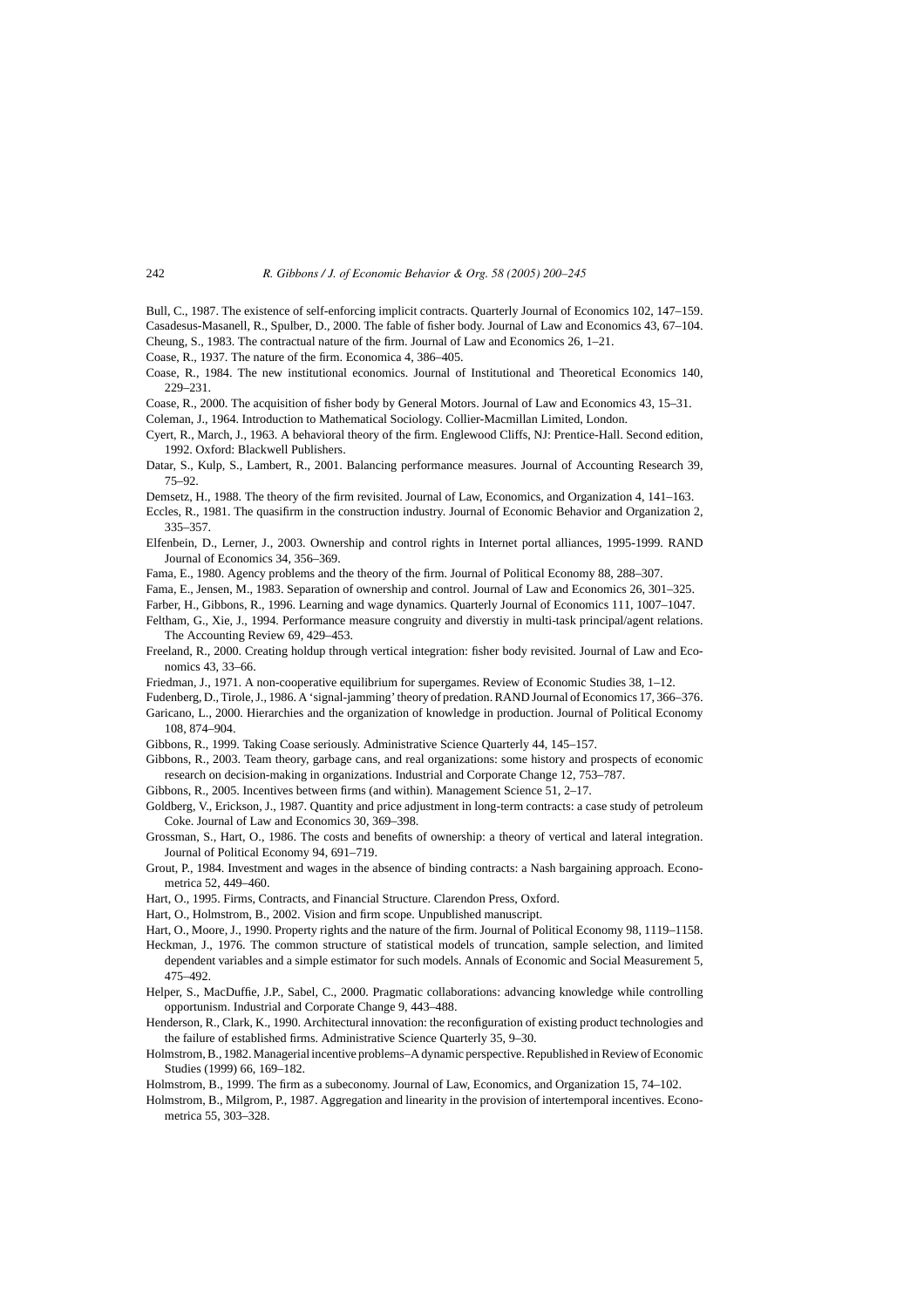Bull, C., 1987. The existence of self-enforcing implicit contracts. Quarterly Journal of Economics 102, 147–159.

Casadesus-Masanell, R., Spulber, D., 2000. The fable of fisher body. Journal of Law and Economics 43, 67–104.

Cheung, S., 1983. The contractual nature of the firm. Journal of Law and Economics 26, 1–21.

Coase, R., 1937. The nature of the firm. Economica 4, 386–405.

Coase, R., 1984. The new institutional economics. Journal of Institutional and Theoretical Economics 140, 229–231.

Coase, R., 2000. The acquisition of fisher body by General Motors. Journal of Law and Economics 43, 15–31.

Coleman, J., 1964. Introduction to Mathematical Sociology. Collier-Macmillan Limited, London.

Cyert, R., March, J., 1963. A behavioral theory of the firm. Englewood Cliffs, NJ: Prentice-Hall. Second edition, 1992. Oxford: Blackwell Publishers.

Datar, S., Kulp, S., Lambert, R., 2001. Balancing performance measures. Journal of Accounting Research 39, 75–92.

Demsetz, H., 1988. The theory of the firm revisited. Journal of Law, Economics, and Organization 4, 141–163.

Eccles, R., 1981. The quasifirm in the construction industry. Journal of Economic Behavior and Organization 2, 335–357.

Elfenbein, D., Lerner, J., 2003. Ownership and control rights in Internet portal alliances, 1995-1999. RAND Journal of Economics 34, 356–369.

Fama, E., 1980. Agency problems and the theory of the firm. Journal of Political Economy 88, 288–307.

Fama, E., Jensen, M., 1983. Separation of ownership and control. Journal of Law and Economics 26, 301–325.

Farber, H., Gibbons, R., 1996. Learning and wage dynamics. Quarterly Journal of Economics 111, 1007–1047.

Feltham, G., Xie, J., 1994. Performance measure congruity and diverstiy in multi-task principal/agent relations. The Accounting Review 69, 429–453.

Freeland, R., 2000. Creating holdup through vertical integration: fisher body revisited. Journal of Law and Economics 43, 33–66.

Friedman, J., 1971. A non-cooperative equilibrium for supergames. Review of Economic Studies 38, 1–12.

Fudenberg, D., Tirole, J., 1986. A 'signal-jamming' theory of predation. RAND Journal of Economics 17, 366–376.

Garicano, L., 2000. Hierarchies and the organization of knowledge in production. Journal of Political Economy 108, 874–904.

Gibbons, R., 1999. Taking Coase seriously. Administrative Science Quarterly 44, 145–157.

Gibbons, R., 2003. Team theory, garbage cans, and real organizations: some history and prospects of economic research on decision-making in organizations. Industrial and Corporate Change 12, 753–787.

Gibbons, R., 2005. Incentives between firms (and within). Management Science 51, 2–17.

Goldberg, V., Erickson, J., 1987. Quantity and price adjustment in long-term contracts: a case study of petroleum Coke. Journal of Law and Economics 30, 369–398.

Grossman, S., Hart, O., 1986. The costs and benefits of ownership: a theory of vertical and lateral integration. Journal of Political Economy 94, 691–719.

Grout, P., 1984. Investment and wages in the absence of binding contracts: a Nash bargaining approach. Econometrica 52, 449–460.

Hart, O., 1995. Firms, Contracts, and Financial Structure. Clarendon Press, Oxford.

Hart, O., Holmstrom, B., 2002. Vision and firm scope. Unpublished manuscript.

Hart, O., Moore, J., 1990. Property rights and the nature of the firm. Journal of Political Economy 98, 1119–1158.

Heckman, J., 1976. The common structure of statistical models of truncation, sample selection, and limited dependent variables and a simple estimator for such models. Annals of Economic and Social Measurement 5, 475–492.

Helper, S., MacDuffie, J.P., Sabel, C., 2000. Pragmatic collaborations: advancing knowledge while controlling opportunism. Industrial and Corporate Change 9, 443–488.

Henderson, R., Clark, K., 1990. Architectural innovation: the reconfiguration of existing product technologies and the failure of established firms. Administrative Science Quarterly 35, 9–30.

Holmstrom, B., 1982. Managerial incentive problems–A dynamic perspective. Republished in Review of Economic Studies (1999) 66, 169–182.

Holmstrom, B., 1999. The firm as a subeconomy. Journal of Law, Economics, and Organization 15, 74–102.

Holmstrom, B., Milgrom, P., 1987. Aggregation and linearity in the provision of intertemporal incentives. Econometrica 55, 303–328.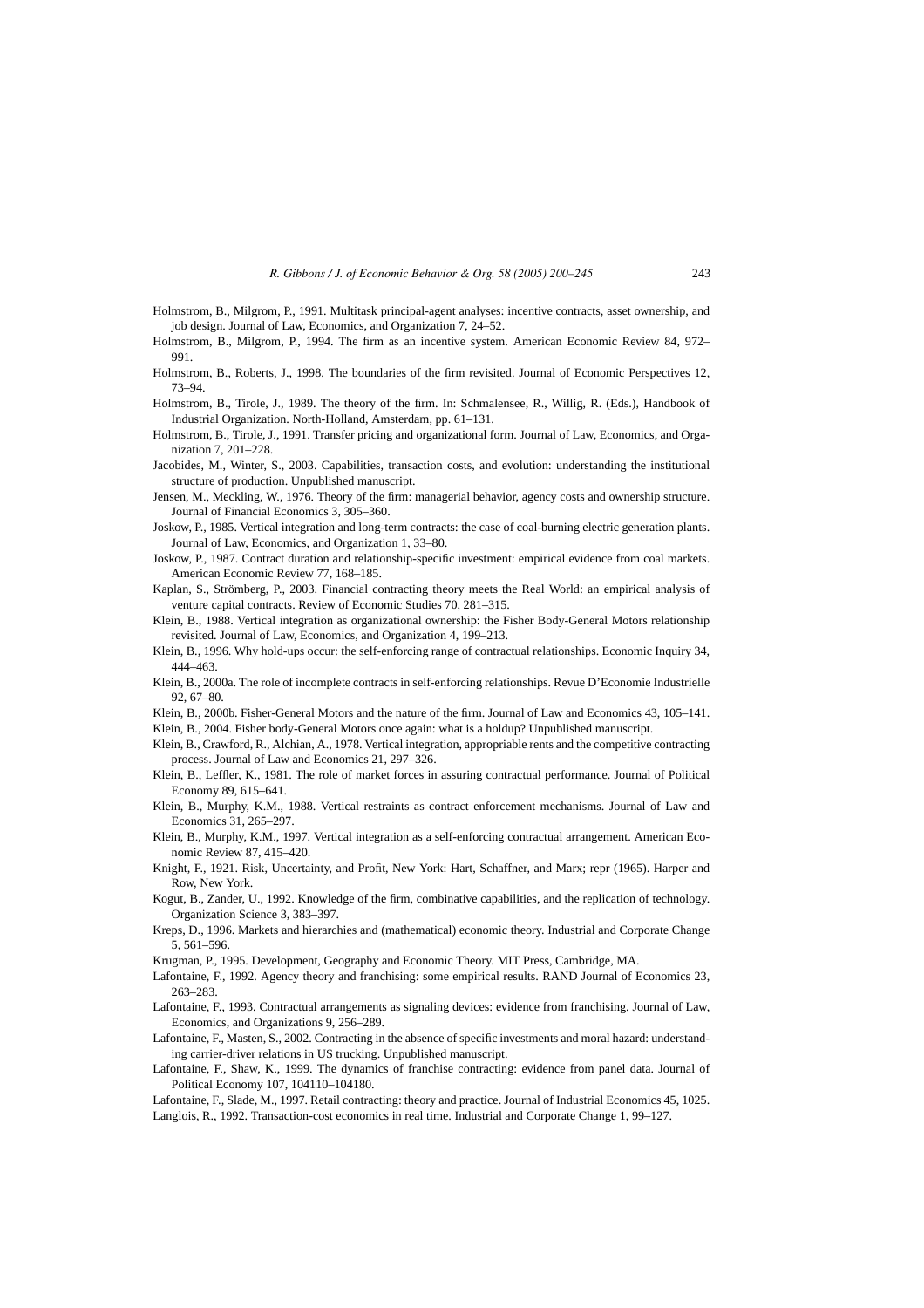Holmstrom, B., Milgrom, P., 1991. Multitask principal-agent analyses: incentive contracts, asset ownership, and job design. Journal of Law, Economics, and Organization 7, 24–52.

Holmstrom, B., Milgrom, P., 1994. The firm as an incentive system. American Economic Review 84, 972–991.

Holmstrom, B., Roberts, J., 1998. The boundaries of the firm revisited. Journal of Economic Perspectives 12, 73–94.

Holmstrom, B., Tirole, J., 1989. The theory of the firm. In: Schmalensee, R., Willig, R. (Eds.), Handbook of Industrial Organization. North-Holland, Amsterdam, pp. 61–131.

Holmstrom, B., Tirole, J., 1991. Transfer pricing and organizational form. Journal of Law, Economics, and Organization 7, 201–228.

Jacobides, M., Winter, S., 2003. Capabilities, transaction costs, and evolution: understanding the institutional structure of production. Unpublished manuscript.

Jensen, M., Meckling, W., 1976. Theory of the firm: managerial behavior, agency costs and ownership structure. Journal of Financial Economics 3, 305–360.

Joskow, P., 1985. Vertical integration and long-term contracts: the case of coal-burning electric generation plants. Journal of Law, Economics, and Organization 1, 33–80.

Joskow, P., 1987. Contract duration and relationship-specific investment: empirical evidence from coal markets. American Economic Review 77, 168–185.

Kaplan, S., Strömberg, P., 2003. Financial contracting theory meets the Real World: an empirical analysis of venture capital contracts. Review of Economic Studies 70, 281–315.

Klein, B., 1988. Vertical integration as organizational ownership: the Fisher Body-General Motors relationship revisited. Journal of Law, Economics, and Organization 4, 199–213.

Klein, B., 1996. Why hold-ups occur: the self-enforcing range of contractual relationships. Economic Inquiry 34, 444–463.

Klein, B., 2000a. The role of incomplete contracts in self-enforcing relationships. Revue D'Economie Industrielle 92, 67–80.

Klein, B., 2000b. Fisher-General Motors and the nature of the firm. Journal of Law and Economics 43, 105–141.

Klein, B., 2004. Fisher body-General Motors once again: what is a holdup? Unpublished manuscript.

Klein, B., Crawford, R., Alchian, A., 1978. Vertical integration, appropriable rents and the competitive contracting process. Journal of Law and Economics 21, 297–326.

Klein, B., Leffler, K., 1981. The role of market forces in assuring contractual performance. Journal of Political Economy 89, 615–641.

Klein, B., Murphy, K.M., 1988. Vertical restraints as contract enforcement mechanisms. Journal of Law and Economics 31, 265–297.

Klein, B., Murphy, K.M., 1997. Vertical integration as a self-enforcing contractual arrangement. American Economic Review 87, 415–420.

Knight, F., 1921. Risk, Uncertainty, and Profit, New York: Hart, Schaffner, and Marx; repr (1965). Harper and Row, New York.

Kogut, B., Zander, U., 1992. Knowledge of the firm, combinative capabilities, and the replication of technology. Organization Science 3, 383–397.

Kreps, D., 1996. Markets and hierarchies and (mathematical) economic theory. Industrial and Corporate Change 5, 561–596.

Krugman, P., 1995. Development, Geography and Economic Theory. MIT Press, Cambridge, MA.

Lafontaine, F., 1992. Agency theory and franchising: some empirical results. RAND Journal of Economics 23, 263–283.

Lafontaine, F., 1993. Contractual arrangements as signaling devices: evidence from franchising. Journal of Law, Economics, and Organizations 9, 256–289.

Lafontaine, F., Masten, S., 2002. Contracting in the absence of specific investments and moral hazard: understanding carrier-driver relations in US trucking. Unpublished manuscript.

Lafontaine, F., Shaw, K., 1999. The dynamics of franchise contracting: evidence from panel data. Journal of Political Economy 107, 104110–104180.

Lafontaine, F., Slade, M., 1997. Retail contracting: theory and practice. Journal of Industrial Economics 45, 1025.

Langlois, R., 1992. Transaction-cost economics in real time. Industrial and Corporate Change 1, 99–127.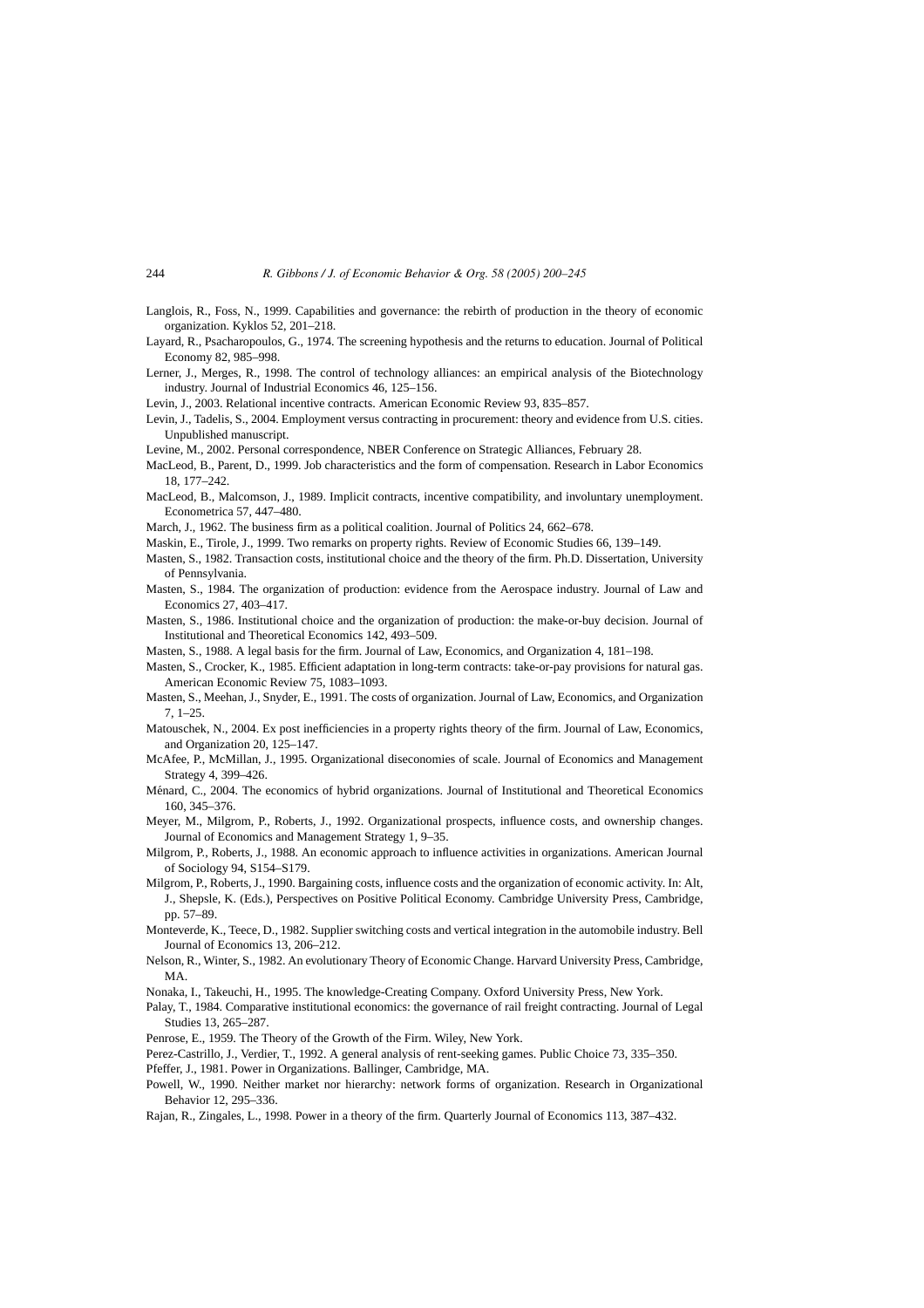Langlois, R., Foss, N., 1999. Capabilities and governance: the rebirth of production in the theory of economic organization. Kyklos 52, 201–218.

Layard, R., Psacharopoulos, G., 1974. The screening hypothesis and the returns to education. Journal of Political Economy 82, 985–998.

Lerner, J., Merges, R., 1998. The control of technology alliances: an empirical analysis of the Biotechnology industry. Journal of Industrial Economics 46, 125–156.

Levin, J., 2003. Relational incentive contracts. American Economic Review 93, 835–857.

Levin, J., Tadelis, S., 2004. Employment versus contracting in procurement: theory and evidence from U.S. cities. Unpublished manuscript.

Levine, M., 2002. Personal correspondence, NBER Conference on Strategic Alliances, February 28.

MacLeod, B., Parent, D., 1999. Job characteristics and the form of compensation. Research in Labor Economics 18, 177–242.

MacLeod, B., Malcomson, J., 1989. Implicit contracts, incentive compatibility, and involuntary unemployment. Econometrica 57, 447–480.

March, J., 1962. The business firm as a political coalition. Journal of Politics 24, 662–678.

Maskin, E., Tirole, J., 1999. Two remarks on property rights. Review of Economic Studies 66, 139–149.

Masten, S., 1982. Transaction costs, institutional choice and the theory of the firm. Ph.D. Dissertation, University of Pennsylvania.

Masten, S., 1984. The organization of production: evidence from the Aerospace industry. Journal of Law and Economics 27, 403–417.

Masten, S., 1986. Institutional choice and the organization of production: the make-or-buy decision. Journal of Institutional and Theoretical Economics 142, 493–509.

Masten, S., 1988. A legal basis for the firm. Journal of Law, Economics, and Organization 4, 181–198.

Masten, S., Crocker, K., 1985. Efficient adaptation in long-term contracts: take-or-pay provisions for natural gas. American Economic Review 75, 1083–1093.

Masten, S., Meehan, J., Snyder, E., 1991. The costs of organization. Journal of Law, Economics, and Organization 7, 1–25.

Matouschek, N., 2004. Ex post inefficiencies in a property rights theory of the firm. Journal of Law, Economics, and Organization 20, 125–147.

McAfee, P., McMillan, J., 1995. Organizational diseconomies of scale. Journal of Economics and Management Strategy 4, 399–426.

Ménard, C., 2004. The economics of hybrid organizations. Journal of Institutional and Theoretical Economics 160, 345–376.

Meyer, M., Milgrom, P., Roberts, J., 1992. Organizational prospects, influence costs, and ownership changes. Journal of Economics and Management Strategy 1, 9–35.

Milgrom, P., Roberts, J., 1988. An economic approach to influence activities in organizations. American Journal of Sociology 94, S154–S179.

Milgrom, P., Roberts, J., 1990. Bargaining costs, influence costs and the organization of economic activity. In: Alt, J., Shepsle, K. (Eds.), Perspectives on Positive Political Economy. Cambridge University Press, Cambridge, pp. 57–89.

Monteverde, K., Teece, D., 1982. Supplier switching costs and vertical integration in the automobile industry. Bell Journal of Economics 13, 206–212.

Nelson, R., Winter, S., 1982. An evolutionary Theory of Economic Change. Harvard University Press, Cambridge, MA.

Nonaka, I., Takeuchi, H., 1995. The knowledge-Creating Company. Oxford University Press, New York.

Palay, T., 1984. Comparative institutional economics: the governance of rail freight contracting. Journal of Legal Studies 13, 265–287.

Penrose, E., 1959. The Theory of the Growth of the Firm. Wiley, New York.

Perez-Castrillo, J., Verdier, T., 1992. A general analysis of rent-seeking games. Public Choice 73, 335–350.

Pfeffer, J., 1981. Power in Organizations. Ballinger, Cambridge, MA.

Powell, W., 1990. Neither market nor hierarchy: network forms of organization. Research in Organizational Behavior 12, 295–336.

Rajan, R., Zingales, L., 1998. Power in a theory of the firm. Quarterly Journal of Economics 113, 387–432.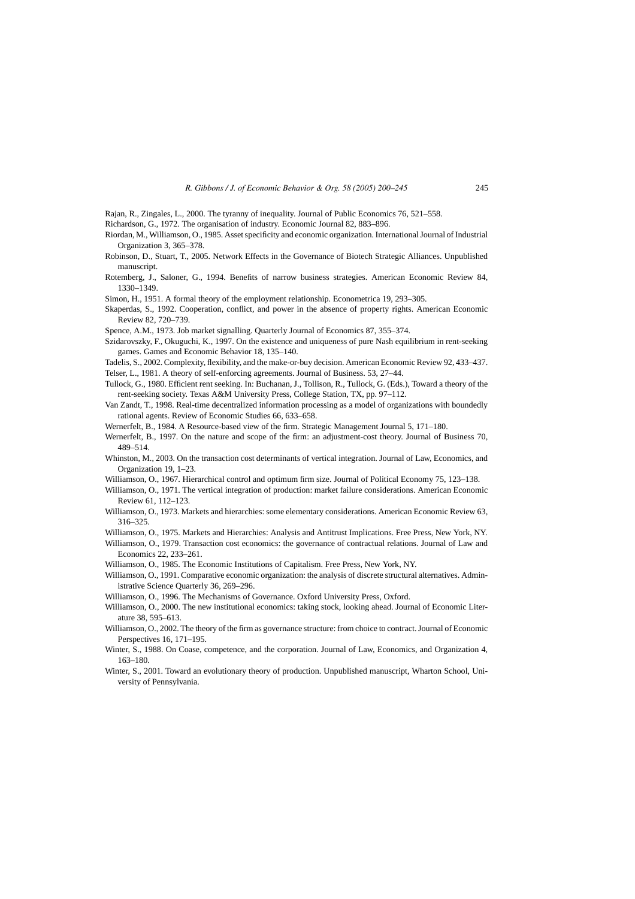Rajan, R., Zingales, L., 2000. The tyranny of inequality. Journal of Public Economics 76, 521–558.

Richardson, G., 1972. The organisation of industry. Economic Journal 82, 883–896.

Riordan, M., Williamson, O., 1985. Asset specificity and economic organization. International Journal of Industrial Organization 3, 365–378.

Robinson, D., Stuart, T., 2005. Network Effects in the Governance of Biotech Strategic Alliances. Unpublished manuscript.

Rotemberg, J., Saloner, G., 1994. Benefits of narrow business strategies. American Economic Review 84, 1330–1349.

Simon, H., 1951. A formal theory of the employment relationship. Econometrica 19, 293–305.

Skaperdas, S., 1992. Cooperation, conflict, and power in the absence of property rights. American Economic Review 82, 720–739.

Spence, A.M., 1973. Job market signalling. Quarterly Journal of Economics 87, 355–374.

Szidarovszky, F., Okuguchi, K., 1997. On the existence and uniqueness of pure Nash equilibrium in rent-seeking games. Games and Economic Behavior 18, 135–140.

Tadelis, S., 2002. Complexity, flexibility, and the make-or-buy decision. American Economic Review 92, 433–437.

Telser, L., 1981. A theory of self-enforcing agreements. Journal of Business. 53, 27–44.

Tullock, G., 1980. Efficient rent seeking. In: Buchanan, J., Tollison, R., Tullock, G. (Eds.), Toward a theory of the rent-seeking society. Texas A&M University Press, College Station, TX, pp. 97–112.

Van Zandt, T., 1998. Real-time decentralized information processing as a model of organizations with boundedly rational agents. Review of Economic Studies 66, 633–658.

Wernerfelt, B., 1984. A Resource-based view of the firm. Strategic Management Journal 5, 171–180.

Wernerfelt, B., 1997. On the nature and scope of the firm: an adjustment-cost theory. Journal of Business 70, 489–514.

Whinston, M., 2003. On the transaction cost determinants of vertical integration. Journal of Law, Economics, and Organization 19, 1–23.

Williamson, O., 1967. Hierarchical control and optimum firm size. Journal of Political Economy 75, 123–138.

Williamson, O., 1971. The vertical integration of production: market failure considerations. American Economic Review 61, 112–123.

Williamson, O., 1973. Markets and hierarchies: some elementary considerations. American Economic Review 63, 316–325.

Williamson, O., 1975. Markets and Hierarchies: Analysis and Antitrust Implications. Free Press, New York, NY.

Williamson, O., 1979. Transaction cost economics: the governance of contractual relations. Journal of Law and Economics 22, 233–261.

Williamson, O., 1985. The Economic Institutions of Capitalism. Free Press, New York, NY.

Williamson, O., 1991. Comparative economic organization: the analysis of discrete structural alternatives. Administrative Science Quarterly 36, 269–296.

Williamson, O., 1996. The Mechanisms of Governance. Oxford University Press, Oxford.

Williamson, O., 2000. The new institutional economics: taking stock, looking ahead. Journal of Economic Literature 38, 595–613.

Williamson, O., 2002. The theory of the firm as governance structure: from choice to contract. Journal of Economic Perspectives 16, 171–195.

Winter, S., 1988. On Coase, competence, and the corporation. Journal of Law, Economics, and Organization 4, 163–180.

Winter, S., 2001. Toward an evolutionary theory of production. Unpublished manuscript, Wharton School, University of Pennsylvania.